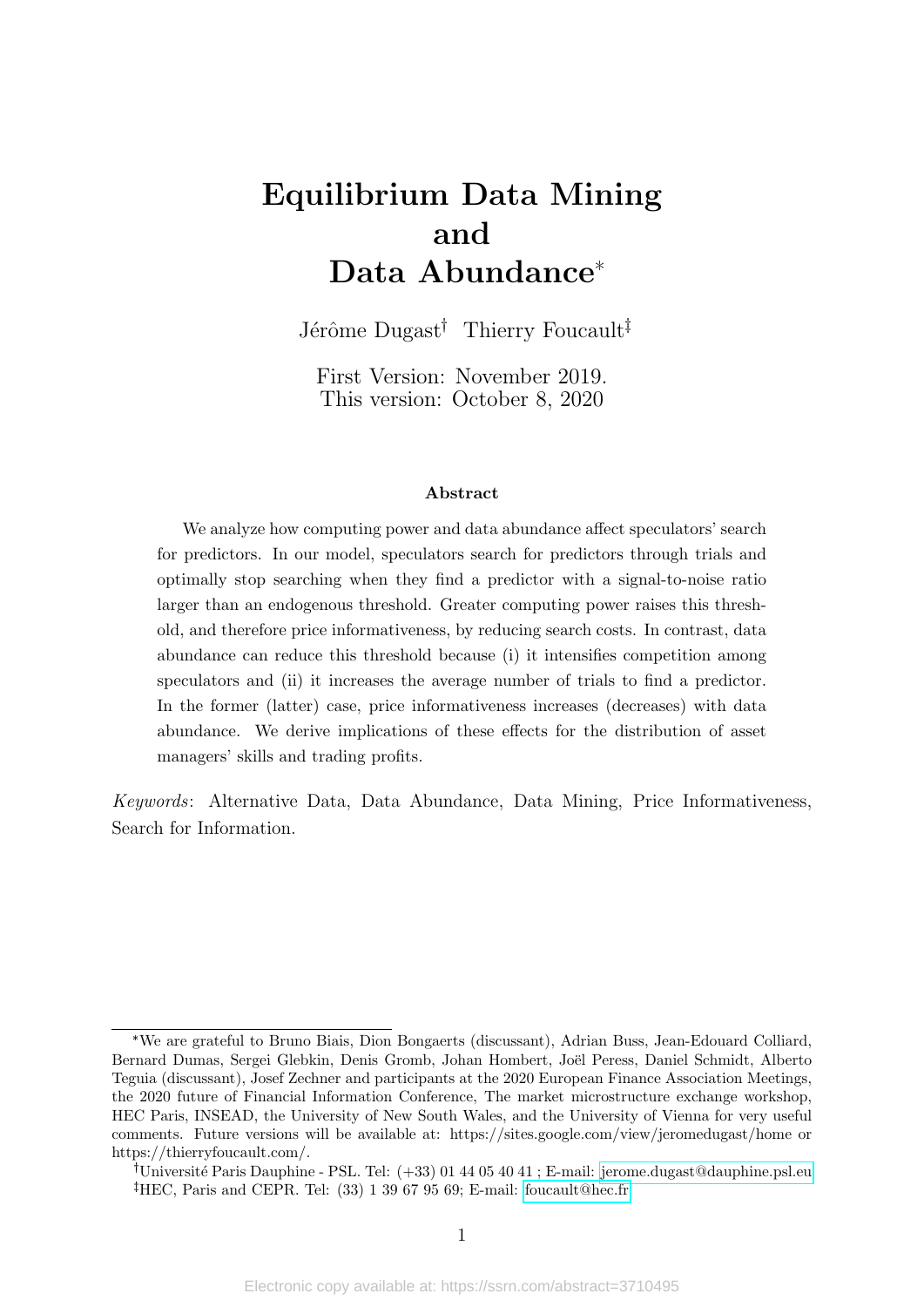# Equilibrium Data Mining and Data Abundance*

Jérôme Dugast[†] Thierry Foucault[‡]

First Version: November 2019.
This version: October 8, 2020

### Abstract

We analyze how computing power and data abundance affect speculators' search for predictors. In our model, speculators search for predictors through trials and optimally stop searching when they find a predictor with a signal-to-noise ratio larger than an endogenous threshold. Greater computing power raises this threshold, and therefore price informativeness, by reducing search costs. In contrast, data abundance can reduce this threshold because (i) it intensifies competition among speculators and (ii) it increases the average number of trials to find a predictor. In the former (latter) case, price informativeness increases (decreases) with data abundance. We derive implications of these effects for the distribution of asset managers' skills and trading profits.

*Keywords*: Alternative Data, Data Abundance, Data Mining, Price Informativeness, Search for Information.

---

*We are grateful to Bruno Biais, Dion Bongaerts (discussant), Adrian Buss, Jean-Edouard Colliard, Bernard Dumas, Sergei Glebkin, Denis Gromb, Johan Hombert, Joël Peress, Daniel Schmidt, Alberto Teguia (discussant), Josef Zechner and participants at the 2020 European Finance Association Meetings, the 2020 future of Financial Information Conference, The market microstructure exchange workshop, HEC Paris, INSEAD, the University of New South Wales, and the University of Vienna for very useful comments. Future versions will be available at: https://sites.google.com/view/jeromedugast/home or https://thierryfoucault.com/.

[†]Université Paris Dauphine - PSL. Tel: (+33) 01 44 05 40 41 ; E-mail: jerome.dugast@dauphine.psl.eu

[‡]HEC, Paris and CEPR. Tel: (33) 1 39 67 95 69; E-mail: foucault@hec.fr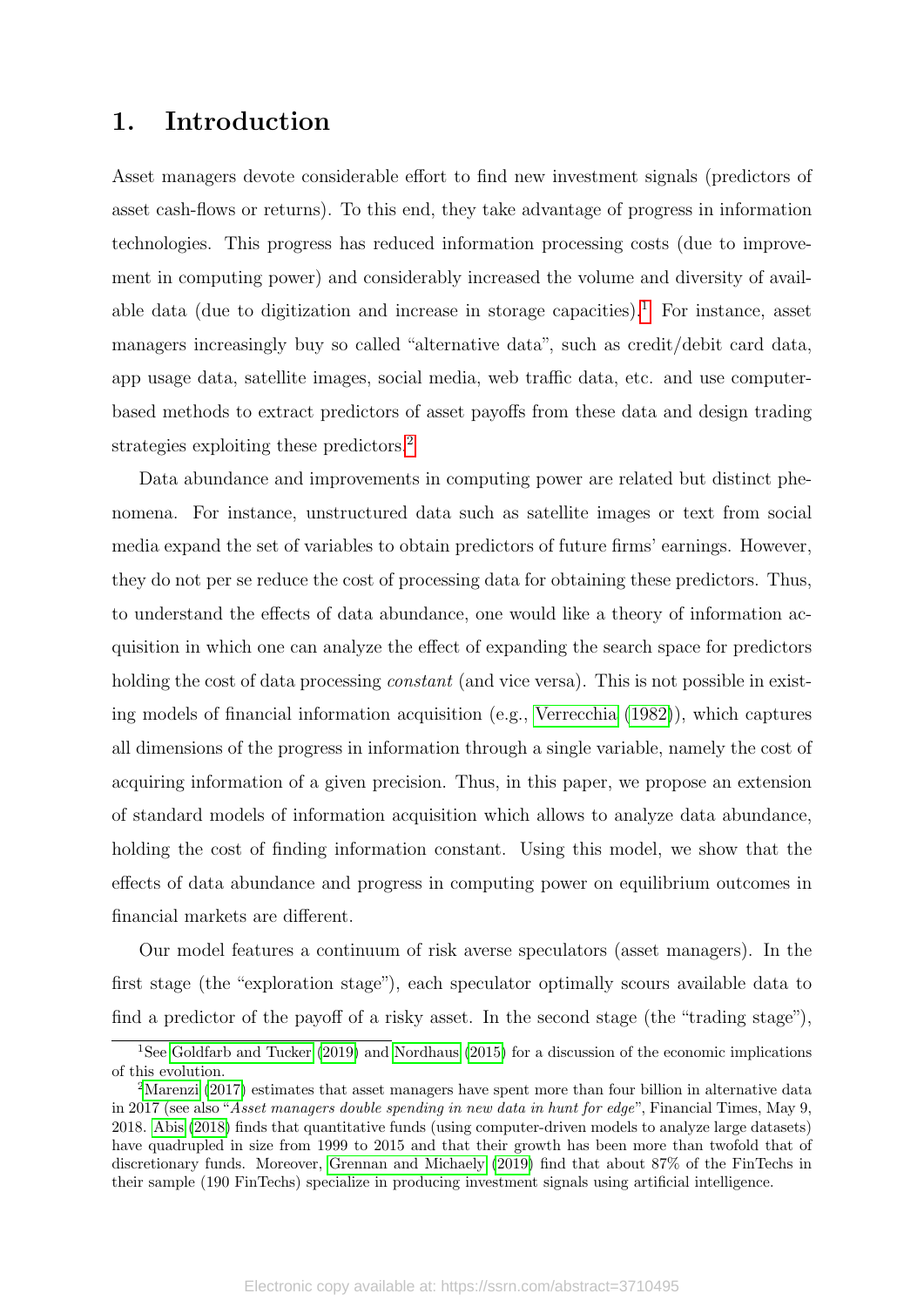# 1. Introduction

Asset managers devote considerable effort to find new investment signals (predictors of asset cash-flows or returns). To this end, they take advantage of progress in information technologies. This progress has reduced information processing costs (due to improvement in computing power) and considerably increased the volume and diversity of available data (due to digitization and increase in storage capacities).[1] For instance, asset managers increasingly buy so called "alternative data", such as credit/debit card data, app usage data, satellite images, social media, web traffic data, etc. and use computer-based methods to extract predictors of asset payoffs from these data and design trading strategies exploiting these predictors.[2]

Data abundance and improvements in computing power are related but distinct phenomena. For instance, unstructured data such as satellite images or text from social media expand the set of variables to obtain predictors of future firms' earnings. However, they do not per se reduce the cost of processing data for obtaining these predictors. Thus, to understand the effects of data abundance, one would like a theory of information acquisition in which one can analyze the effect of expanding the search space for predictors holding the cost of data processing *constant* (and vice versa). This is not possible in existing models of financial information acquisition (e.g., Verrecchia (1982)), which captures all dimensions of the progress in information through a single variable, namely the cost of acquiring information of a given precision. Thus, in this paper, we propose an extension of standard models of information acquisition which allows to analyze data abundance, holding the cost of finding information constant. Using this model, we show that the effects of data abundance and progress in computing power on equilibrium outcomes in financial markets are different.

Our model features a continuum of risk averse speculators (asset managers). In the first stage (the "exploration stage"), each speculator optimally scours available data to find a predictor of the payoff of a risky asset. In the second stage (the "trading stage"),

[1] See Goldfarb and Tucker (2019) and Nordhaus (2015) for a discussion of the economic implications of this evolution.

[2] Marenzi (2017) estimates that asset managers have spent more than four billion in alternative data in 2017 (see also "*Asset managers double spending in new data in hunt for edge*", Financial Times, May 9, 2018. Abis (2018) finds that quantitative funds (using computer-driven models to analyze large datasets) have quadrupled in size from 1999 to 2015 and that their growth has been more than twofold that of discretionary funds. Moreover, Grennan and Michaely (2019) find that about 87% of the FinTechs in their sample (190 FinTechs) specialize in producing investment signals using artificial intelligence.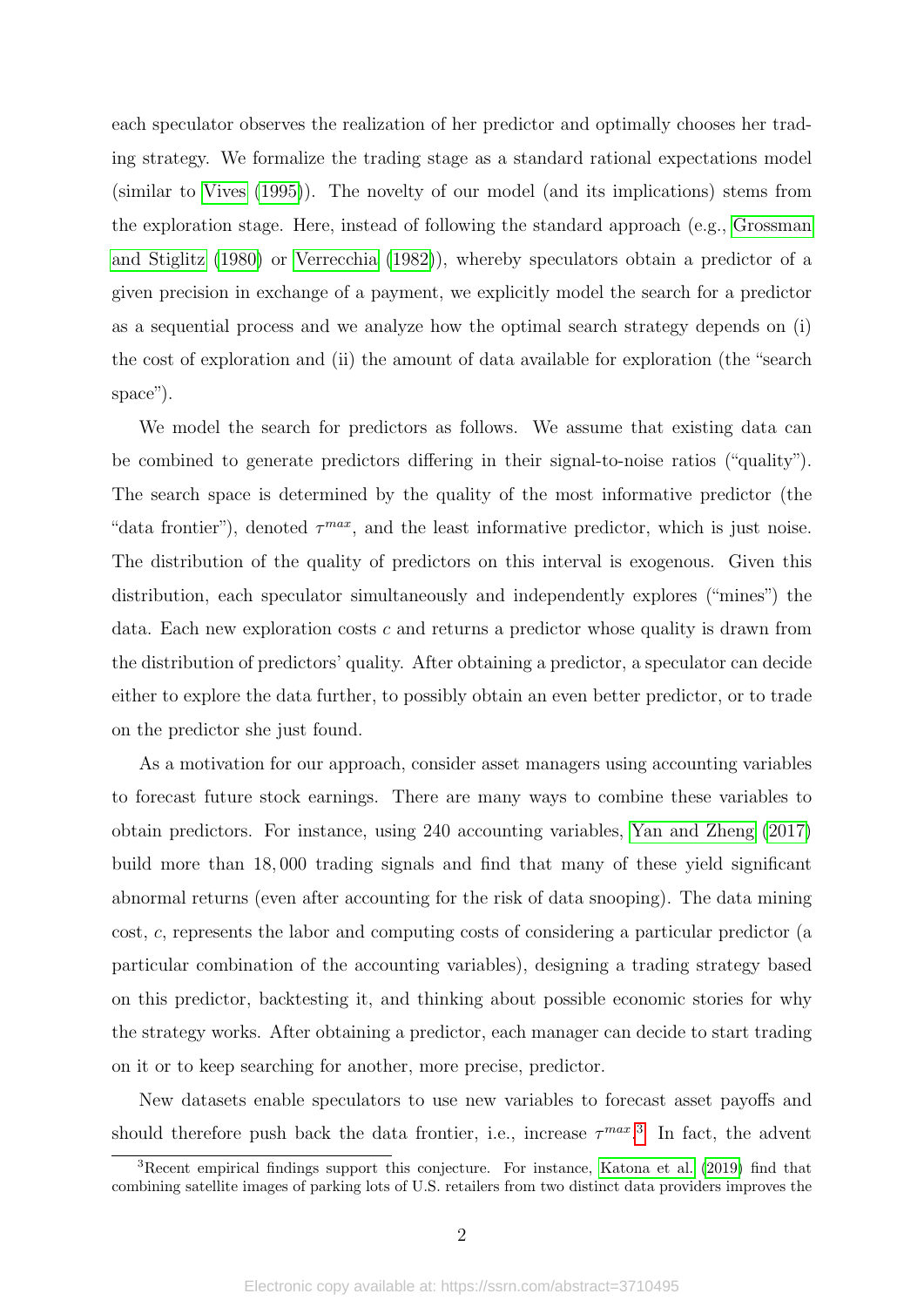each speculator observes the realization of her predictor and optimally chooses her trading strategy. We formalize the trading stage as a standard rational expectations model (similar to Vives (1995)). The novelty of our model (and its implications) stems from the exploration stage. Here, instead of following the standard approach (e.g., Grossman and Stiglitz (1980) or Verrecchia (1982)), whereby speculators obtain a predictor of a given precision in exchange of a payment, we explicitly model the search for a predictor as a sequential process and we analyze how the optimal search strategy depends on (i) the cost of exploration and (ii) the amount of data available for exploration (the "search space").

We model the search for predictors as follows. We assume that existing data can be combined to generate predictors differing in their signal-to-noise ratios ("quality"). The search space is determined by the quality of the most informative predictor (the "data frontier"), denoted $\tau^{max}$, and the least informative predictor, which is just noise. The distribution of the quality of predictors on this interval is exogenous. Given this distribution, each speculator simultaneously and independently explores ("mines") the data. Each new exploration costs $c$ and returns a predictor whose quality is drawn from the distribution of predictors' quality. After obtaining a predictor, a speculator can decide either to explore the data further, to possibly obtain an even better predictor, or to trade on the predictor she just found.

As a motivation for our approach, consider asset managers using accounting variables to forecast future stock earnings. There are many ways to combine these variables to obtain predictors. For instance, using 240 accounting variables, Yan and Zheng (2017) build more than 18,000 trading signals and find that many of these yield significant abnormal returns (even after accounting for the risk of data snooping). The data mining cost, $c$, represents the labor and computing costs of considering a particular predictor (a particular combination of the accounting variables), designing a trading strategy based on this predictor, backtesting it, and thinking about possible economic stories for why the strategy works. After obtaining a predictor, each manager can decide to start trading on it or to keep searching for another, more precise, predictor.

New datasets enable speculators to use new variables to forecast asset payoffs and should therefore push back the data frontier, i.e., increase $\tau^{max}$.[3] In fact, the advent

[3] Recent empirical findings support this conjecture. For instance, Katona et al. (2019) find that combining satellite images of parking lots of U.S. retailers from two distinct data providers improves the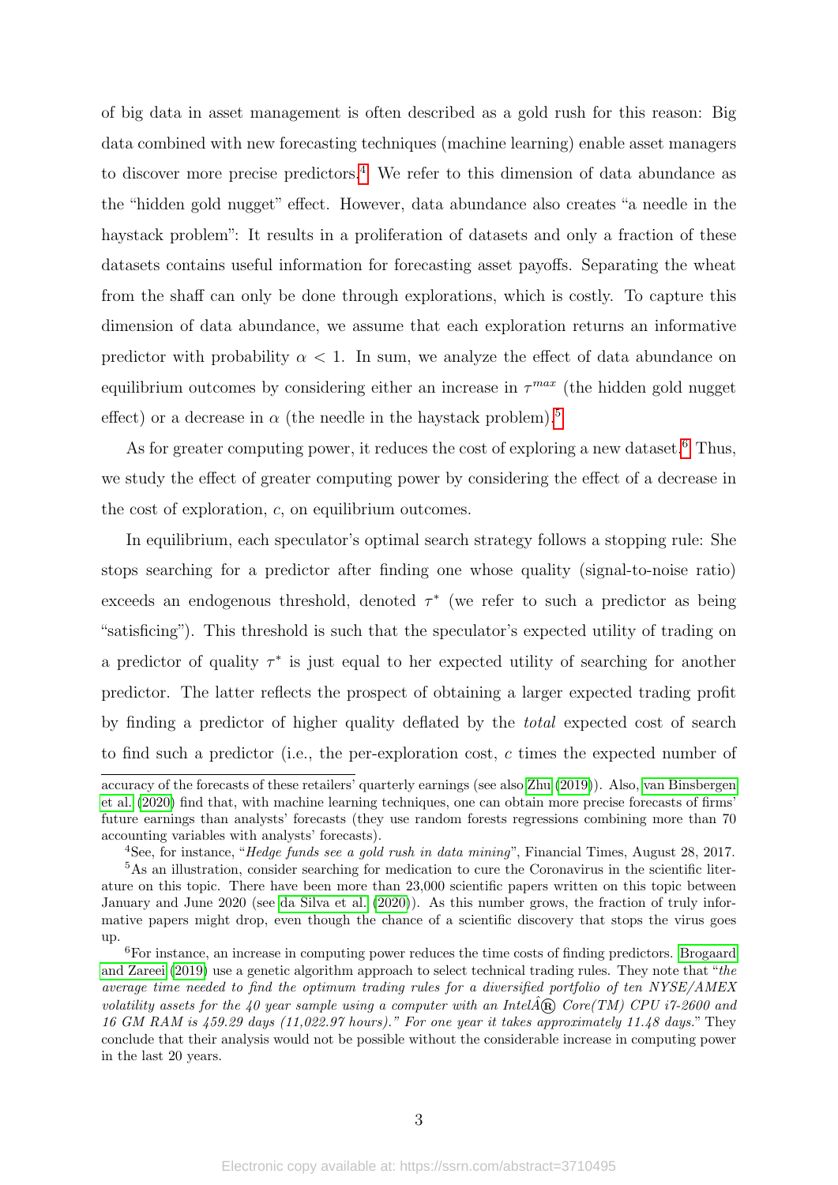of big data in asset management is often described as a gold rush for this reason: Big data combined with new forecasting techniques (machine learning) enable asset managers to discover more precise predictors.[4] We refer to this dimension of data abundance as the "hidden gold nugget" effect. However, data abundance also creates "a needle in the haystack problem": It results in a proliferation of datasets and only a fraction of these datasets contains useful information for forecasting asset payoffs. Separating the wheat from the shaff can only be done through explorations, which is costly. To capture this dimension of data abundance, we assume that each exploration returns an informative predictor with probability $\alpha < 1$. In sum, we analyze the effect of data abundance on equilibrium outcomes by considering either an increase in $\tau^{max}$ (the hidden gold nugget effect) or a decrease in $\alpha$ (the needle in the haystack problem).[5]

As for greater computing power, it reduces the cost of exploring a new dataset.[6] Thus, we study the effect of greater computing power by considering the effect of a decrease in the cost of exploration, $c$, on equilibrium outcomes.

In equilibrium, each speculator's optimal search strategy follows a stopping rule: She stops searching for a predictor after finding one whose quality (signal-to-noise ratio) exceeds an endogenous threshold, denoted $\tau^*$ (we refer to such a predictor as being "satisficing"). This threshold is such that the speculator's expected utility of trading on a predictor of quality $\tau^*$ is just equal to her expected utility of searching for another predictor. The latter reflects the prospect of obtaining a larger expected trading profit by finding a predictor of higher quality deflated by the *total* expected cost of search to find such a predictor (i.e., the per-exploration cost, $c$ times the expected number of

---

accuracy of the forecasts of these retailers' quarterly earnings (see also Zhu (2019)). Also, van Binsbergen et al. (2020) find that, with machine learning techniques, one can obtain more precise forecasts of firms' future earnings than analysts' forecasts (they use random forests regressions combining more than 70 accounting variables with analysts' forecasts).

[4] See, for instance, "*Hedge funds see a gold rush in data mining*", Financial Times, August 28, 2017.

[5] As an illustration, consider searching for medication to cure the Coronavirus in the scientific literature on this topic. There have been more than 23,000 scientific papers written on this topic between January and June 2020 (see da Silva et al. (2020)). As this number grows, the fraction of truly informative papers might drop, even though the chance of a scientific discovery that stops the virus goes up.

[6] For instance, an increase in computing power reduces the time costs of finding predictors. Brogaard and Zareei (2019) use a genetic algorithm approach to select technical trading rules. They note that "*the average time needed to find the optimum trading rules for a diversified portfolio of ten NYSE/AMEX volatility assets for the 40 year sample using a computer with an IntelÂ® Core(TM) CPU i7-2600 and 16 GM RAM is 459.29 days (11,022.97 hours)." For one year it takes approximately 11.48 days.*" They conclude that their analysis would not be possible without the considerable increase in computing power in the last 20 years.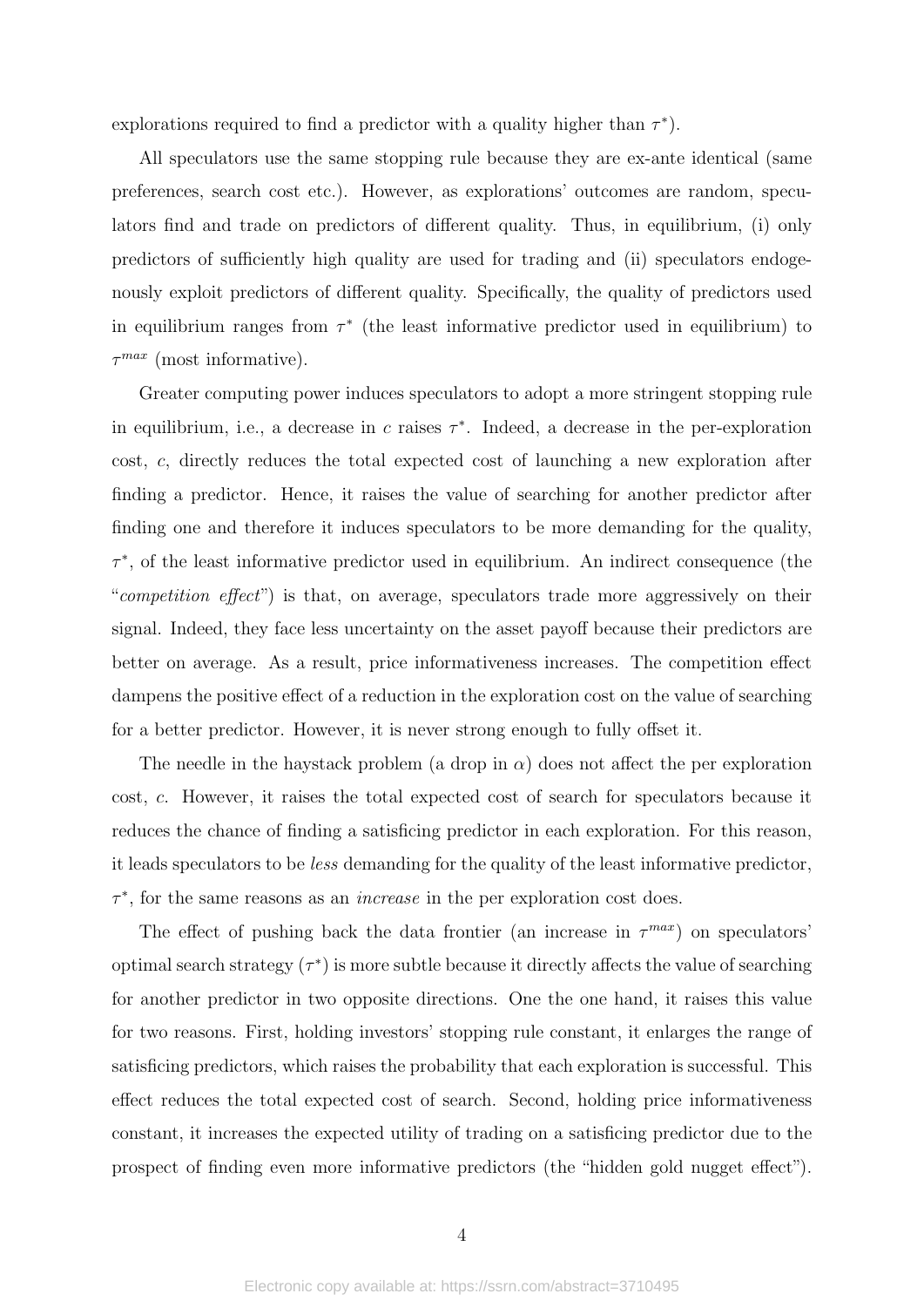explorations required to find a predictor with a quality higher than $\tau^*$).

All speculators use the same stopping rule because they are ex-ante identical (same preferences, search cost etc.). However, as explorations' outcomes are random, speculators find and trade on predictors of different quality. Thus, in equilibrium, (i) only predictors of sufficiently high quality are used for trading and (ii) speculators endogenously exploit predictors of different quality. Specifically, the quality of predictors used in equilibrium ranges from $\tau^*$ (the least informative predictor used in equilibrium) to $\tau^{max}$ (most informative).

Greater computing power induces speculators to adopt a more stringent stopping rule in equilibrium, i.e., a decrease in $c$ raises $\tau^*$. Indeed, a decrease in the per-exploration cost, $c$, directly reduces the total expected cost of launching a new exploration after finding a predictor. Hence, it raises the value of searching for another predictor after finding one and therefore it induces speculators to be more demanding for the quality, $\tau^*$, of the least informative predictor used in equilibrium. An indirect consequence (the "*competition effect*") is that, on average, speculators trade more aggressively on their signal. Indeed, they face less uncertainty on the asset payoff because their predictors are better on average. As a result, price informativeness increases. The competition effect dampens the positive effect of a reduction in the exploration cost on the value of searching for a better predictor. However, it is never strong enough to fully offset it.

The needle in the haystack problem (a drop in $\alpha$) does not affect the per exploration cost, $c$. However, it raises the total expected cost of search for speculators because it reduces the chance of finding a satisficing predictor in each exploration. For this reason, it leads speculators to be *less* demanding for the quality of the least informative predictor, $\tau^*$, for the same reasons as an *increase* in the per exploration cost does.

The effect of pushing back the data frontier (an increase in $\tau^{max}$) on speculators' optimal search strategy ($\tau^*$) is more subtle because it directly affects the value of searching for another predictor in two opposite directions. One the one hand, it raises this value for two reasons. First, holding investors' stopping rule constant, it enlarges the range of satisficing predictors, which raises the probability that each exploration is successful. This effect reduces the total expected cost of search. Second, holding price informativeness constant, it increases the expected utility of trading on a satisficing predictor due to the prospect of finding even more informative predictors (the "hidden gold nugget effect").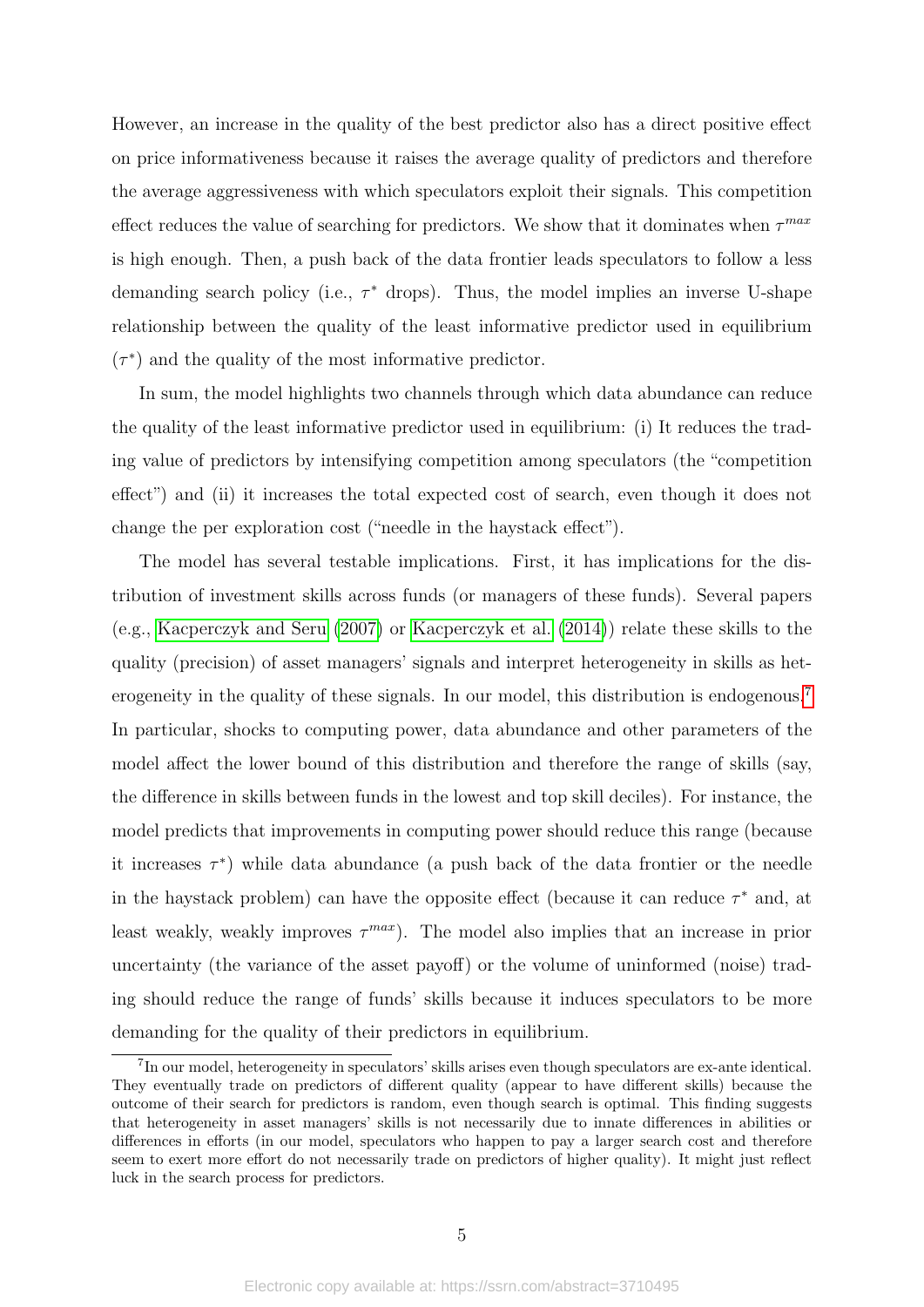However, an increase in the quality of the best predictor also has a direct positive effect on price informativeness because it raises the average quality of predictors and therefore the average aggressiveness with which speculators exploit their signals. This competition effect reduces the value of searching for predictors. We show that it dominates when $\tau^{max}$ is high enough. Then, a push back of the data frontier leads speculators to follow a less demanding search policy (i.e., $\tau^*$ drops). Thus, the model implies an inverse U-shape relationship between the quality of the least informative predictor used in equilibrium ($\tau^*$) and the quality of the most informative predictor.

In sum, the model highlights two channels through which data abundance can reduce the quality of the least informative predictor used in equilibrium: (i) It reduces the trading value of predictors by intensifying competition among speculators (the "competition effect") and (ii) it increases the total expected cost of search, even though it does not change the per exploration cost ("needle in the haystack effect").

The model has several testable implications. First, it has implications for the distribution of investment skills across funds (or managers of these funds). Several papers (e.g., Kacperczyk and Seru (2007) or Kacperczyk et al. (2014)) relate these skills to the quality (precision) of asset managers' signals and interpret heterogeneity in skills as heterogeneity in the quality of these signals. In our model, this distribution is endogenous.[7] In particular, shocks to computing power, data abundance and other parameters of the model affect the lower bound of this distribution and therefore the range of skills (say, the difference in skills between funds in the lowest and top skill deciles). For instance, the model predicts that improvements in computing power should reduce this range (because it increases $\tau^*$) while data abundance (a push back of the data frontier or the needle in the haystack problem) can have the opposite effect (because it can reduce $\tau^*$ and, at least weakly, weakly improves $\tau^{max}$). The model also implies that an increase in prior uncertainty (the variance of the asset payoff) or the volume of uninformed (noise) trading should reduce the range of funds' skills because it induces speculators to be more demanding for the quality of their predictors in equilibrium.

[7] In our model, heterogeneity in speculators' skills arises even though speculators are ex-ante identical. They eventually trade on predictors of different quality (appear to have different skills) because the outcome of their search for predictors is random, even though search is optimal. This finding suggests that heterogeneity in asset managers' skills is not necessarily due to innate differences in abilities or differences in efforts (in our model, speculators who happen to pay a larger search cost and therefore seem to exert more effort do not necessarily trade on predictors of higher quality). It might just reflect luck in the search process for predictors.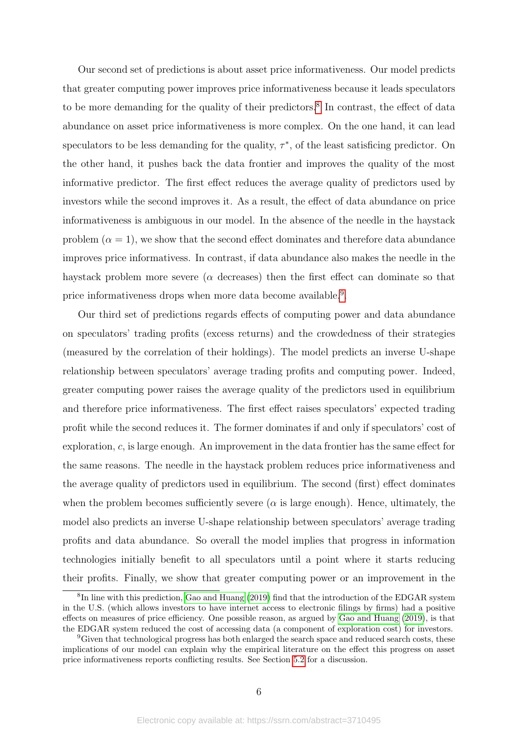Our second set of predictions is about asset price informativeness. Our model predicts that greater computing power improves price informativeness because it leads speculators to be more demanding for the quality of their predictors.[8] In contrast, the effect of data abundance on asset price informativeness is more complex. On the one hand, it can lead speculators to be less demanding for the quality, $\tau^*$, of the least satisficing predictor. On the other hand, it pushes back the data frontier and improves the quality of the most informative predictor. The first effect reduces the average quality of predictors used by investors while the second improves it. As a result, the effect of data abundance on price informativeness is ambiguous in our model. In the absence of the needle in the haystack problem ($\alpha = 1$), we show that the second effect dominates and therefore data abundance improves price informativess. In contrast, if data abundance also makes the needle in the haystack problem more severe ($\alpha$ decreases) then the first effect can dominate so that price informativeness drops when more data become available.[9].

Our third set of predictions regards effects of computing power and data abundance on speculators' trading profits (excess returns) and the crowdedness of their strategies (measured by the correlation of their holdings). The model predicts an inverse U-shape relationship between speculators' average trading profits and computing power. Indeed, greater computing power raises the average quality of the predictors used in equilibrium and therefore price informativeness. The first effect raises speculators' expected trading profit while the second reduces it. The former dominates if and only if speculators' cost of exploration, $c$, is large enough. An improvement in the data frontier has the same effect for the same reasons. The needle in the haystack problem reduces price informativeness and the average quality of predictors used in equilibrium. The second (first) effect dominates when the problem becomes sufficiently severe ($\alpha$ is large enough). Hence, ultimately, the model also predicts an inverse U-shape relationship between speculators' average trading profits and data abundance. So overall the model implies that progress in information technologies initially benefit to all speculators until a point where it starts reducing their profits. Finally, we show that greater computing power or an improvement in the

[8] In line with this prediction, Gao and Huang (2019) find that the introduction of the EDGAR system in the U.S. (which allows investors to have internet access to electronic filings by firms) had a positive effects on measures of price efficiency. One possible reason, as argued by Gao and Huang (2019), is that the EDGAR system reduced the cost of accessing data (a component of exploration cost) for investors.

[9] Given that technological progress has both enlarged the search space and reduced search costs, these implications of our model can explain why the empirical literature on the effect this progress on asset price informativeness reports conflicting results. See Section 5.2 for a discussion.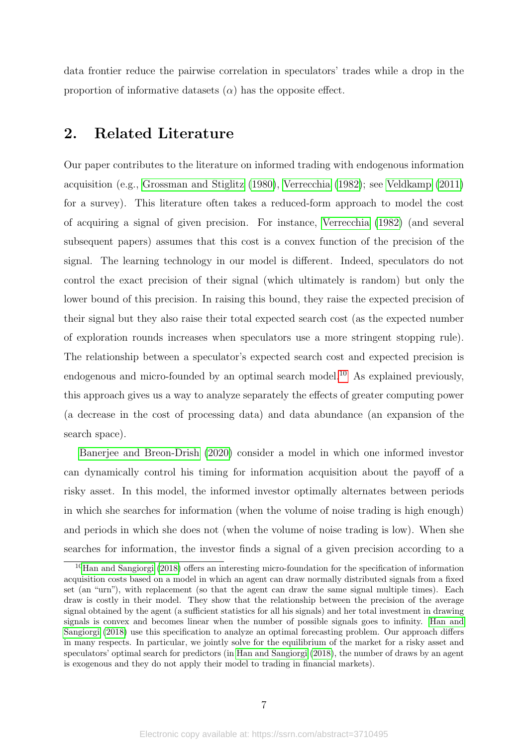data frontier reduce the pairwise correlation in speculators' trades while a drop in the proportion of informative datasets ($\alpha$) has the opposite effect.

## 2. Related Literature

Our paper contributes to the literature on informed trading with endogenous information acquisition (e.g., Grossman and Stiglitz (1980), Verrecchia (1982); see Veldkamp (2011) for a survey). This literature often takes a reduced-form approach to model the cost of acquiring a signal of given precision. For instance, Verrecchia (1982) (and several subsequent papers) assumes that this cost is a convex function of the precision of the signal. The learning technology in our model is different. Indeed, speculators do not control the exact precision of their signal (which ultimately is random) but only the lower bound of this precision. In raising this bound, they raise the expected precision of their signal but they also raise their total expected search cost (as the expected number of exploration rounds increases when speculators use a more stringent stopping rule). The relationship between a speculator's expected search cost and expected precision is endogenous and micro-founded by an optimal search model.[10] As explained previously, this approach gives us a way to analyze separately the effects of greater computing power (a decrease in the cost of processing data) and data abundance (an expansion of the search space).

Banerjee and Breon-Drish (2020) consider a model in which one informed investor can dynamically control his timing for information acquisition about the payoff of a risky asset. In this model, the informed investor optimally alternates between periods in which she searches for information (when the volume of noise trading is high enough) and periods in which she does not (when the volume of noise trading is low). When she searches for information, the investor finds a signal of a given precision according to a

[10] Han and Sangiorgi (2018) offers an interesting micro-foundation for the specification of information acquisition costs based on a model in which an agent can draw normally distributed signals from a fixed set (an "urn"), with replacement (so that the agent can draw the same signal multiple times). Each draw is costly in their model. They show that the relationship between the precision of the average signal obtained by the agent (a sufficient statistics for all his signals) and her total investment in drawing signals is convex and becomes linear when the number of possible signals goes to infinity. Han and Sangiorgi (2018) use this specification to analyze an optimal forecasting problem. Our approach differs in many respects. In particular, we jointly solve for the equilibrium of the market for a risky asset and speculators' optimal search for predictors (in Han and Sangiorgi (2018), the number of draws by an agent is exogenous and they do not apply their model to trading in financial markets).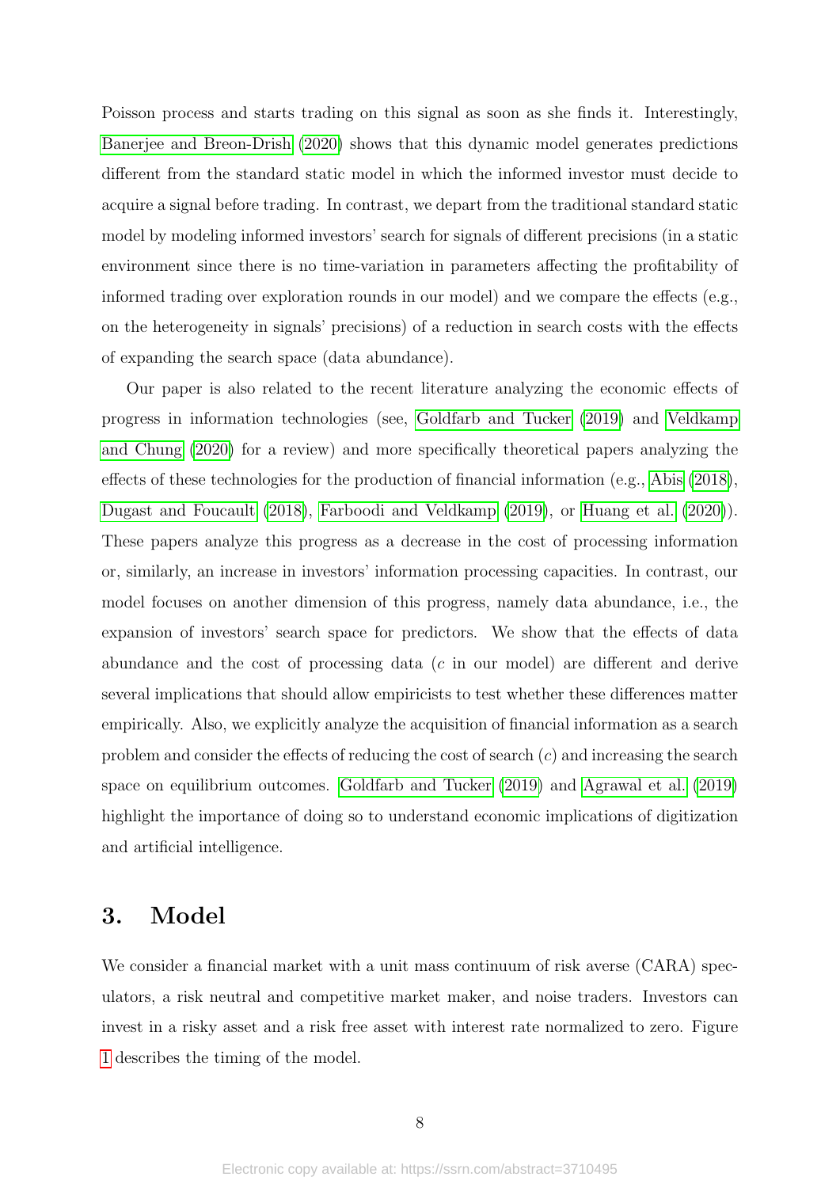Poisson process and starts trading on this signal as soon as she finds it. Interestingly, Banerjee and Breon-Drish (2020) shows that this dynamic model generates predictions different from the standard static model in which the informed investor must decide to acquire a signal before trading. In contrast, we depart from the traditional standard static model by modeling informed investors' search for signals of different precisions (in a static environment since there is no time-variation in parameters affecting the profitability of informed trading over exploration rounds in our model) and we compare the effects (e.g., on the heterogeneity in signals' precisions) of a reduction in search costs with the effects of expanding the search space (data abundance).

Our paper is also related to the recent literature analyzing the economic effects of progress in information technologies (see, Goldfarb and Tucker (2019) and Veldkamp and Chung (2020) for a review) and more specifically theoretical papers analyzing the effects of these technologies for the production of financial information (e.g., Abis (2018), Dugast and Foucault (2018), Farboodi and Veldkamp (2019), or Huang et al. (2020)). These papers analyze this progress as a decrease in the cost of processing information or, similarly, an increase in investors' information processing capacities. In contrast, our model focuses on another dimension of this progress, namely data abundance, i.e., the expansion of investors' search space for predictors. We show that the effects of data abundance and the cost of processing data ($c$ in our model) are different and derive several implications that should allow empiricists to test whether these differences matter empirically. Also, we explicitly analyze the acquisition of financial information as a search problem and consider the effects of reducing the cost of search ($c$) and increasing the search space on equilibrium outcomes. Goldfarb and Tucker (2019) and Agrawal et al. (2019) highlight the importance of doing so to understand economic implications of digitization and artificial intelligence.

# 3. Model

We consider a financial market with a unit mass continuum of risk averse (CARA) speculators, a risk neutral and competitive market maker, and noise traders. Investors can invest in a risky asset and a risk free asset with interest rate normalized to zero. Figure 1 describes the timing of the model.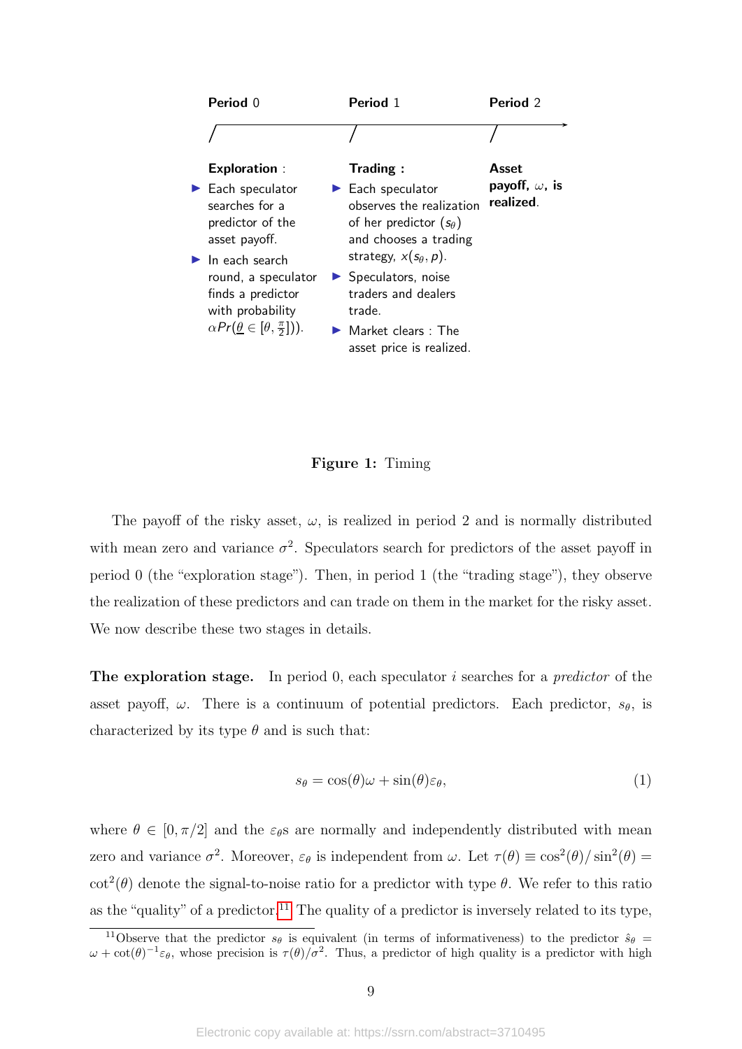**Period** 0 — **Period** 1 — **Period** 2

**Exploration** :

- Each speculator searches for a predictor of the asset payoff.
- In each search round, a speculator finds a predictor with probability $\alpha Pr(\underline{\theta} \in [\theta, \frac{\pi}{2}])$.

**Trading** :

- Each speculator observes the realization of her predictor ($s_\theta$) and chooses a trading strategy, $x(s_\theta, p)$.
- Speculators, noise traders and dealers trade.
- Market clears : The asset price is realized.

**Asset payoff, $\omega$, is realized.**

**Figure 1:** Timing

The payoff of the risky asset, $\omega$, is realized in period 2 and is normally distributed with mean zero and variance $\sigma^2$. Speculators search for predictors of the asset payoff in period 0 (the "exploration stage"). Then, in period 1 (the "trading stage"), they observe the realization of these predictors and can trade on them in the market for the risky asset. We now describe these two stages in details.

**The exploration stage.** In period 0, each speculator $i$ searches for a *predictor* of the asset payoff, $\omega$. There is a continuum of potential predictors. Each predictor, $s_\theta$, is characterized by its type $\theta$ and is such that:

$$s_\theta = \cos(\theta)\omega + \sin(\theta)\varepsilon_\theta, \tag{1}$$

where $\theta \in [0, \pi/2]$ and the $\varepsilon_\theta$s are normally and independently distributed with mean zero and variance $\sigma^2$. Moreover, $\varepsilon_\theta$ is independent from $\omega$. Let $\tau(\theta) \equiv \cos^2(\theta)/\sin^2(\theta) = \cot^2(\theta)$ denote the signal-to-noise ratio for a predictor with type $\theta$. We refer to this ratio as the "quality" of a predictor.[11] The quality of a predictor is inversely related to its type,

[11] Observe that the predictor $s_\theta$ is equivalent (in terms of informativeness) to the predictor $\hat{s}_\theta = \omega + \cot(\theta)^{-1}\varepsilon_\theta$, whose precision is $\tau(\theta)/\sigma^2$. Thus, a predictor of high quality is a predictor with high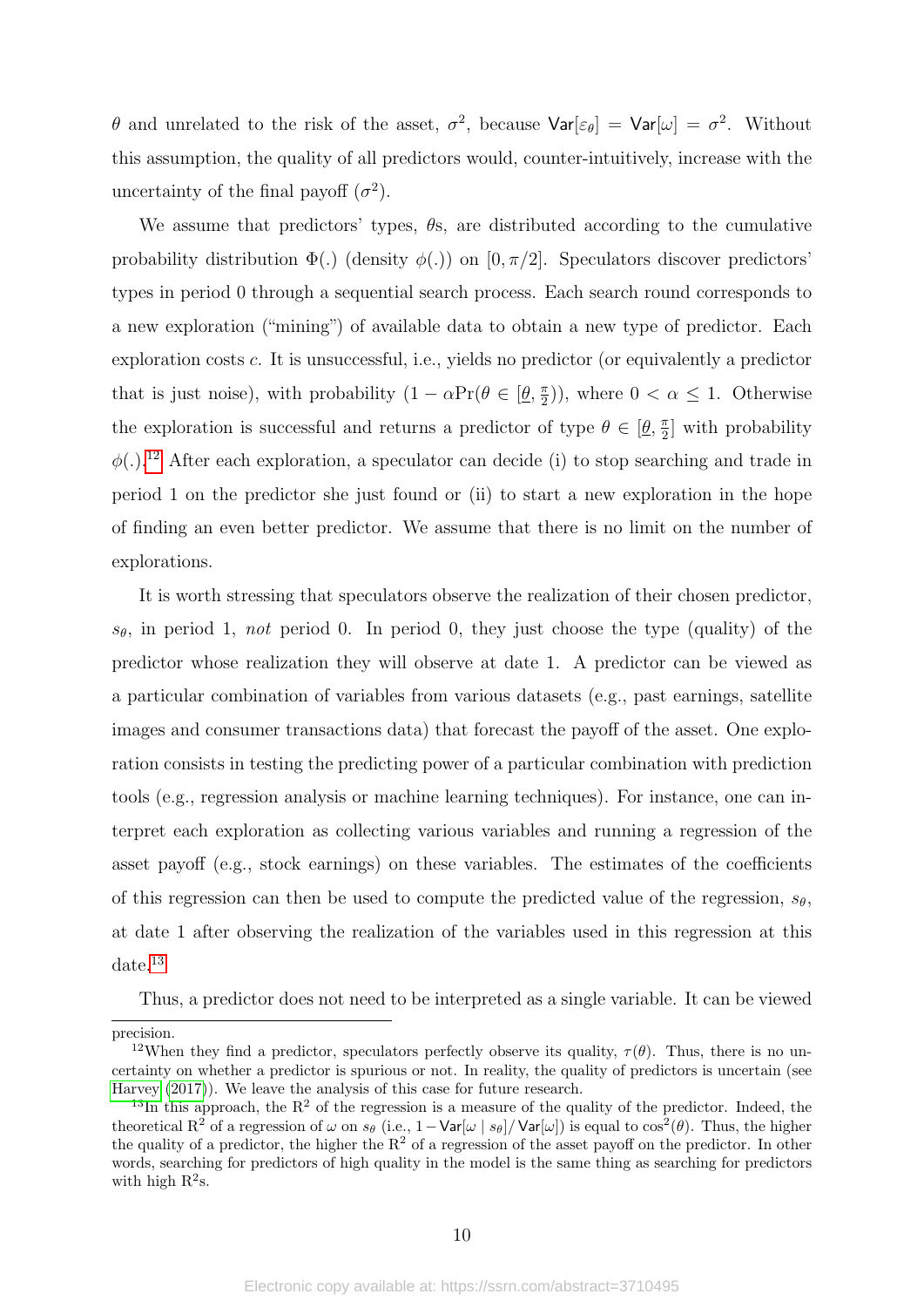$\theta$ and unrelated to the risk of the asset, $\sigma^2$, because $\mathsf{Var}[\varepsilon_\theta] = \mathsf{Var}[\omega] = \sigma^2$. Without this assumption, the quality of all predictors would, counter-intuitively, increase with the uncertainty of the final payoff ($\sigma^2$).

We assume that predictors' types, $\theta$s, are distributed according to the cumulative probability distribution $\Phi(.)$ (density $\phi(.)$) on $[0, \pi/2]$. Speculators discover predictors' types in period 0 through a sequential search process. Each search round corresponds to a new exploration ("mining") of available data to obtain a new type of predictor. Each exploration costs $c$. It is unsuccessful, i.e., yields no predictor (or equivalently a predictor that is just noise), with probability $(1 - \alpha \Pr(\theta \in [\underline{\theta}, \frac{\pi}{2}))$, where $0 < \alpha \leq 1$. Otherwise the exploration is successful and returns a predictor of type $\theta \in [\underline{\theta}, \frac{\pi}{2}]$ with probability $\phi(.)$.[12] After each exploration, a speculator can decide (i) to stop searching and trade in period 1 on the predictor she just found or (ii) to start a new exploration in the hope of finding an even better predictor. We assume that there is no limit on the number of explorations.

It is worth stressing that speculators observe the realization of their chosen predictor, $s_\theta$, in period 1, *not* period 0. In period 0, they just choose the type (quality) of the predictor whose realization they will observe at date 1. A predictor can be viewed as a particular combination of variables from various datasets (e.g., past earnings, satellite images and consumer transactions data) that forecast the payoff of the asset. One exploration consists in testing the predicting power of a particular combination with prediction tools (e.g., regression analysis or machine learning techniques). For instance, one can interpret each exploration as collecting various variables and running a regression of the asset payoff (e.g., stock earnings) on these variables. The estimates of the coefficients of this regression can then be used to compute the predicted value of the regression, $s_\theta$, at date 1 after observing the realization of the variables used in this regression at this date.[13]

Thus, a predictor does not need to be interpreted as a single variable. It can be viewed

---

precision.

[12] When they find a predictor, speculators perfectly observe its quality, $\tau(\theta)$. Thus, there is no uncertainty on whether a predictor is spurious or not. In reality, the quality of predictors is uncertain (see Harvey (2017)). We leave the analysis of this case for future research.

[13] In this approach, the $R^2$ of the regression is a measure of the quality of the predictor. Indeed, the theoretical $R^2$ of a regression of $\omega$ on $s_\theta$ (i.e., $1 - \mathsf{Var}[\omega \mid s_\theta]/\mathsf{Var}[\omega]$) is equal to $\cos^2(\theta)$. Thus, the higher the quality of a predictor, the higher the $R^2$ of a regression of the asset payoff on the predictor. In other words, searching for predictors of high quality in the model is the same thing as searching for predictors with high $R^2$s.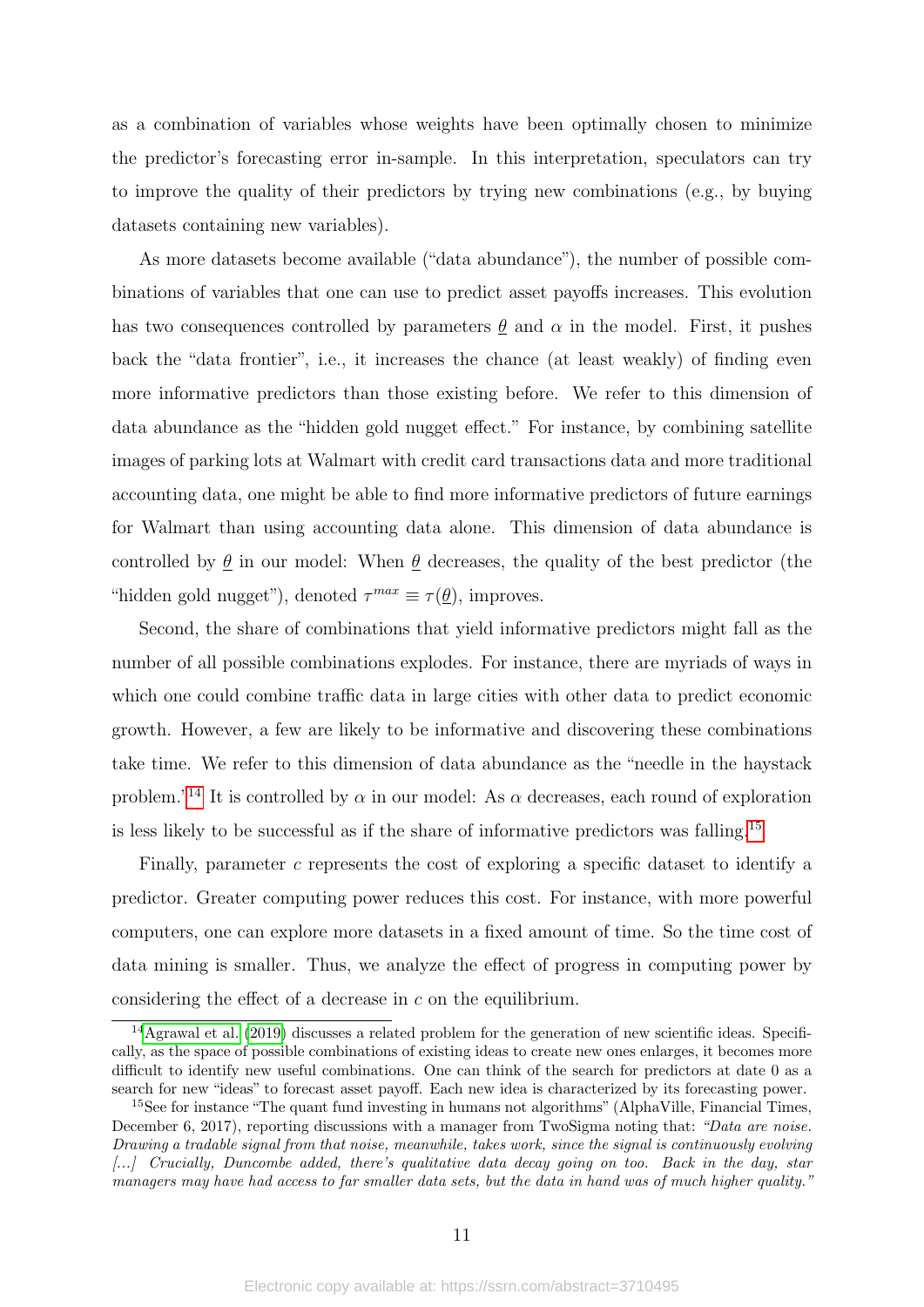as a combination of variables whose weights have been optimally chosen to minimize the predictor's forecasting error in-sample. In this interpretation, speculators can try to improve the quality of their predictors by trying new combinations (e.g., by buying datasets containing new variables).

As more datasets become available ("data abundance"), the number of possible combinations of variables that one can use to predict asset payoffs increases. This evolution has two consequences controlled by parameters $\underline{\theta}$ and $\alpha$ in the model. First, it pushes back the "data frontier", i.e., it increases the chance (at least weakly) of finding even more informative predictors than those existing before. We refer to this dimension of data abundance as the "hidden gold nugget effect." For instance, by combining satellite images of parking lots at Walmart with credit card transactions data and more traditional accounting data, one might be able to find more informative predictors of future earnings for Walmart than using accounting data alone. This dimension of data abundance is controlled by $\underline{\theta}$ in our model: When $\underline{\theta}$ decreases, the quality of the best predictor (the "hidden gold nugget"), denoted $\tau^{max} \equiv \tau(\underline{\theta})$, improves.

Second, the share of combinations that yield informative predictors might fall as the number of all possible combinations explodes. For instance, there are myriads of ways in which one could combine traffic data in large cities with other data to predict economic growth. However, a few are likely to be informative and discovering these combinations take time. We refer to this dimension of data abundance as the "needle in the haystack problem."[14] It is controlled by $\alpha$ in our model: As $\alpha$ decreases, each round of exploration is less likely to be successful as if the share of informative predictors was falling.[15]

Finally, parameter $c$ represents the cost of exploring a specific dataset to identify a predictor. Greater computing power reduces this cost. For instance, with more powerful computers, one can explore more datasets in a fixed amount of time. So the time cost of data mining is smaller. Thus, we analyze the effect of progress in computing power by considering the effect of a decrease in $c$ on the equilibrium.

[14] Agrawal et al. (2019) discusses a related problem for the generation of new scientific ideas. Specifically, as the space of possible combinations of existing ideas to create new ones enlarges, it becomes more difficult to identify new useful combinations. One can think of the search for predictors at date 0 as a search for new "ideas" to forecast asset payoff. Each new idea is characterized by its forecasting power.

[15] See for instance "The quant fund investing in humans not algorithms" (AlphaVille, Financial Times, December 6, 2017), reporting discussions with a manager from TwoSigma noting that: *"Data are noise. Drawing a tradable signal from that noise, meanwhile, takes work, since the signal is continuously evolving [...] Crucially, Duncombe added, there's qualitative data decay going on too. Back in the day, star managers may have had access to far smaller data sets, but the data in hand was of much higher quality."*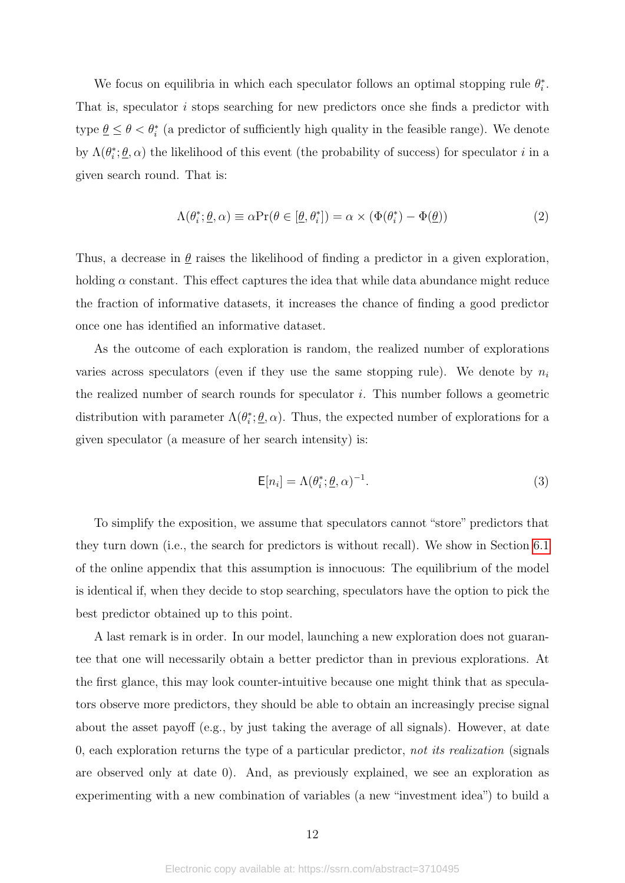We focus on equilibria in which each speculator follows an optimal stopping rule $\theta_i^*$. That is, speculator $i$ stops searching for new predictors once she finds a predictor with type $\underline{\theta} \leq \theta < \theta_i^*$ (a predictor of sufficiently high quality in the feasible range). We denote by $\Lambda(\theta_i^*; \underline{\theta}, \alpha)$ the likelihood of this event (the probability of success) for speculator $i$ in a given search round. That is:

$$\Lambda(\theta_i^*; \underline{\theta}, \alpha) \equiv \alpha \Pr(\theta \in [\underline{\theta}, \theta_i^*]) = \alpha \times (\Phi(\theta_i^*) - \Phi(\underline{\theta})) \tag{2}$$

Thus, a decrease in $\underline{\theta}$ raises the likelihood of finding a predictor in a given exploration, holding $\alpha$ constant. This effect captures the idea that while data abundance might reduce the fraction of informative datasets, it increases the chance of finding a good predictor once one has identified an informative dataset.

As the outcome of each exploration is random, the realized number of explorations varies across speculators (even if they use the same stopping rule). We denote by $n_i$ the realized number of search rounds for speculator $i$. This number follows a geometric distribution with parameter $\Lambda(\theta_i^*; \underline{\theta}, \alpha)$. Thus, the expected number of explorations for a given speculator (a measure of her search intensity) is:

$$\mathsf{E}[n_i] = \Lambda(\theta_i^*; \underline{\theta}, \alpha)^{-1}. \tag{3}$$

To simplify the exposition, we assume that speculators cannot "store" predictors that they turn down (i.e., the search for predictors is without recall). We show in Section 6.1 of the online appendix that this assumption is innocuous: The equilibrium of the model is identical if, when they decide to stop searching, speculators have the option to pick the best predictor obtained up to this point.

A last remark is in order. In our model, launching a new exploration does not guarantee that one will necessarily obtain a better predictor than in previous explorations. At the first glance, this may look counter-intuitive because one might think that as speculators observe more predictors, they should be able to obtain an increasingly precise signal about the asset payoff (e.g., by just taking the average of all signals). However, at date 0, each exploration returns the type of a particular predictor, *not its realization* (signals are observed only at date 0). And, as previously explained, we see an exploration as experimenting with a new combination of variables (a new "investment idea") to build a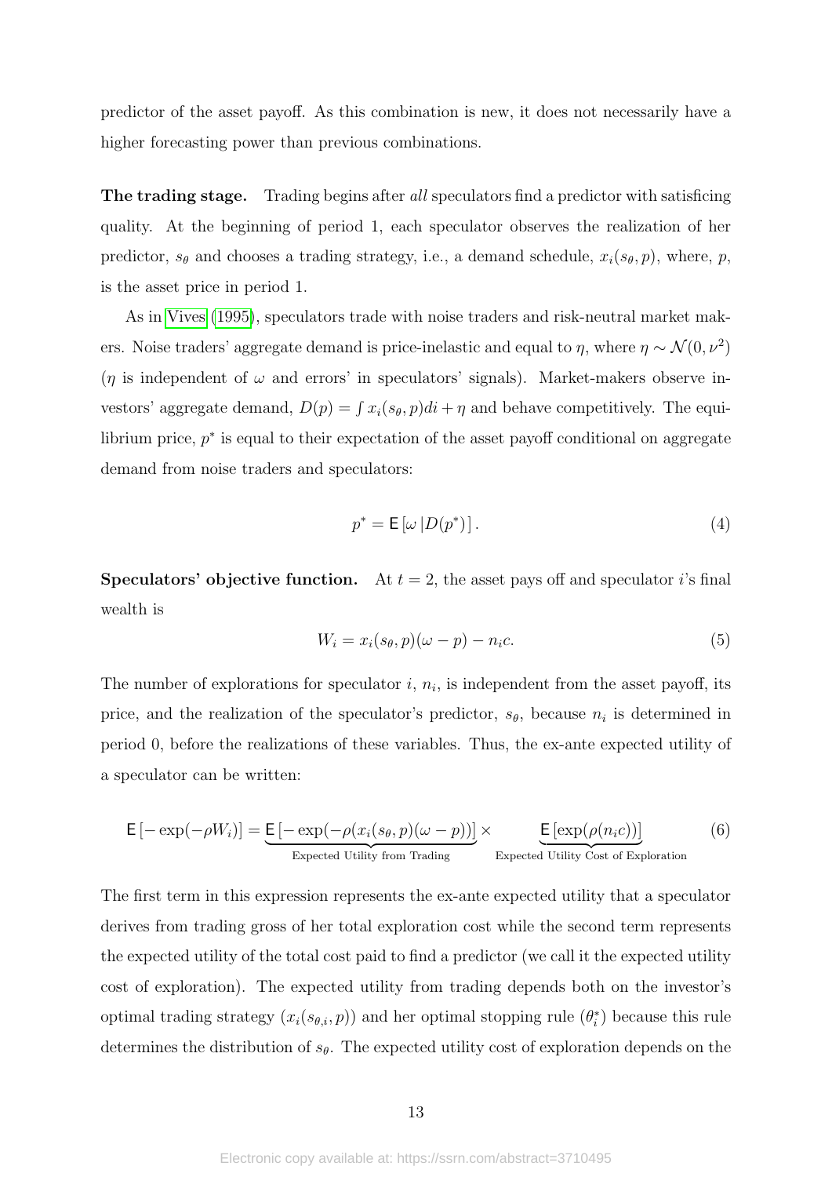predictor of the asset payoff. As this combination is new, it does not necessarily have a higher forecasting power than previous combinations.

**The trading stage.** Trading begins after *all* speculators find a predictor with satisficing quality. At the beginning of period 1, each speculator observes the realization of her predictor, $s_\theta$ and chooses a trading strategy, i.e., a demand schedule, $x_i(s_\theta, p)$, where, $p$, is the asset price in period 1.

As in Vives (1995), speculators trade with noise traders and risk-neutral market makers. Noise traders' aggregate demand is price-inelastic and equal to $\eta$, where $\eta \sim \mathcal{N}(0, \nu^2)$ ($\eta$ is independent of $\omega$ and errors' in speculators' signals). Market-makers observe investors' aggregate demand, $D(p) = \int x_i(s_\theta, p)di + \eta$ and behave competitively. The equilibrium price, $p^*$ is equal to their expectation of the asset payoff conditional on aggregate demand from noise traders and speculators:

$$p^* = \mathsf{E}\left[\omega \,|D(p^*)\right]. \tag{4}$$

**Speculators' objective function.** At $t = 2$, the asset pays off and speculator $i$'s final wealth is

$$W_i = x_i(s_\theta, p)(\omega - p) - n_i c. \tag{5}$$

The number of explorations for speculator $i$, $n_i$, is independent from the asset payoff, its price, and the realization of the speculator's predictor, $s_\theta$, because $n_i$ is determined in period 0, before the realizations of these variables. Thus, the ex-ante expected utility of a speculator can be written:

$$\mathsf{E}\left[-\exp(-\rho W_i)\right] = \underbrace{\mathsf{E}\left[-\exp(-\rho(x_i(s_\theta, p)(\omega - p))\right]}_{\text{Expected Utility from Trading}} \times \underbrace{\mathsf{E}\left[\exp(\rho(n_i c))\right]}_{\text{Expected Utility Cost of Exploration}} \tag{6}$$

The first term in this expression represents the ex-ante expected utility that a speculator derives from trading gross of her total exploration cost while the second term represents the expected utility of the total cost paid to find a predictor (we call it the expected utility cost of exploration). The expected utility from trading depends both on the investor's optimal trading strategy ($x_i(s_{\theta,i}, p)$) and her optimal stopping rule ($\theta_i^*$) because this rule determines the distribution of $s_\theta$. The expected utility cost of exploration depends on the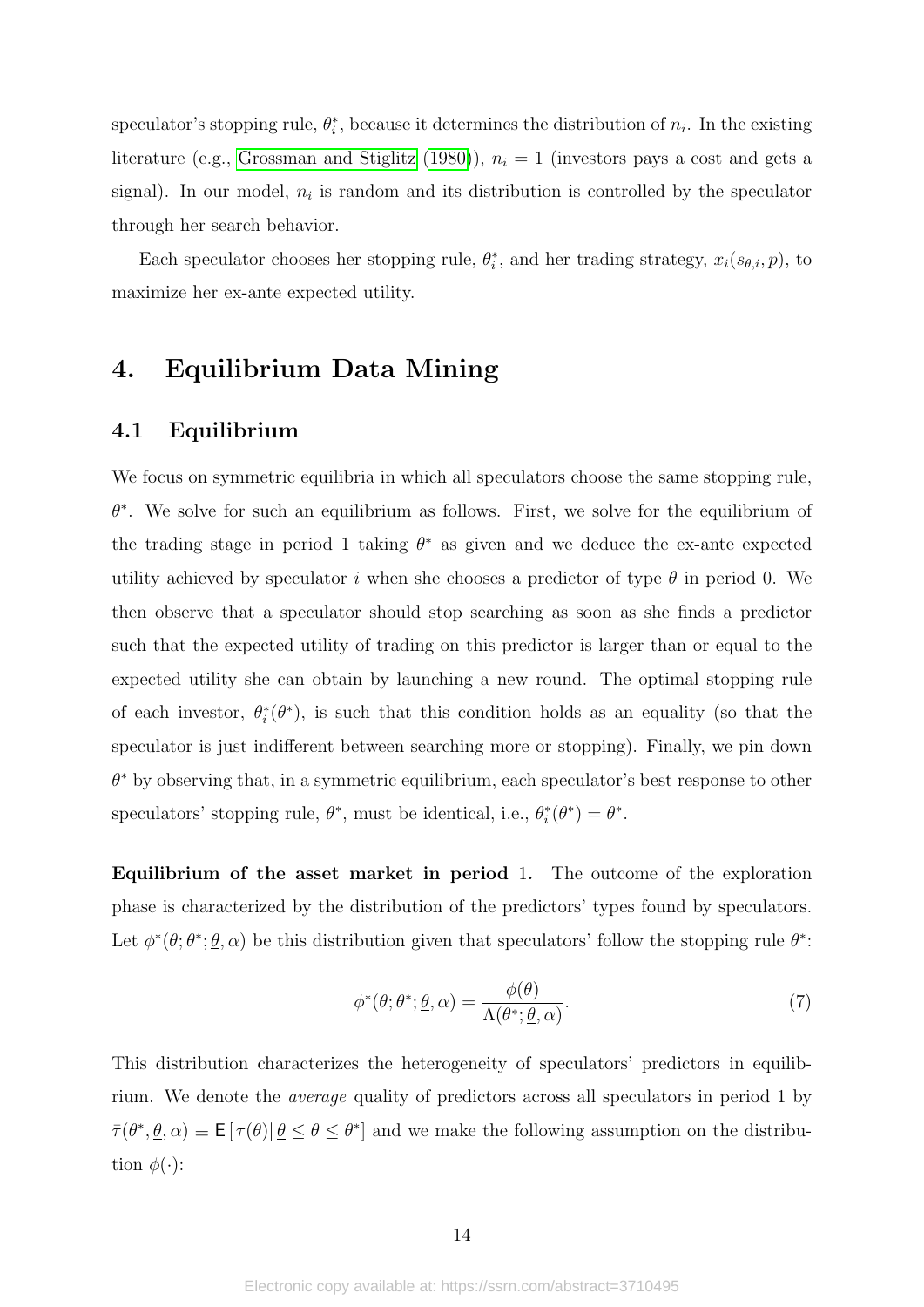speculator's stopping rule, $\theta_i^*$, because it determines the distribution of $n_i$. In the existing literature (e.g., Grossman and Stiglitz (1980)), $n_i = 1$ (investors pays a cost and gets a signal). In our model, $n_i$ is random and its distribution is controlled by the speculator through her search behavior.

Each speculator chooses her stopping rule, $\theta_i^*$, and her trading strategy, $x_i(s_{\theta,i}, p)$, to maximize her ex-ante expected utility.

# 4. Equilibrium Data Mining

## 4.1 Equilibrium

We focus on symmetric equilibria in which all speculators choose the same stopping rule, $\theta^*$. We solve for such an equilibrium as follows. First, we solve for the equilibrium of the trading stage in period 1 taking $\theta^*$ as given and we deduce the ex-ante expected utility achieved by speculator $i$ when she chooses a predictor of type $\theta$ in period 0. We then observe that a speculator should stop searching as soon as she finds a predictor such that the expected utility of trading on this predictor is larger than or equal to the expected utility she can obtain by launching a new round. The optimal stopping rule of each investor, $\theta_i^*(\theta^*)$, is such that this condition holds as an equality (so that the speculator is just indifferent between searching more or stopping). Finally, we pin down $\theta^*$ by observing that, in a symmetric equilibrium, each speculator's best response to other speculators' stopping rule, $\theta^*$, must be identical, i.e., $\theta_i^*(\theta^*) = \theta^*$.

**Equilibrium of the asset market in period 1.** The outcome of the exploration phase is characterized by the distribution of the predictors' types found by speculators. Let $\phi^*(\theta; \theta^*; \underline{\theta}, \alpha)$ be this distribution given that speculators' follow the stopping rule $\theta^*$:

$$\phi^*(\theta; \theta^*; \underline{\theta}, \alpha) = \frac{\phi(\theta)}{\Lambda(\theta^*; \underline{\theta}, \alpha)}. \tag{7}$$

This distribution characterizes the heterogeneity of speculators' predictors in equilibrium. We denote the *average* quality of predictors across all speculators in period 1 by $\bar{\tau}(\theta^*, \underline{\theta}, \alpha) \equiv \mathsf{E}\left[\tau(\theta) | \underline{\theta} \leq \theta \leq \theta^*\right]$ and we make the following assumption on the distribution $\phi(\cdot)$: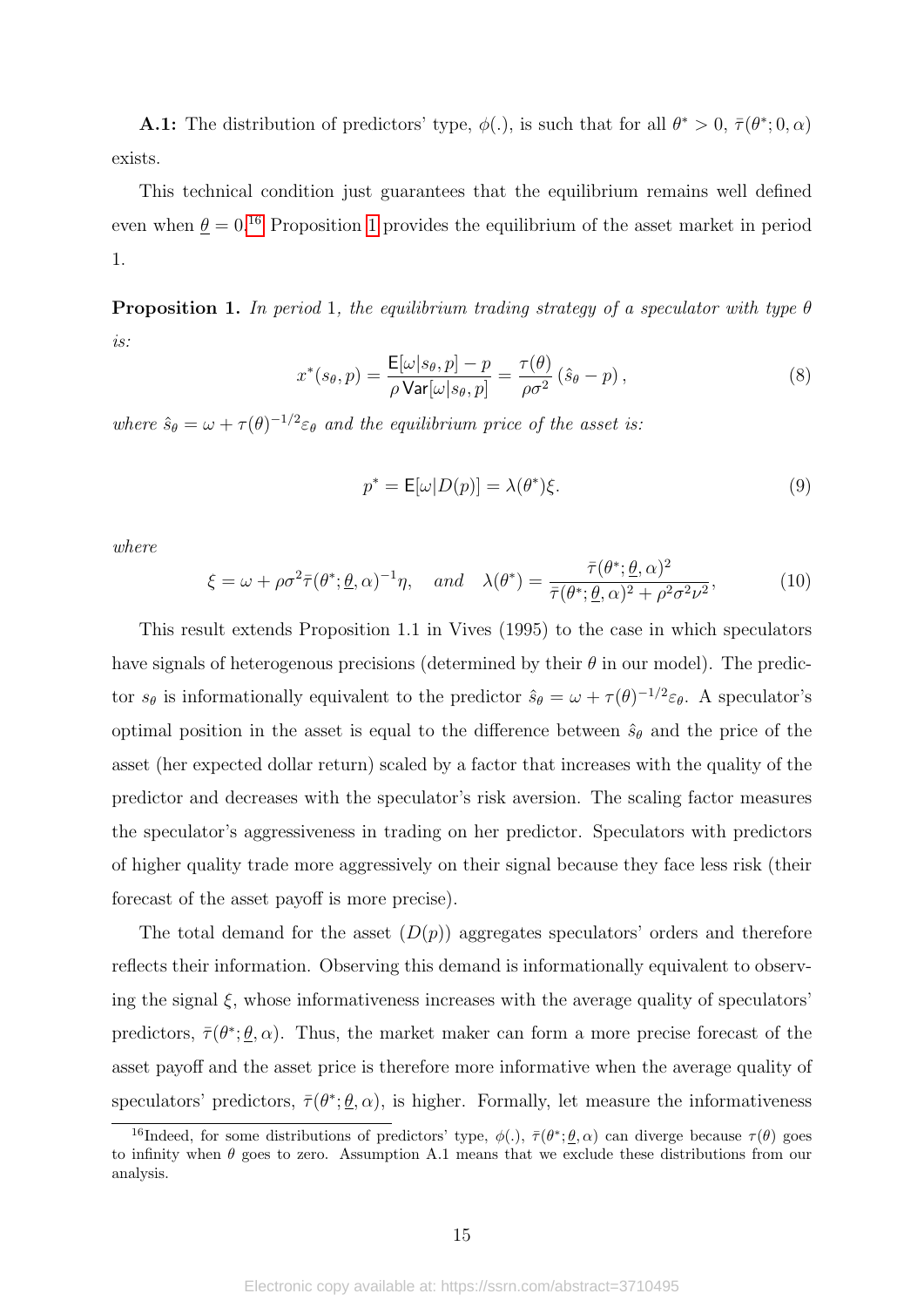**A.1:** The distribution of predictors' type, $\phi(.)$, is such that for all $\theta^* > 0$, $\bar{\tau}(\theta^*; 0, \alpha)$ exists.

This technical condition just guarantees that the equilibrium remains well defined even when $\underline{\theta} = 0$.[16] Proposition 1 provides the equilibrium of the asset market in period 1.

**Proposition 1.** *In period* 1*, the equilibrium trading strategy of a speculator with type* $\theta$ *is:*

$$x^*(s_\theta, p) = \frac{\mathsf{E}[\omega|s_\theta, p] - p}{\rho\,\mathsf{Var}[\omega|s_\theta, p]} = \frac{\tau(\theta)}{\rho\sigma^2}\left(\hat{s}_\theta - p\right), \tag{8}$$

*where* $\hat{s}_\theta = \omega + \tau(\theta)^{-1/2}\varepsilon_\theta$ *and the equilibrium price of the asset is:*

$$p^* = \mathsf{E}[\omega|D(p)] = \lambda(\theta^*)\xi. \tag{9}$$

*where*

$$\xi = \omega + \rho\sigma^2\bar{\tau}(\theta^*; \underline{\theta}, \alpha)^{-1}\eta, \quad \textit{and} \quad \lambda(\theta^*) = \frac{\bar{\tau}(\theta^*; \underline{\theta}, \alpha)^2}{\bar{\tau}(\theta^*; \underline{\theta}, \alpha)^2 + \rho^2\sigma^2\nu^2}, \tag{10}$$

This result extends Proposition 1.1 in Vives (1995) to the case in which speculators have signals of heterogenous precisions (determined by their $\theta$ in our model). The predictor $s_\theta$ is informationally equivalent to the predictor $\hat{s}_\theta = \omega + \tau(\theta)^{-1/2}\varepsilon_\theta$. A speculator's optimal position in the asset is equal to the difference between $\hat{s}_\theta$ and the price of the asset (her expected dollar return) scaled by a factor that increases with the quality of the predictor and decreases with the speculator's risk aversion. The scaling factor measures the speculator's aggressiveness in trading on her predictor. Speculators with predictors of higher quality trade more aggressively on their signal because they face less risk (their forecast of the asset payoff is more precise).

The total demand for the asset ($D(p)$) aggregates speculators' orders and therefore reflects their information. Observing this demand is informationally equivalent to observing the signal $\xi$, whose informativeness increases with the average quality of speculators' predictors, $\bar{\tau}(\theta^*; \underline{\theta}, \alpha)$. Thus, the market maker can form a more precise forecast of the asset payoff and the asset price is therefore more informative when the average quality of speculators' predictors, $\bar{\tau}(\theta^*; \underline{\theta}, \alpha)$, is higher. Formally, let measure the informativeness

[16] Indeed, for some distributions of predictors' type, $\phi(.)$, $\bar{\tau}(\theta^*; \underline{\theta}, \alpha)$ can diverge because $\tau(\theta)$ goes to infinity when $\theta$ goes to zero. Assumption A.1 means that we exclude these distributions from our analysis.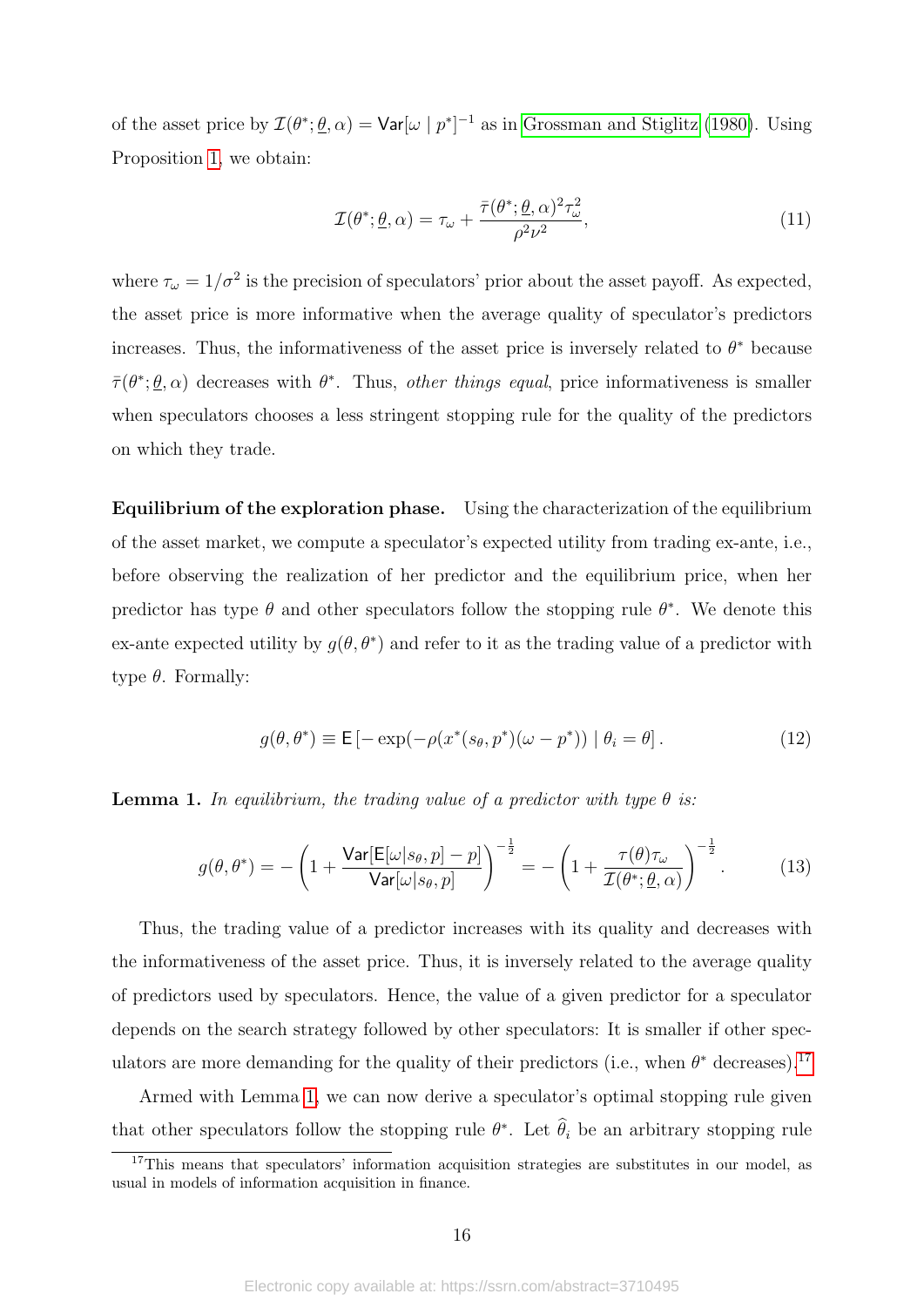of the asset price by $\mathcal{I}(\theta^*; \underline{\theta}, \alpha) = \mathsf{Var}[\omega \mid p^*]^{-1}$ as in Grossman and Stiglitz (1980). Using Proposition 1, we obtain:

$$\mathcal{I}(\theta^*; \underline{\theta}, \alpha) = \tau_\omega + \frac{\bar{\tau}(\theta^*; \underline{\theta}, \alpha)^2 \tau_\omega^2}{\rho^2 \nu^2}, \tag{11}$$

where $\tau_\omega = 1/\sigma^2$ is the precision of speculators' prior about the asset payoff. As expected, the asset price is more informative when the average quality of speculator's predictors increases. Thus, the informativeness of the asset price is inversely related to $\theta^*$ because $\bar{\tau}(\theta^*; \underline{\theta}, \alpha)$ decreases with $\theta^*$. Thus, *other things equal*, price informativeness is smaller when speculators chooses a less stringent stopping rule for the quality of the predictors on which they trade.

**Equilibrium of the exploration phase.** Using the characterization of the equilibrium of the asset market, we compute a speculator's expected utility from trading ex-ante, i.e., before observing the realization of her predictor and the equilibrium price, when her predictor has type $\theta$ and other speculators follow the stopping rule $\theta^*$. We denote this ex-ante expected utility by $g(\theta, \theta^*)$ and refer to it as the trading value of a predictor with type $\theta$. Formally:

$$g(\theta, \theta^*) \equiv \mathsf{E}\left[-\exp(-\rho(x^*(s_\theta, p^*)(\omega - p^*)) \mid \theta_i = \theta\right]. \tag{12}$$

**Lemma 1.** *In equilibrium, the trading value of a predictor with type $\theta$ is:*

$$g(\theta, \theta^*) = -\left(1 + \frac{\mathsf{Var}[\mathsf{E}[\omega|s_\theta, p] - p]}{\mathsf{Var}[\omega|s_\theta, p]}\right)^{-\frac{1}{2}} = -\left(1 + \frac{\tau(\theta)\tau_\omega}{\mathcal{I}(\theta^*; \underline{\theta}, \alpha)}\right)^{-\frac{1}{2}}. \tag{13}$$

Thus, the trading value of a predictor increases with its quality and decreases with the informativeness of the asset price. Thus, it is inversely related to the average quality of predictors used by speculators. Hence, the value of a given predictor for a speculator depends on the search strategy followed by other speculators: It is smaller if other speculators are more demanding for the quality of their predictors (i.e., when $\theta^*$ decreases).[17]

Armed with Lemma 1, we can now derive a speculator's optimal stopping rule given that other speculators follow the stopping rule $\theta^*$. Let $\widehat{\theta}_i$ be an arbitrary stopping rule

[17] This means that speculators' information acquisition strategies are substitutes in our model, as usual in models of information acquisition in finance.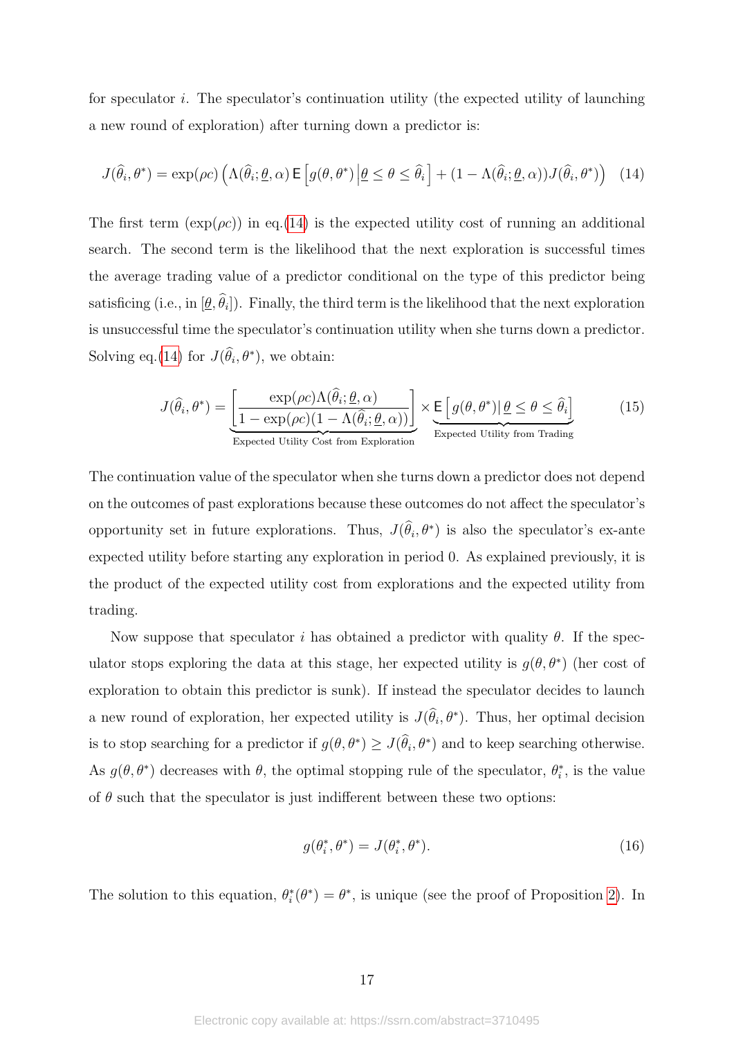for speculator $i$. The speculator's continuation utility (the expected utility of launching a new round of exploration) after turning down a predictor is:

$$J(\widehat{\theta}_i, \theta^*) = \exp(\rho c) \left( \Lambda(\widehat{\theta}_i; \underline{\theta}, \alpha) \, \mathsf{E}\left[ g(\theta, \theta^*) \, \middle| \, \underline{\theta} \le \theta \le \widehat{\theta}_i \right] + (1 - \Lambda(\widehat{\theta}_i; \underline{\theta}, \alpha)) J(\widehat{\theta}_i, \theta^*) \right) \quad (14)$$

The first term ($\exp(\rho c)$) in eq.(14) is the expected utility cost of running an additional search. The second term is the likelihood that the next exploration is successful times the average trading value of a predictor conditional on the type of this predictor being satisficing (i.e., in $[\underline{\theta}, \widehat{\theta}_i]$). Finally, the third term is the likelihood that the next exploration is unsuccessful time the speculator's continuation utility when she turns down a predictor. Solving eq.(14) for $J(\widehat{\theta}_i, \theta^*)$, we obtain:

$$J(\widehat{\theta}_i, \theta^*) = \underbrace{\left[ \frac{\exp(\rho c) \Lambda(\widehat{\theta}_i; \underline{\theta}, \alpha)}{1 - \exp(\rho c)(1 - \Lambda(\widehat{\theta}_i; \underline{\theta}, \alpha))} \right]}_{\text{Expected Utility Cost from Exploration}} \times \underbrace{\mathsf{E}\left[ g(\theta, \theta^*) | \, \underline{\theta} \le \theta \le \widehat{\theta}_i \right]}_{\text{Expected Utility from Trading}} \quad (15)$$

The continuation value of the speculator when she turns down a predictor does not depend on the outcomes of past explorations because these outcomes do not affect the speculator's opportunity set in future explorations. Thus, $J(\widehat{\theta}_i, \theta^*)$ is also the speculator's ex-ante expected utility before starting any exploration in period 0. As explained previously, it is the product of the expected utility cost from explorations and the expected utility from trading.

Now suppose that speculator $i$ has obtained a predictor with quality $\theta$. If the speculator stops exploring the data at this stage, her expected utility is $g(\theta, \theta^*)$ (her cost of exploration to obtain this predictor is sunk). If instead the speculator decides to launch a new round of exploration, her expected utility is $J(\widehat{\theta}_i, \theta^*)$. Thus, her optimal decision is to stop searching for a predictor if $g(\theta, \theta^*) \ge J(\widehat{\theta}_i, \theta^*)$ and to keep searching otherwise. As $g(\theta, \theta^*)$ decreases with $\theta$, the optimal stopping rule of the speculator, $\theta_i^*$, is the value of $\theta$ such that the speculator is just indifferent between these two options:

$$g(\theta_i^*, \theta^*) = J(\theta_i^*, \theta^*). \quad (16)$$

The solution to this equation, $\theta_i^*(\theta^*) = \theta^*$, is unique (see the proof of Proposition 2). In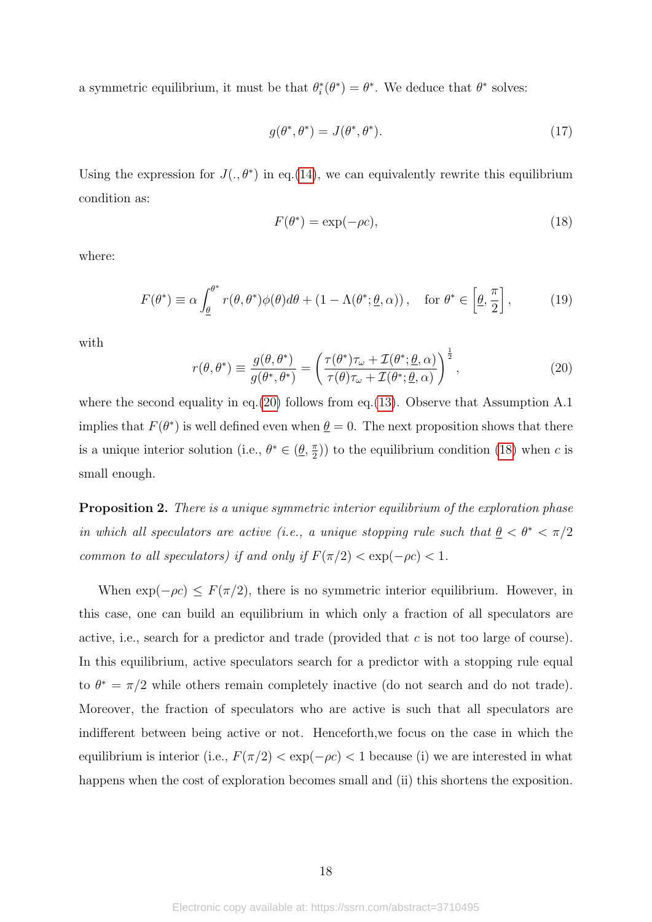a symmetric equilibrium, it must be that $\theta_i^*(\theta^*) = \theta^*$. We deduce that $\theta^*$ solves:

$$g(\theta^*, \theta^*) = J(\theta^*, \theta^*). \tag{17}$$

Using the expression for $J(., \theta^*)$ in eq.(14), we can equivalently rewrite this equilibrium condition as:

$$F(\theta^*) = \exp(-\rho c), \tag{18}$$

where:

$$F(\theta^*) \equiv \alpha \int_{\underline{\theta}}^{\theta^*} r(\theta, \theta^*)\phi(\theta)d\theta + (1 - \Lambda(\theta^*; \underline{\theta}, \alpha)), \quad \text{for } \theta^* \in \left[\underline{\theta}, \frac{\pi}{2}\right], \tag{19}$$

with

$$r(\theta, \theta^*) \equiv \frac{g(\theta, \theta^*)}{g(\theta^*, \theta^*)} = \left(\frac{\tau(\theta^*)\tau_\omega + \mathcal{I}(\theta^*; \underline{\theta}, \alpha)}{\tau(\theta)\tau_\omega + \mathcal{I}(\theta^*; \underline{\theta}, \alpha)}\right)^{\frac{1}{2}}, \tag{20}$$

where the second equality in eq.(20) follows from eq.(13). Observe that Assumption A.1 implies that $F(\theta^*)$ is well defined even when $\underline{\theta} = 0$. The next proposition shows that there is a unique interior solution (i.e., $\theta^* \in (\underline{\theta}, \frac{\pi}{2})$) to the equilibrium condition (18) when $c$ is small enough.

**Proposition 2.** *There is a unique symmetric interior equilibrium of the exploration phase in which all speculators are active (i.e., a unique stopping rule such that $\underline{\theta} < \theta^* < \pi/2$ common to all speculators) if and only if $F(\pi/2) < \exp(-\rho c) < 1$.*

When $\exp(-\rho c) \leq F(\pi/2)$, there is no symmetric interior equilibrium. However, in this case, one can build an equilibrium in which only a fraction of all speculators are active, i.e., search for a predictor and trade (provided that $c$ is not too large of course). In this equilibrium, active speculators search for a predictor with a stopping rule equal to $\theta^* = \pi/2$ while others remain completely inactive (do not search and do not trade). Moreover, the fraction of speculators who are active is such that all speculators are indifferent between being active or not. Henceforth,we focus on the case in which the equilibrium is interior (i.e., $F(\pi/2) < \exp(-\rho c) < 1$ because (i) we are interested in what happens when the cost of exploration becomes small and (ii) this shortens the exposition.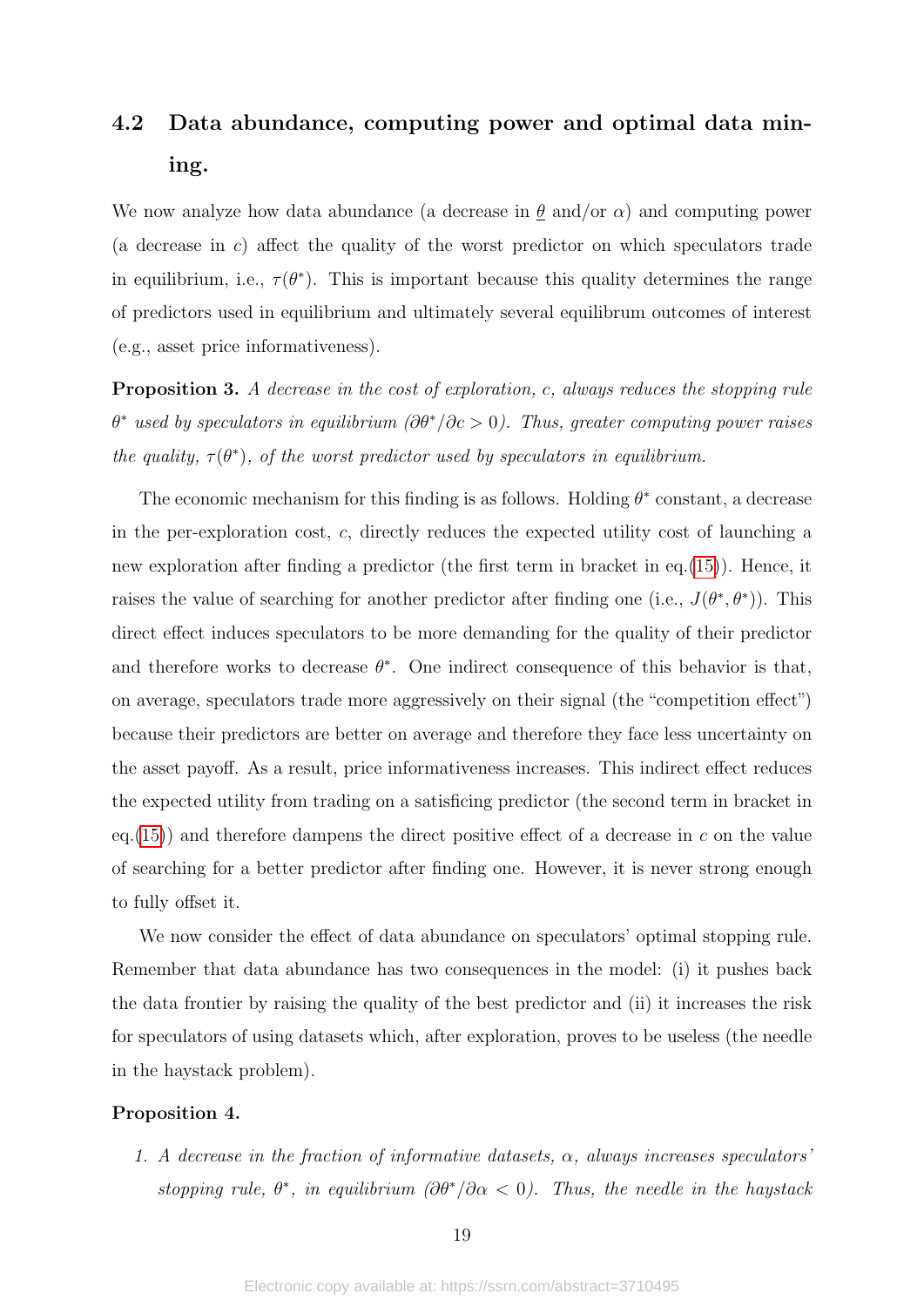## 4.2 Data abundance, computing power and optimal data mining.

We now analyze how data abundance (a decrease in $\underline{\theta}$ and/or $\alpha$) and computing power (a decrease in $c$) affect the quality of the worst predictor on which speculators trade in equilibrium, i.e., $\tau(\theta^*)$. This is important because this quality determines the range of predictors used in equilibrium and ultimately several equilibrum outcomes of interest (e.g., asset price informativeness).

**Proposition 3.** *A decrease in the cost of exploration, $c$, always reduces the stopping rule $\theta^*$ used by speculators in equilibrium ($\partial\theta^*/\partial c > 0$). Thus, greater computing power raises the quality, $\tau(\theta^*)$, of the worst predictor used by speculators in equilibrium.*

The economic mechanism for this finding is as follows. Holding $\theta^*$ constant, a decrease in the per-exploration cost, $c$, directly reduces the expected utility cost of launching a new exploration after finding a predictor (the first term in bracket in eq.(15)). Hence, it raises the value of searching for another predictor after finding one (i.e., $J(\theta^*, \theta^*)$). This direct effect induces speculators to be more demanding for the quality of their predictor and therefore works to decrease $\theta^*$. One indirect consequence of this behavior is that, on average, speculators trade more aggressively on their signal (the "competition effect") because their predictors are better on average and therefore they face less uncertainty on the asset payoff. As a result, price informativeness increases. This indirect effect reduces the expected utility from trading on a satisficing predictor (the second term in bracket in eq.(15)) and therefore dampens the direct positive effect of a decrease in $c$ on the value of searching for a better predictor after finding one. However, it is never strong enough to fully offset it.

We now consider the effect of data abundance on speculators' optimal stopping rule. Remember that data abundance has two consequences in the model: (i) it pushes back the data frontier by raising the quality of the best predictor and (ii) it increases the risk for speculators of using datasets which, after exploration, proves to be useless (the needle in the haystack problem).

**Proposition 4.**

1. *A decrease in the fraction of informative datasets, $\alpha$, always increases speculators' stopping rule, $\theta^*$, in equilibrium ($\partial\theta^*/\partial\alpha < 0$). Thus, the needle in the haystack*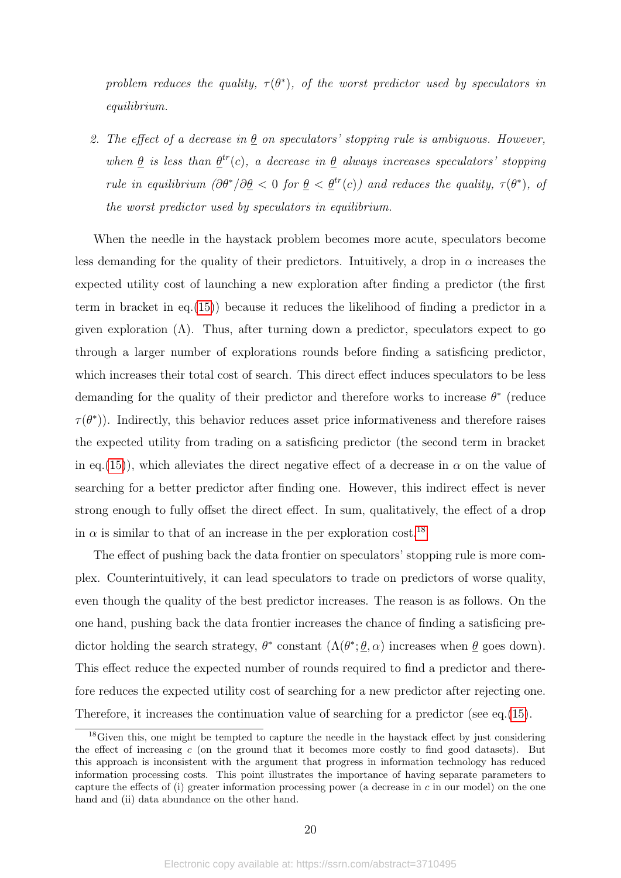*problem reduces the quality, $\tau(\theta^*)$, of the worst predictor used by speculators in equilibrium.*

2. *The effect of a decrease in $\underline{\theta}$ on speculators' stopping rule is ambiguous. However, when $\underline{\theta}$ is less than $\underline{\theta}^{tr}(c)$, a decrease in $\underline{\theta}$ always increases speculators' stopping rule in equilibrium ($\partial\theta^*/\partial\underline{\theta} < 0$ for $\underline{\theta} < \underline{\theta}^{tr}(c)$) and reduces the quality, $\tau(\theta^*)$, of the worst predictor used by speculators in equilibrium.*

When the needle in the haystack problem becomes more acute, speculators become less demanding for the quality of their predictors. Intuitively, a drop in $\alpha$ increases the expected utility cost of launching a new exploration after finding a predictor (the first term in bracket in eq.(15)) because it reduces the likelihood of finding a predictor in a given exploration ($\Lambda$). Thus, after turning down a predictor, speculators expect to go through a larger number of explorations rounds before finding a satisficing predictor, which increases their total cost of search. This direct effect induces speculators to be less demanding for the quality of their predictor and therefore works to increase $\theta^*$ (reduce $\tau(\theta^*)$). Indirectly, this behavior reduces asset price informativeness and therefore raises the expected utility from trading on a satisficing predictor (the second term in bracket in eq.(15)), which alleviates the direct negative effect of a decrease in $\alpha$ on the value of searching for a better predictor after finding one. However, this indirect effect is never strong enough to fully offset the direct effect. In sum, qualitatively, the effect of a drop in $\alpha$ is similar to that of an increase in the per exploration cost.[18]

The effect of pushing back the data frontier on speculators' stopping rule is more complex. Counterintuitively, it can lead speculators to trade on predictors of worse quality, even though the quality of the best predictor increases. The reason is as follows. On the one hand, pushing back the data frontier increases the chance of finding a satisficing predictor holding the search strategy, $\theta^*$ constant ($\Lambda(\theta^*; \underline{\theta}, \alpha)$ increases when $\underline{\theta}$ goes down). This effect reduce the expected number of rounds required to find a predictor and therefore reduces the expected utility cost of searching for a new predictor after rejecting one. Therefore, it increases the continuation value of searching for a predictor (see eq.(15).

[18] Given this, one might be tempted to capture the needle in the haystack effect by just considering the effect of increasing $c$ (on the ground that it becomes more costly to find good datasets). But this approach is inconsistent with the argument that progress in information technology has reduced information processing costs. This point illustrates the importance of having separate parameters to capture the effects of (i) greater information processing power (a decrease in $c$ in our model) on the one hand and (ii) data abundance on the other hand.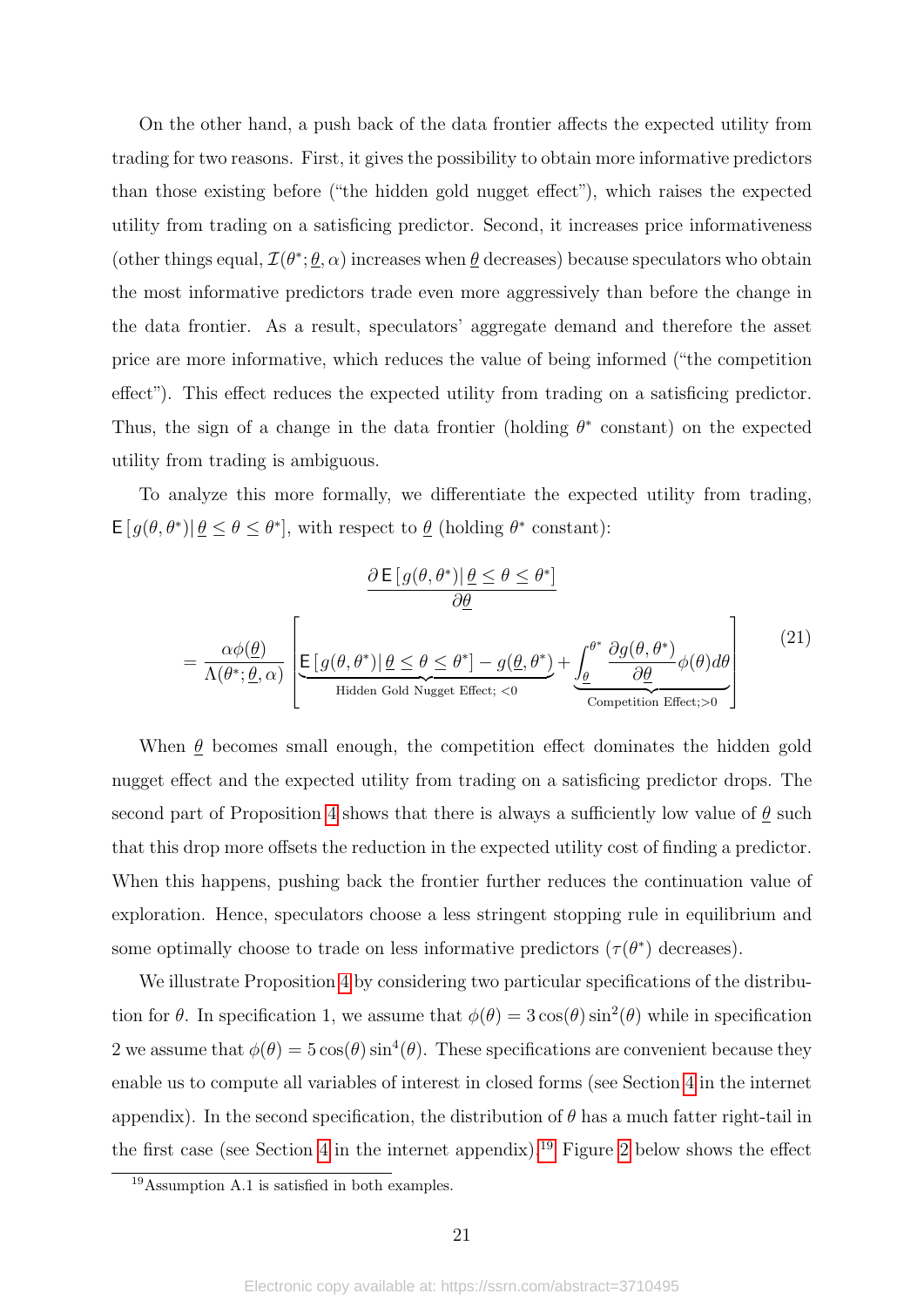On the other hand, a push back of the data frontier affects the expected utility from trading for two reasons. First, it gives the possibility to obtain more informative predictors than those existing before ("the hidden gold nugget effect"), which raises the expected utility from trading on a satisficing predictor. Second, it increases price informativeness (other things equal, $\mathcal{I}(\theta^*; \underline{\theta}, \alpha)$ increases when $\underline{\theta}$ decreases) because speculators who obtain the most informative predictors trade even more aggressively than before the change in the data frontier. As a result, speculators' aggregate demand and therefore the asset price are more informative, which reduces the value of being informed ("the competition effect"). This effect reduces the expected utility from trading on a satisficing predictor. Thus, the sign of a change in the data frontier (holding $\theta^*$ constant) on the expected utility from trading is ambiguous.

To analyze this more formally, we differentiate the expected utility from trading, $\mathsf{E}\left[g(\theta, \theta^*) | \, \underline{\theta} \leq \theta \leq \theta^*\right]$, with respect to $\underline{\theta}$ (holding $\theta^*$ constant):

$$
\frac{\partial \, \mathsf{E}\left[g(\theta, \theta^*) | \, \underline{\theta} \leq \theta \leq \theta^*\right]}{\partial \underline{\theta}}
$$

$$
= \frac{\alpha \phi(\underline{\theta})}{\Lambda(\theta^*; \underline{\theta}, \alpha)} \left[ \underbrace{\mathsf{E}\left[g(\theta, \theta^*) | \, \underline{\theta} \leq \theta \leq \theta^*\right] - g(\underline{\theta}, \theta^*)}_{\text{Hidden Gold Nugget Effect; } <0} + \underbrace{\int_{\underline{\theta}}^{\theta^*} \frac{\partial g(\theta, \theta^*)}{\partial \underline{\theta}} \phi(\theta) d\theta}_{\text{Competition Effect;} >0} \right] \tag{21}
$$

When $\underline{\theta}$ becomes small enough, the competition effect dominates the hidden gold nugget effect and the expected utility from trading on a satisficing predictor drops. The second part of Proposition 4 shows that there is always a sufficiently low value of $\underline{\theta}$ such that this drop more offsets the reduction in the expected utility cost of finding a predictor. When this happens, pushing back the frontier further reduces the continuation value of exploration. Hence, speculators choose a less stringent stopping rule in equilibrium and some optimally choose to trade on less informative predictors ($\tau(\theta^*)$ decreases).

We illustrate Proposition 4 by considering two particular specifications of the distribution for $\theta$. In specification 1, we assume that $\phi(\theta) = 3\cos(\theta)\sin^2(\theta)$ while in specification 2 we assume that $\phi(\theta) = 5\cos(\theta)\sin^4(\theta)$. These specifications are convenient because they enable us to compute all variables of interest in closed forms (see Section 4 in the internet appendix). In the second specification, the distribution of $\theta$ has a much fatter right-tail in the first case (see Section 4 in the internet appendix).[19] Figure 2 below shows the effect

[19] Assumption A.1 is satisfied in both examples.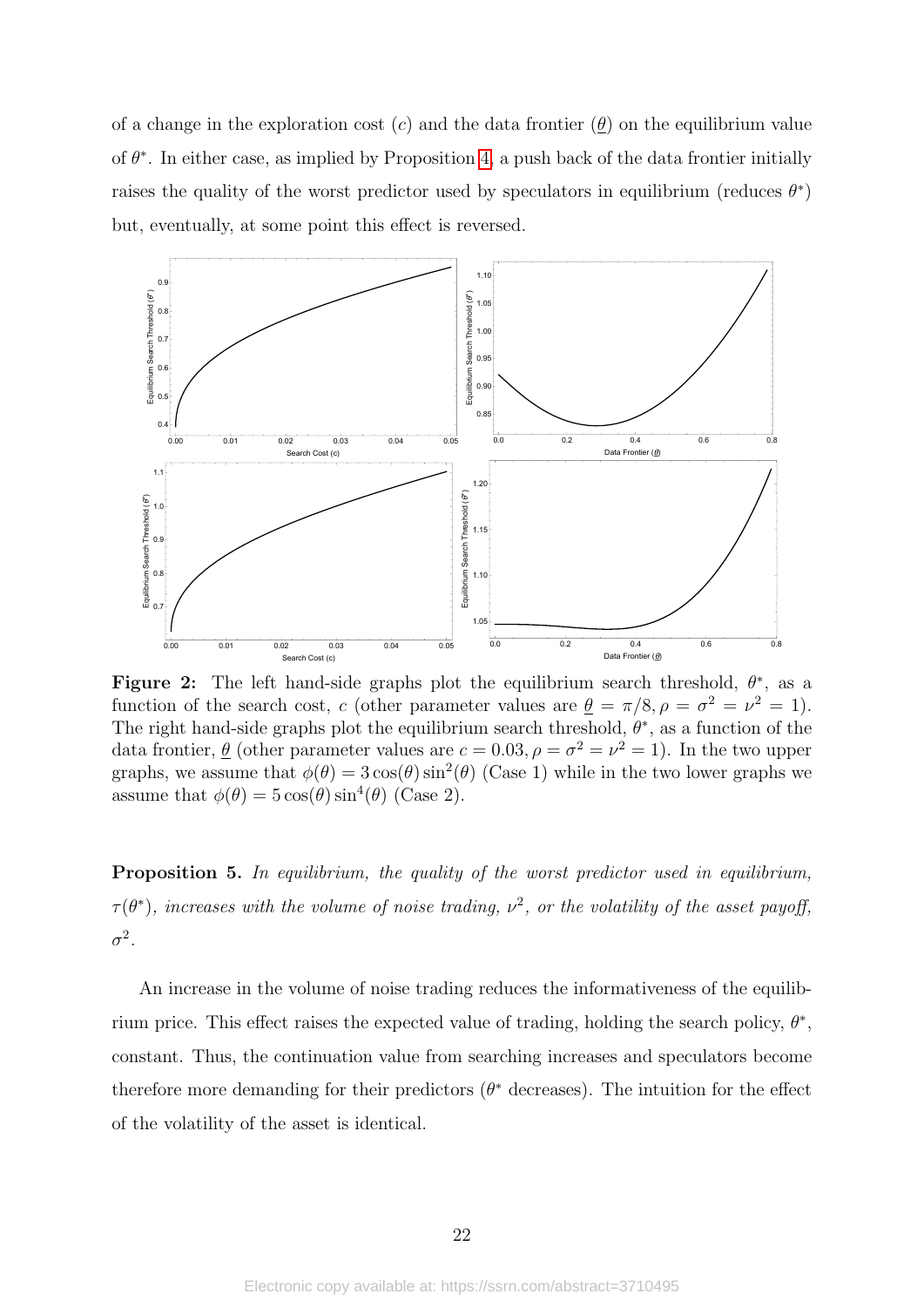of a change in the exploration cost ($c$) and the data frontier ($\underline{\theta}$) on the equilibrium value of $\theta^*$. In either case, as implied by Proposition 4, a push back of the data frontier initially raises the quality of the worst predictor used by speculators in equilibrium (reduces $\theta^*$) but, eventually, at some point this effect is reversed.

**Figure 2:** The left hand-side graphs plot the equilibrium search threshold, $\theta^*$, as a function of the search cost, $c$ (other parameter values are $\underline{\theta} = \pi/8, \rho = \sigma^2 = \nu^2 = 1$). The right hand-side graphs plot the equilibrium search threshold, $\theta^*$, as a function of the data frontier, $\underline{\theta}$ (other parameter values are $c = 0.03, \rho = \sigma^2 = \nu^2 = 1$). In the two upper graphs, we assume that $\phi(\theta) = 3\cos(\theta)\sin^2(\theta)$ (Case 1) while in the two lower graphs we assume that $\phi(\theta) = 5\cos(\theta)\sin^4(\theta)$ (Case 2).

**Proposition 5.** *In equilibrium, the quality of the worst predictor used in equilibrium, $\tau(\theta^*)$, increases with the volume of noise trading, $\nu^2$, or the volatility of the asset payoff, $\sigma^2$.*

An increase in the volume of noise trading reduces the informativeness of the equilibrium price. This effect raises the expected value of trading, holding the search policy, $\theta^*$, constant. Thus, the continuation value from searching increases and speculators become therefore more demanding for their predictors ($\theta^*$ decreases). The intuition for the effect of the volatility of the asset is identical.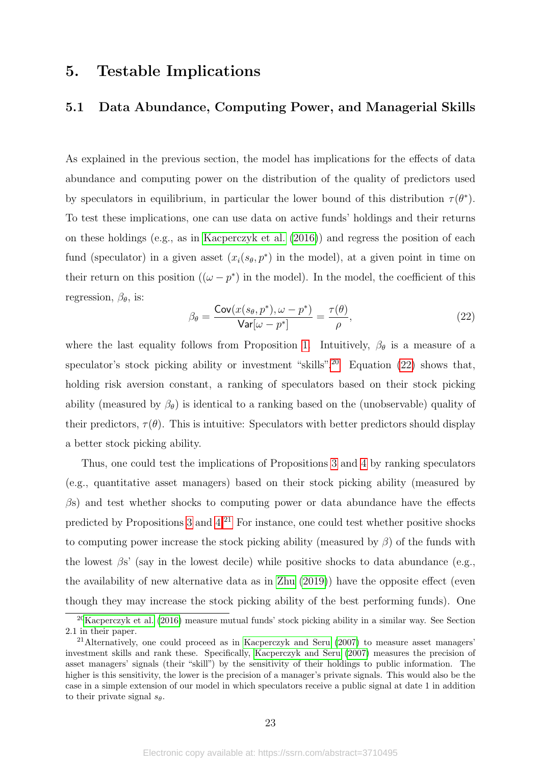# 5. Testable Implications

## 5.1 Data Abundance, Computing Power, and Managerial Skills

As explained in the previous section, the model has implications for the effects of data abundance and computing power on the distribution of the quality of predictors used by speculators in equilibrium, in particular the lower bound of this distribution $\tau(\theta^*)$. To test these implications, one can use data on active funds' holdings and their returns on these holdings (e.g., as in Kacperczyk et al. (2016)) and regress the position of each fund (speculator) in a given asset ($x_i(s_\theta, p^*)$ in the model), at a given point in time on their return on this position ($(\omega - p^*)$ in the model). In the model, the coefficient of this regression, $\beta_\theta$, is:

$$\beta_\theta = \frac{\mathsf{Cov}(x(s_\theta, p^*), \omega - p^*)}{\mathsf{Var}[\omega - p^*]} = \frac{\tau(\theta)}{\rho}, \tag{22}$$

where the last equality follows from Proposition 1. Intuitively, $\beta_\theta$ is a measure of a speculator's stock picking ability or investment "skills".[20] Equation (22) shows that, holding risk aversion constant, a ranking of speculators based on their stock picking ability (measured by $\beta_\theta$) is identical to a ranking based on the (unobservable) quality of their predictors, $\tau(\theta)$. This is intuitive: Speculators with better predictors should display a better stock picking ability.

Thus, one could test the implications of Propositions 3 and 4 by ranking speculators (e.g., quantitative asset managers) based on their stock picking ability (measured by $\beta$s) and test whether shocks to computing power or data abundance have the effects predicted by Propositions 3 and 4.[21] For instance, one could test whether positive shocks to computing power increase the stock picking ability (measured by $\beta$) of the funds with the lowest $\beta$s' (say in the lowest decile) while positive shocks to data abundance (e.g., the availability of new alternative data as in Zhu (2019)) have the opposite effect (even though they may increase the stock picking ability of the best performing funds). One

[20] Kacperczyk et al. (2016) measure mutual funds' stock picking ability in a similar way. See Section 2.1 in their paper.

[21] Alternatively, one could proceed as in Kacperczyk and Seru (2007) to measure asset managers' investment skills and rank these. Specifically, Kacperczyk and Seru (2007) measures the precision of asset managers' signals (their "skill") by the sensitivity of their holdings to public information. The higher is this sensitivity, the lower is the precision of a manager's private signals. This would also be the case in a simple extension of our model in which speculators receive a public signal at date 1 in addition to their private signal $s_\theta$.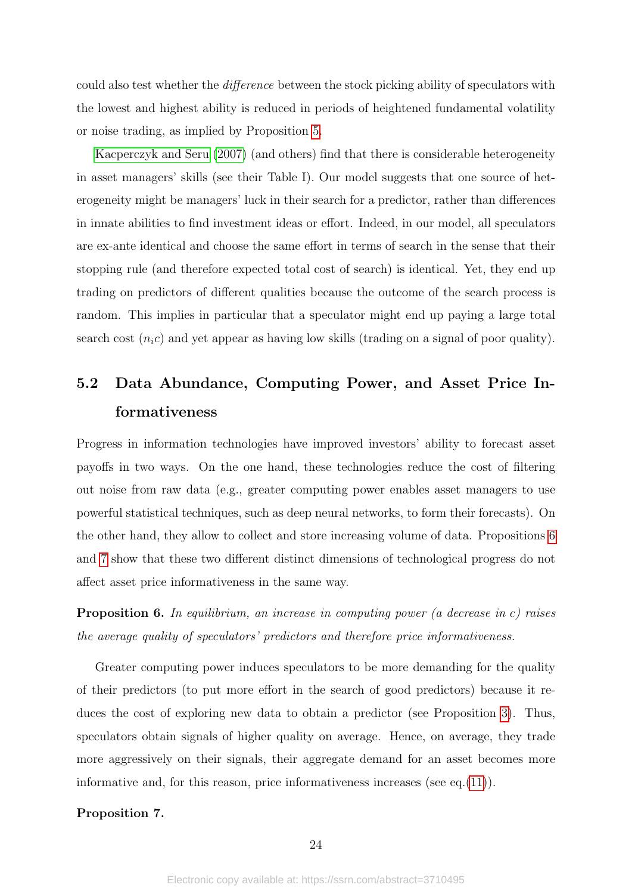could also test whether the *difference* between the stock picking ability of speculators with the lowest and highest ability is reduced in periods of heightened fundamental volatility or noise trading, as implied by Proposition 5.

Kacperczyk and Seru (2007) (and others) find that there is considerable heterogeneity in asset managers' skills (see their Table I). Our model suggests that one source of heterogeneity might be managers' luck in their search for a predictor, rather than differences in innate abilities to find investment ideas or effort. Indeed, in our model, all speculators are ex-ante identical and choose the same effort in terms of search in the sense that their stopping rule (and therefore expected total cost of search) is identical. Yet, they end up trading on predictors of different qualities because the outcome of the search process is random. This implies in particular that a speculator might end up paying a large total search cost ($n_i c$) and yet appear as having low skills (trading on a signal of poor quality).

## 5.2 Data Abundance, Computing Power, and Asset Price Informativeness

Progress in information technologies have improved investors' ability to forecast asset payoffs in two ways. On the one hand, these technologies reduce the cost of filtering out noise from raw data (e.g., greater computing power enables asset managers to use powerful statistical techniques, such as deep neural networks, to form their forecasts). On the other hand, they allow to collect and store increasing volume of data. Propositions 6 and 7 show that these two different distinct dimensions of technological progress do not affect asset price informativeness in the same way.

**Proposition 6.** *In equilibrium, an increase in computing power (a decrease in $c$) raises the average quality of speculators' predictors and therefore price informativeness.*

Greater computing power induces speculators to be more demanding for the quality of their predictors (to put more effort in the search of good predictors) because it reduces the cost of exploring new data to obtain a predictor (see Proposition 3). Thus, speculators obtain signals of higher quality on average. Hence, on average, they trade more aggressively on their signals, their aggregate demand for an asset becomes more informative and, for this reason, price informativeness increases (see eq.(11)).

**Proposition 7.**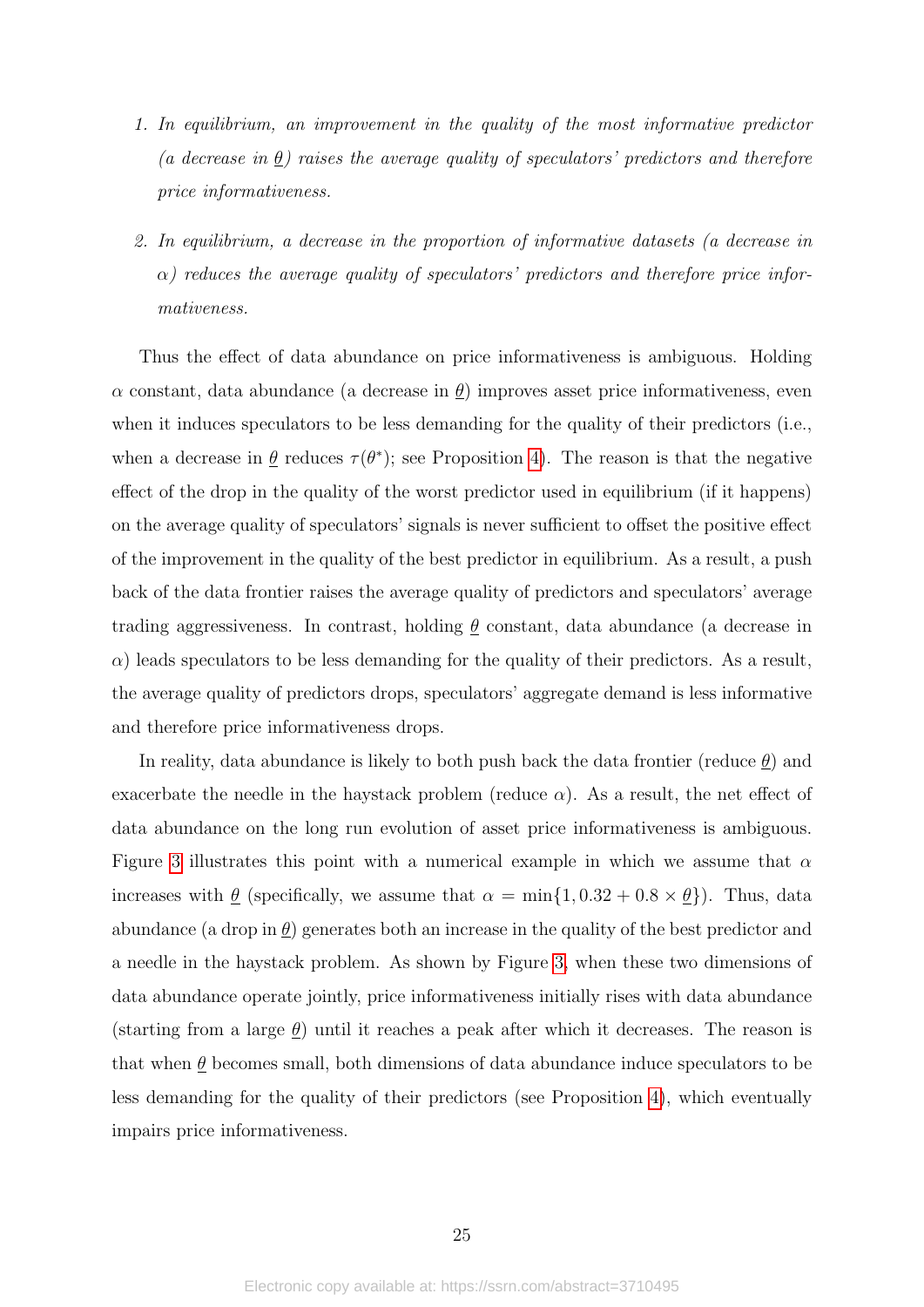1. *In equilibrium, an improvement in the quality of the most informative predictor (a decrease in $\underline{\theta}$) raises the average quality of speculators' predictors and therefore price informativeness.*

2. *In equilibrium, a decrease in the proportion of informative datasets (a decrease in $\alpha$) reduces the average quality of speculators' predictors and therefore price informativeness.*

Thus the effect of data abundance on price informativeness is ambiguous. Holding $\alpha$ constant, data abundance (a decrease in $\underline{\theta}$) improves asset price informativeness, even when it induces speculators to be less demanding for the quality of their predictors (i.e., when a decrease in $\underline{\theta}$ reduces $\tau(\theta^*)$; see Proposition 4). The reason is that the negative effect of the drop in the quality of the worst predictor used in equilibrium (if it happens) on the average quality of speculators' signals is never sufficient to offset the positive effect of the improvement in the quality of the best predictor in equilibrium. As a result, a push back of the data frontier raises the average quality of predictors and speculators' average trading aggressiveness. In contrast, holding $\underline{\theta}$ constant, data abundance (a decrease in $\alpha$) leads speculators to be less demanding for the quality of their predictors. As a result, the average quality of predictors drops, speculators' aggregate demand is less informative and therefore price informativeness drops.

In reality, data abundance is likely to both push back the data frontier (reduce $\underline{\theta}$) and exacerbate the needle in the haystack problem (reduce $\alpha$). As a result, the net effect of data abundance on the long run evolution of asset price informativeness is ambiguous. Figure 3 illustrates this point with a numerical example in which we assume that $\alpha$ increases with $\underline{\theta}$ (specifically, we assume that $\alpha = \min\{1, 0.32 + 0.8 \times \underline{\theta}\}$). Thus, data abundance (a drop in $\underline{\theta}$) generates both an increase in the quality of the best predictor and a needle in the haystack problem. As shown by Figure 3, when these two dimensions of data abundance operate jointly, price informativeness initially rises with data abundance (starting from a large $\underline{\theta}$) until it reaches a peak after which it decreases. The reason is that when $\underline{\theta}$ becomes small, both dimensions of data abundance induce speculators to be less demanding for the quality of their predictors (see Proposition 4), which eventually impairs price informativeness.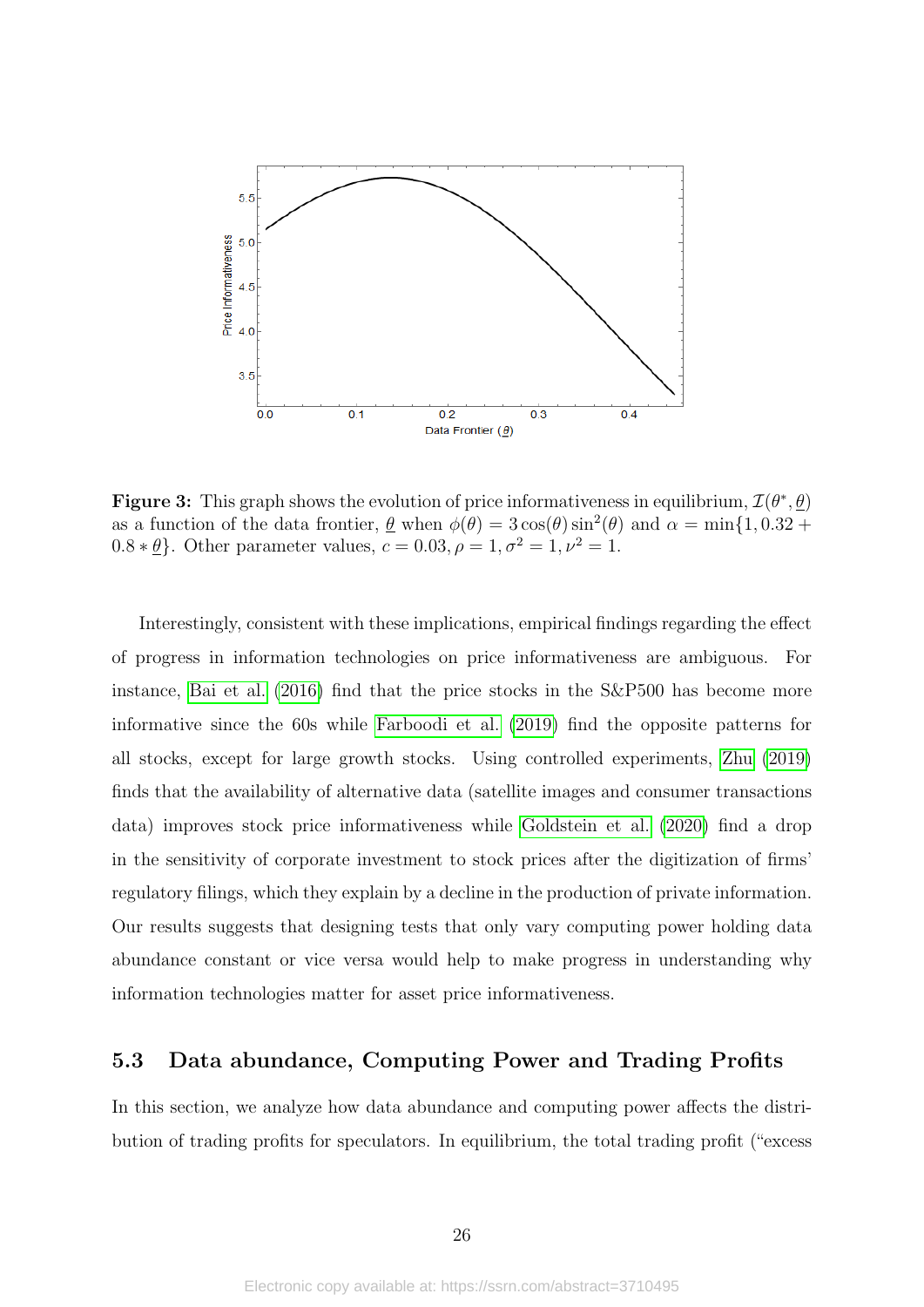**Figure 3:** This graph shows the evolution of price informativeness in equilibrium, $\mathcal{I}(\theta^*, \underline{\theta})$ as a function of the data frontier, $\underline{\theta}$ when $\phi(\theta) = 3\cos(\theta)\sin^2(\theta)$ and $\alpha = \min\{1, 0.32 + 0.8 * \underline{\theta}\}$. Other parameter values, $c = 0.03, \rho = 1, \sigma^2 = 1, \nu^2 = 1$.

Interestingly, consistent with these implications, empirical findings regarding the effect of progress in information technologies on price informativeness are ambiguous. For instance, Bai et al. (2016) find that the price stocks in the S&P500 has become more informative since the 60s while Farboodi et al. (2019) find the opposite patterns for all stocks, except for large growth stocks. Using controlled experiments, Zhu (2019) finds that the availability of alternative data (satellite images and consumer transactions data) improves stock price informativeness while Goldstein et al. (2020) find a drop in the sensitivity of corporate investment to stock prices after the digitization of firms' regulatory filings, which they explain by a decline in the production of private information. Our results suggests that designing tests that only vary computing power holding data abundance constant or vice versa would help to make progress in understanding why information technologies matter for asset price informativeness.

## 5.3 Data abundance, Computing Power and Trading Profits

In this section, we analyze how data abundance and computing power affects the distribution of trading profits for speculators. In equilibrium, the total trading profit ("excess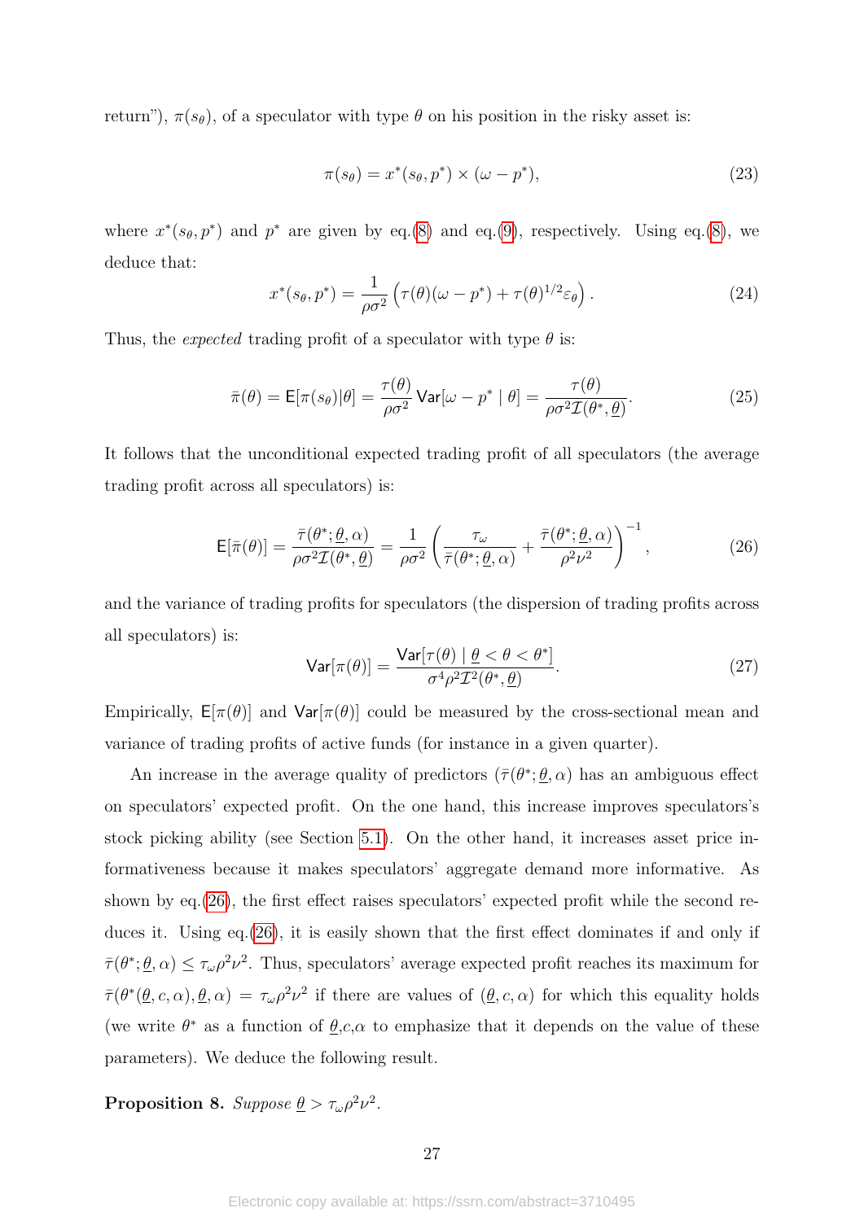return"), $\pi(s_\theta)$, of a speculator with type $\theta$ on his position in the risky asset is:

$$\pi(s_\theta) = x^*(s_\theta, p^*) \times (\omega - p^*), \tag{23}$$

where $x^*(s_\theta, p^*)$ and $p^*$ are given by eq.(8) and eq.(9), respectively. Using eq.(8), we deduce that:

$$x^*(s_\theta, p^*) = \frac{1}{\rho\sigma^2}\left(\tau(\theta)(\omega - p^*) + \tau(\theta)^{1/2}\varepsilon_\theta\right). \tag{24}$$

Thus, the *expected* trading profit of a speculator with type $\theta$ is:

$$\bar{\pi}(\theta) = \mathsf{E}[\pi(s_\theta)|\theta] = \frac{\tau(\theta)}{\rho\sigma^2}\mathsf{Var}[\omega - p^* \mid \theta] = \frac{\tau(\theta)}{\rho\sigma^2\mathcal{I}(\theta^*, \underline{\theta})}. \tag{25}$$

It follows that the unconditional expected trading profit of all speculators (the average trading profit across all speculators) is:

$$\mathsf{E}[\bar{\pi}(\theta)] = \frac{\bar{\tau}(\theta^*; \underline{\theta}, \alpha)}{\rho\sigma^2\mathcal{I}(\theta^*, \underline{\theta})} = \frac{1}{\rho\sigma^2}\left(\frac{\tau_\omega}{\bar{\tau}(\theta^*; \underline{\theta}, \alpha)} + \frac{\bar{\tau}(\theta^*; \underline{\theta}, \alpha)}{\rho^2\nu^2}\right)^{-1}, \tag{26}$$

and the variance of trading profits for speculators (the dispersion of trading profits across all speculators) is:

$$\mathsf{Var}[\pi(\theta)] = \frac{\mathsf{Var}[\tau(\theta) \mid \underline{\theta} < \theta < \theta^*]}{\sigma^4\rho^2\mathcal{I}^2(\theta^*, \underline{\theta})}. \tag{27}$$

Empirically, $\mathsf{E}[\pi(\theta)]$ and $\mathsf{Var}[\pi(\theta)]$ could be measured by the cross-sectional mean and variance of trading profits of active funds (for instance in a given quarter).

An increase in the average quality of predictors ($\bar{\tau}(\theta^*; \underline{\theta}, \alpha)$ has an ambiguous effect on speculators' expected profit. On the one hand, this increase improves speculators's stock picking ability (see Section 5.1). On the other hand, it increases asset price informativeness because it makes speculators' aggregate demand more informative. As shown by eq.(26), the first effect raises speculators' expected profit while the second reduces it. Using eq.(26), it is easily shown that the first effect dominates if and only if $\bar{\tau}(\theta^*; \underline{\theta}, \alpha) \leq \tau_\omega\rho^2\nu^2$. Thus, speculators' average expected profit reaches its maximum for $\bar{\tau}(\theta^*(\underline{\theta}, c, \alpha), \underline{\theta}, \alpha) = \tau_\omega\rho^2\nu^2$ if there are values of $(\underline{\theta}, c, \alpha)$ for which this equality holds (we write $\theta^*$ as a function of $\underline{\theta}$,$c$,$\alpha$ to emphasize that it depends on the value of these parameters). We deduce the following result.

**Proposition 8.** *Suppose* $\underline{\theta} > \tau_\omega\rho^2\nu^2$.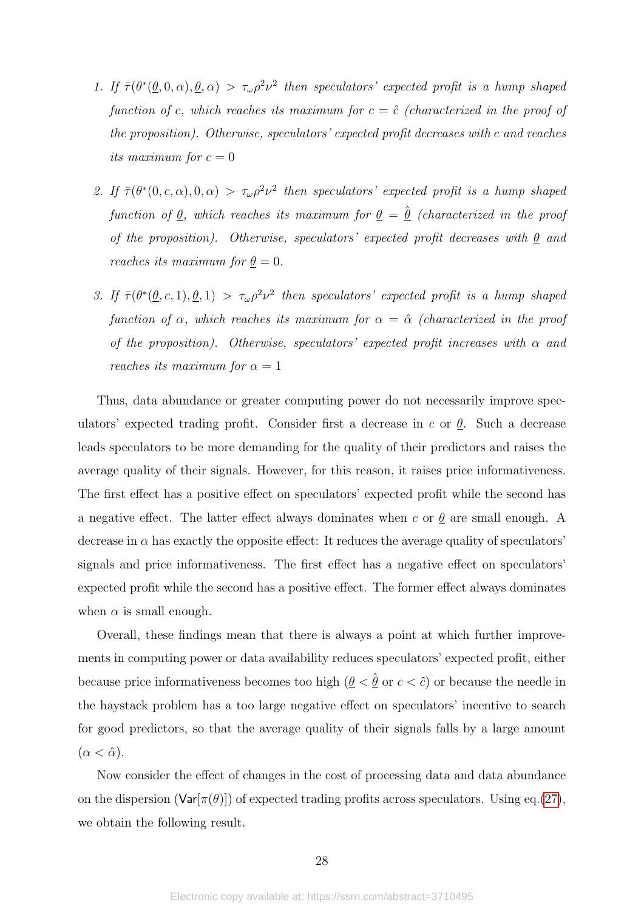1. *If $\bar{\tau}(\theta^*(\underline{\theta}, 0, \alpha), \underline{\theta}, \alpha) > \tau_\omega \rho^2 \nu^2$ then speculators' expected profit is a hump shaped function of $c$, which reaches its maximum for $c = \hat{c}$ (characterized in the proof of the proposition). Otherwise, speculators' expected profit decreases with $c$ and reaches its maximum for $c = 0$*

2. *If $\bar{\tau}(\theta^*(0, c, \alpha), 0, \alpha) > \tau_\omega \rho^2 \nu^2$ then speculators' expected profit is a hump shaped function of $\underline{\theta}$, which reaches its maximum for $\underline{\theta} = \hat{\underline{\theta}}$ (characterized in the proof of the proposition). Otherwise, speculators' expected profit decreases with $\underline{\theta}$ and reaches its maximum for $\underline{\theta} = 0$.*

3. *If $\bar{\tau}(\theta^*(\underline{\theta}, c, 1), \underline{\theta}, 1) > \tau_\omega \rho^2 \nu^2$ then speculators' expected profit is a hump shaped function of $\alpha$, which reaches its maximum for $\alpha = \hat{\alpha}$ (characterized in the proof of the proposition). Otherwise, speculators' expected profit increases with $\alpha$ and reaches its maximum for $\alpha = 1$*

Thus, data abundance or greater computing power do not necessarily improve speculators' expected trading profit. Consider first a decrease in $c$ or $\underline{\theta}$. Such a decrease leads speculators to be more demanding for the quality of their predictors and raises the average quality of their signals. However, for this reason, it raises price informativeness. The first effect has a positive effect on speculators' expected profit while the second has a negative effect. The latter effect always dominates when $c$ or $\underline{\theta}$ are small enough. A decrease in $\alpha$ has exactly the opposite effect: It reduces the average quality of speculators' signals and price informativeness. The first effect has a negative effect on speculators' expected profit while the second has a positive effect. The former effect always dominates when $\alpha$ is small enough.

Overall, these findings mean that there is always a point at which further improvements in computing power or data availability reduces speculators' expected profit, either because price informativeness becomes too high ($\underline{\theta} < \hat{\underline{\theta}}$ or $c < \hat{c}$) or because the needle in the haystack problem has a too large negative effect on speculators' incentive to search for good predictors, so that the average quality of their signals falls by a large amount ($\alpha < \hat{\alpha}$).

Now consider the effect of changes in the cost of processing data and data abundance on the dispersion ($\mathsf{Var}[\pi(\theta)]$) of expected trading profits across speculators. Using eq.(27), we obtain the following result.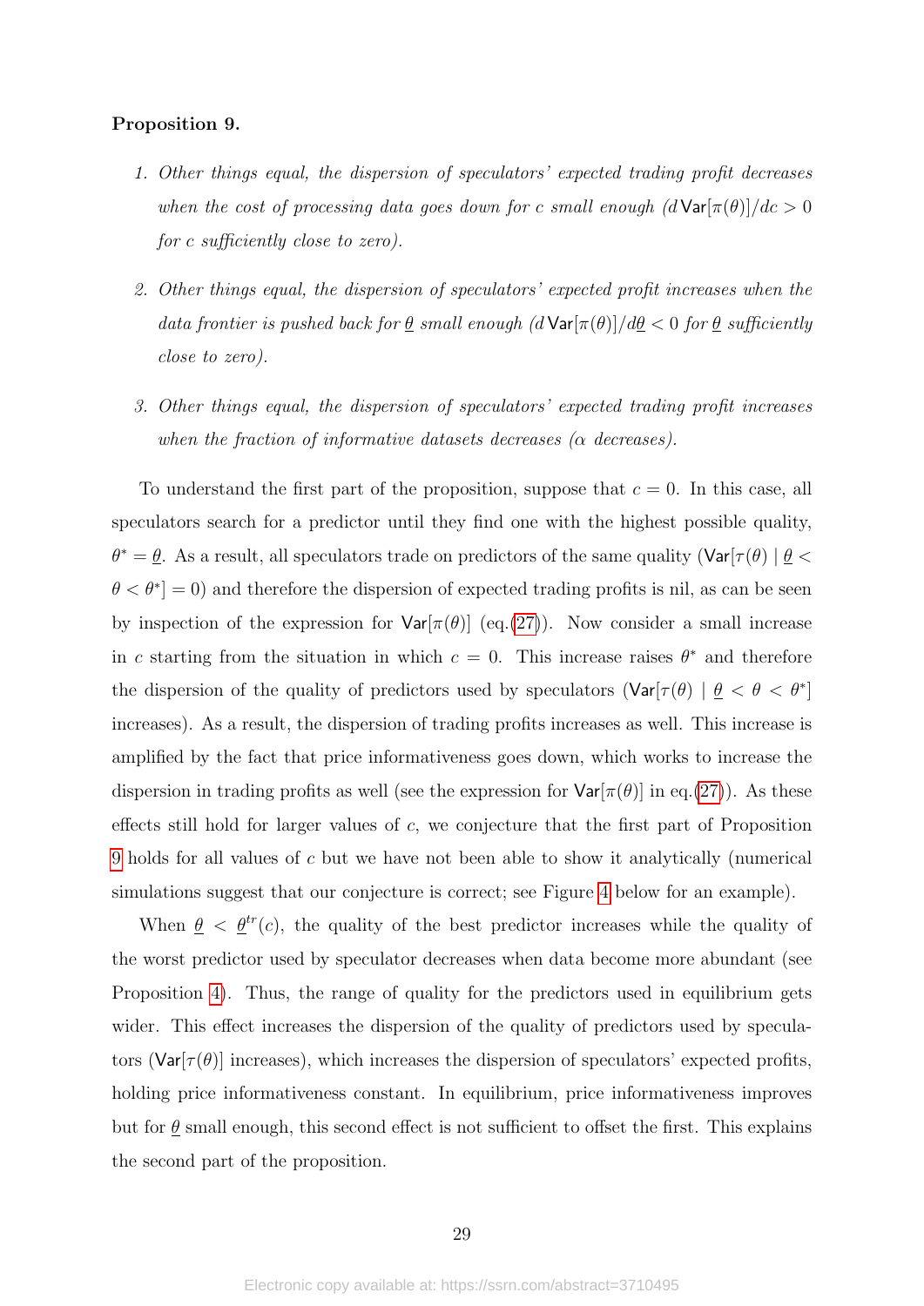**Proposition 9.**

1. *Other things equal, the dispersion of speculators' expected trading profit decreases when the cost of processing data goes down for $c$ small enough ($d\,\mathsf{Var}[\pi(\theta)]/dc > 0$ for $c$ sufficiently close to zero).*

2. *Other things equal, the dispersion of speculators' expected profit increases when the data frontier is pushed back for $\underline{\theta}$ small enough ($d\,\mathsf{Var}[\pi(\theta)]/d\underline{\theta} < 0$ for $\underline{\theta}$ sufficiently close to zero).*

3. *Other things equal, the dispersion of speculators' expected trading profit increases when the fraction of informative datasets decreases ($\alpha$ decreases).*

To understand the first part of the proposition, suppose that $c = 0$. In this case, all speculators search for a predictor until they find one with the highest possible quality, $\theta^* = \underline{\theta}$. As a result, all speculators trade on predictors of the same quality ($\mathsf{Var}[\tau(\theta) \mid \underline{\theta} < \theta < \theta^*] = 0$) and therefore the dispersion of expected trading profits is nil, as can be seen by inspection of the expression for $\mathsf{Var}[\pi(\theta)]$ (eq.(27)). Now consider a small increase in $c$ starting from the situation in which $c = 0$. This increase raises $\theta^*$ and therefore the dispersion of the quality of predictors used by speculators ($\mathsf{Var}[\tau(\theta) \mid \underline{\theta} < \theta < \theta^*]$ increases). As a result, the dispersion of trading profits increases as well. This increase is amplified by the fact that price informativeness goes down, which works to increase the dispersion in trading profits as well (see the expression for $\mathsf{Var}[\pi(\theta)]$ in eq.(27)). As these effects still hold for larger values of $c$, we conjecture that the first part of Proposition 9 holds for all values of $c$ but we have not been able to show it analytically (numerical simulations suggest that our conjecture is correct; see Figure 4 below for an example).

When $\underline{\theta} < \underline{\theta}^{tr}(c)$, the quality of the best predictor increases while the quality of the worst predictor used by speculator decreases when data become more abundant (see Proposition 4). Thus, the range of quality for the predictors used in equilibrium gets wider. This effect increases the dispersion of the quality of predictors used by speculators ($\mathsf{Var}[\tau(\theta)]$ increases), which increases the dispersion of speculators' expected profits, holding price informativeness constant. In equilibrium, price informativeness improves but for $\underline{\theta}$ small enough, this second effect is not sufficient to offset the first. This explains the second part of the proposition.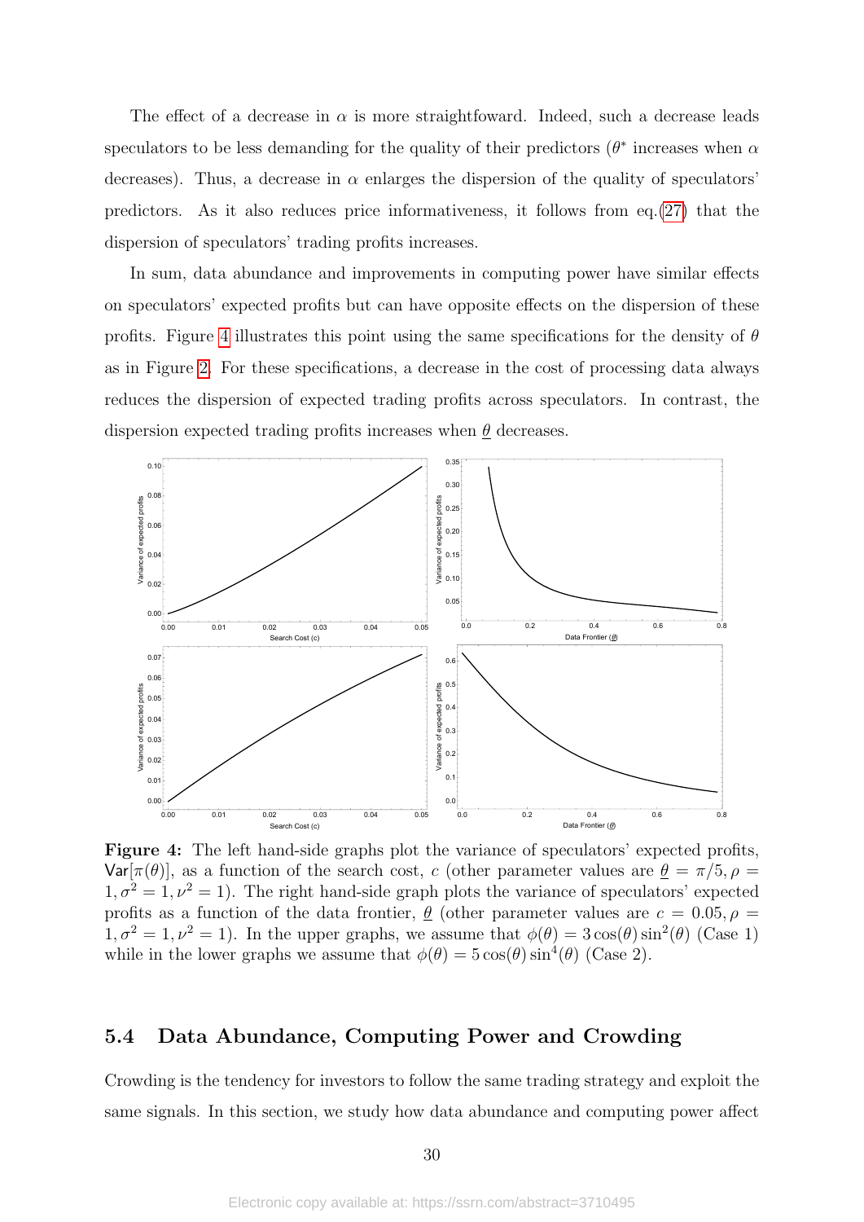The effect of a decrease in $\alpha$ is more straightfoward. Indeed, such a decrease leads speculators to be less demanding for the quality of their predictors ($\theta^*$ increases when $\alpha$ decreases). Thus, a decrease in $\alpha$ enlarges the dispersion of the quality of speculators' predictors. As it also reduces price informativeness, it follows from eq.(27) that the dispersion of speculators' trading profits increases.

In sum, data abundance and improvements in computing power have similar effects on speculators' expected profits but can have opposite effects on the dispersion of these profits. Figure 4 illustrates this point using the same specifications for the density of $\theta$ as in Figure 2. For these specifications, a decrease in the cost of processing data always reduces the dispersion of expected trading profits across speculators. In contrast, the dispersion expected trading profits increases when $\underline{\theta}$ decreases.

**Figure 4:** The left hand-side graphs plot the variance of speculators' expected profits, $\mathsf{Var}[\pi(\theta)]$, as a function of the search cost, $c$ (other parameter values are $\underline{\theta} = \pi/5, \rho = 1, \sigma^2 = 1, \nu^2 = 1$). The right hand-side graph plots the variance of speculators' expected profits as a function of the data frontier, $\underline{\theta}$ (other parameter values are $c = 0.05, \rho = 1, \sigma^2 = 1, \nu^2 = 1$). In the upper graphs, we assume that $\phi(\theta) = 3\cos(\theta)\sin^2(\theta)$ (Case 1) while in the lower graphs we assume that $\phi(\theta) = 5\cos(\theta)\sin^4(\theta)$ (Case 2).

## 5.4 Data Abundance, Computing Power and Crowding

Crowding is the tendency for investors to follow the same trading strategy and exploit the same signals. In this section, we study how data abundance and computing power affect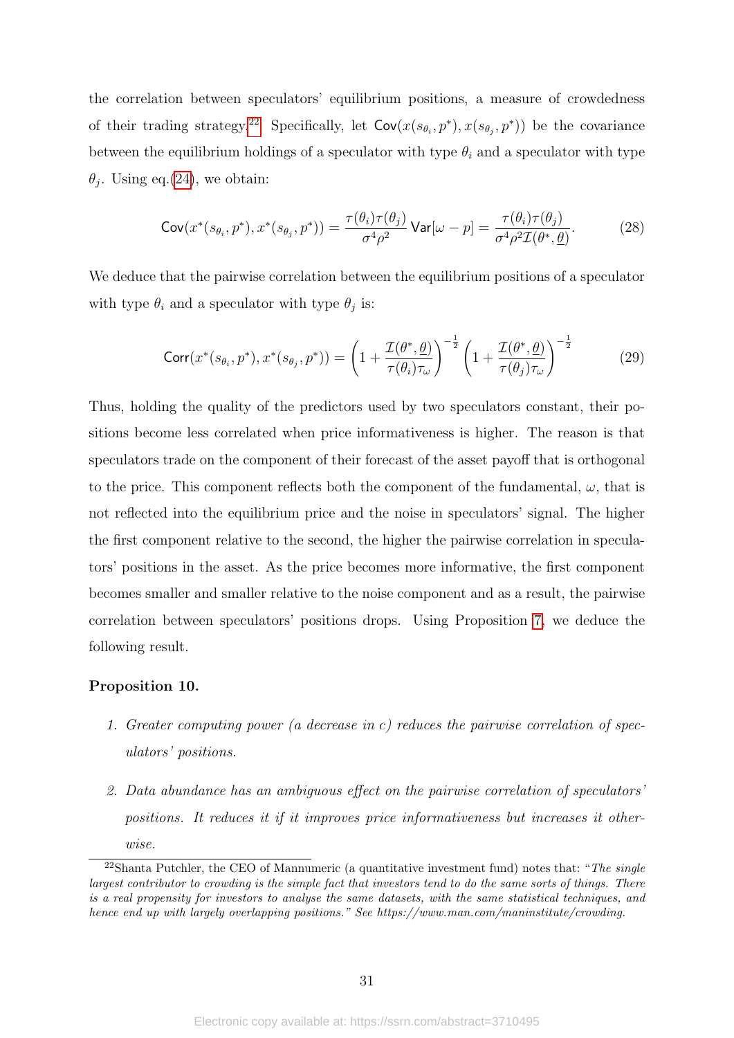the correlation between speculators' equilibrium positions, a measure of crowdedness of their trading strategy.[22] Specifically, let $\mathsf{Cov}(x(s_{\theta_i}, p^*), x(s_{\theta_j}, p^*))$ be the covariance between the equilibrium holdings of a speculator with type $\theta_i$ and a speculator with type $\theta_j$. Using eq.(24), we obtain:

$$\mathsf{Cov}(x^*(s_{\theta_i}, p^*), x^*(s_{\theta_j}, p^*)) = \frac{\tau(\theta_i)\tau(\theta_j)}{\sigma^4\rho^2}\mathsf{Var}[\omega - p] = \frac{\tau(\theta_i)\tau(\theta_j)}{\sigma^4\rho^2\mathcal{I}(\theta^*, \underline{\theta})}. \tag{28}$$

We deduce that the pairwise correlation between the equilibrium positions of a speculator with type $\theta_i$ and a speculator with type $\theta_j$ is:

$$\mathsf{Corr}(x^*(s_{\theta_i}, p^*), x^*(s_{\theta_j}, p^*)) = \left(1 + \frac{\mathcal{I}(\theta^*, \underline{\theta})}{\tau(\theta_i)\tau_\omega}\right)^{-\frac{1}{2}}\left(1 + \frac{\mathcal{I}(\theta^*, \underline{\theta})}{\tau(\theta_j)\tau_\omega}\right)^{-\frac{1}{2}} \tag{29}$$

Thus, holding the quality of the predictors used by two speculators constant, their positions become less correlated when price informativeness is higher. The reason is that speculators trade on the component of their forecast of the asset payoff that is orthogonal to the price. This component reflects both the component of the fundamental, $\omega$, that is not reflected into the equilibrium price and the noise in speculators' signal. The higher the first component relative to the second, the higher the pairwise correlation in speculators' positions in the asset. As the price becomes more informative, the first component becomes smaller and smaller relative to the noise component and as a result, the pairwise correlation between speculators' positions drops. Using Proposition 7, we deduce the following result.

**Proposition 10.**

1. *Greater computing power (a decrease in $c$) reduces the pairwise correlation of speculators' positions.*
2. *Data abundance has an ambiguous effect on the pairwise correlation of speculators' positions. It reduces it if it improves price informativeness but increases it otherwise.*

[22] Shanta Putchler, the CEO of Mannumeric (a quantitative investment fund) notes that: "*The single largest contributor to crowding is the simple fact that investors tend to do the same sorts of things. There is a real propensity for investors to analyse the same datasets, with the same statistical techniques, and hence end up with largely overlapping positions.*" *See https://www.man.com/maninstitute/crowding.*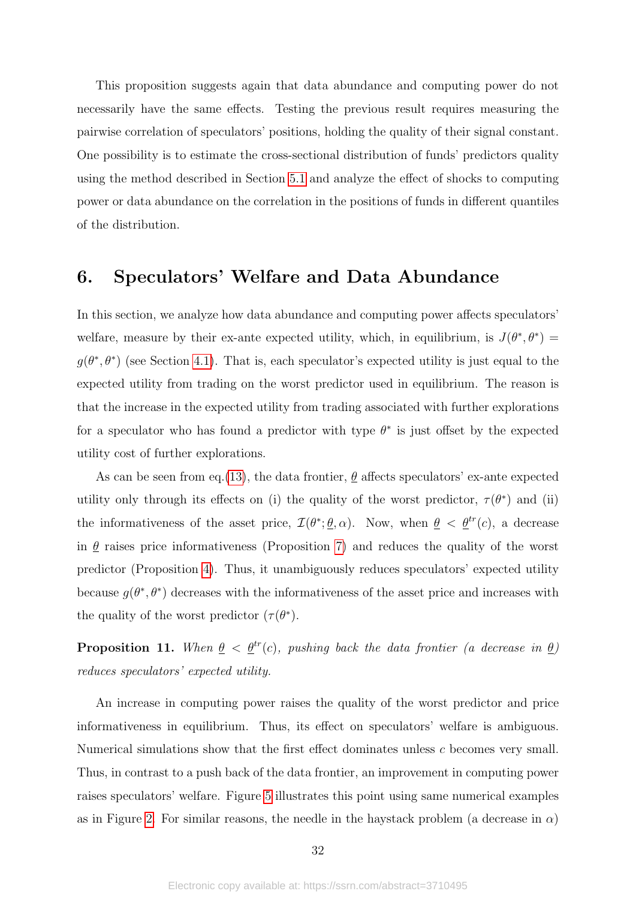This proposition suggests again that data abundance and computing power do not necessarily have the same effects. Testing the previous result requires measuring the pairwise correlation of speculators' positions, holding the quality of their signal constant. One possibility is to estimate the cross-sectional distribution of funds' predictors quality using the method described in Section 5.1 and analyze the effect of shocks to computing power or data abundance on the correlation in the positions of funds in different quantiles of the distribution.

## 6. Speculators' Welfare and Data Abundance

In this section, we analyze how data abundance and computing power affects speculators' welfare, measure by their ex-ante expected utility, which, in equilibrium, is $J(\theta^*, \theta^*) = g(\theta^*, \theta^*)$ (see Section 4.1). That is, each speculator's expected utility is just equal to the expected utility from trading on the worst predictor used in equilibrium. The reason is that the increase in the expected utility from trading associated with further explorations for a speculator who has found a predictor with type $\theta^*$ is just offset by the expected utility cost of further explorations.

As can be seen from eq.(13), the data frontier, $\underline{\theta}$ affects speculators' ex-ante expected utility only through its effects on (i) the quality of the worst predictor, $\tau(\theta^*)$ and (ii) the informativeness of the asset price, $\mathcal{I}(\theta^*; \underline{\theta}, \alpha)$. Now, when $\underline{\theta} < \underline{\theta}^{tr}(c)$, a decrease in $\underline{\theta}$ raises price informativeness (Proposition 7) and reduces the quality of the worst predictor (Proposition 4). Thus, it unambiguously reduces speculators' expected utility because $g(\theta^*, \theta^*)$ decreases with the informativeness of the asset price and increases with the quality of the worst predictor ($\tau(\theta^*)$.

**Proposition 11.** *When $\underline{\theta} < \underline{\theta}^{tr}(c)$, pushing back the data frontier (a decrease in $\underline{\theta}$) reduces speculators' expected utility.*

An increase in computing power raises the quality of the worst predictor and price informativeness in equilibrium. Thus, its effect on speculators' welfare is ambiguous. Numerical simulations show that the first effect dominates unless $c$ becomes very small. Thus, in contrast to a push back of the data frontier, an improvement in computing power raises speculators' welfare. Figure 5 illustrates this point using same numerical examples as in Figure 2. For similar reasons, the needle in the haystack problem (a decrease in $\alpha$)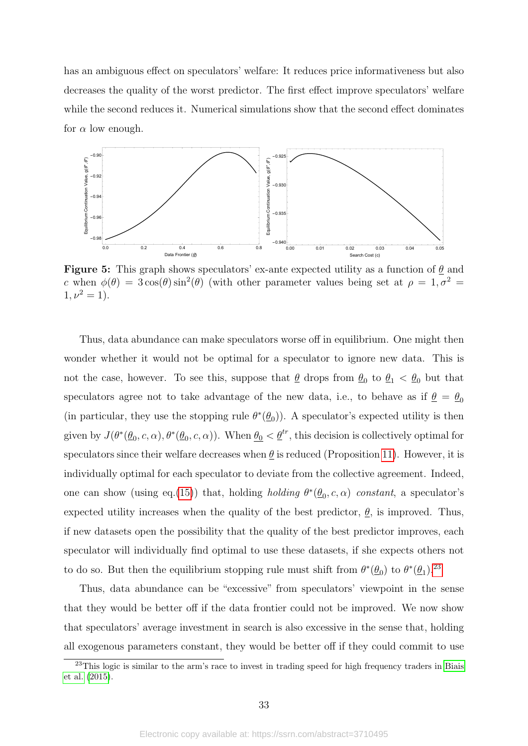has an ambiguous effect on speculators' welfare: It reduces price informativeness but also decreases the quality of the worst predictor. The first effect improve speculators' welfare while the second reduces it. Numerical simulations show that the second effect dominates for $\alpha$ low enough.

**Figure 5:** This graph shows speculators' ex-ante expected utility as a function of $\underline{\theta}$ and $c$ when $\phi(\theta) = 3\cos(\theta)\sin^2(\theta)$ (with other parameter values being set at $\rho = 1, \sigma^2 = 1, \nu^2 = 1$).

Thus, data abundance can make speculators worse off in equilibrium. One might then wonder whether it would not be optimal for a speculator to ignore new data. This is not the case, however. To see this, suppose that $\underline{\theta}$ drops from $\underline{\theta}_0$ to $\underline{\theta}_1 < \underline{\theta}_0$ but that speculators agree not to take advantage of the new data, i.e., to behave as if $\underline{\theta} = \underline{\theta}_0$ (in particular, they use the stopping rule $\theta^*(\underline{\theta}_0)$). A speculator's expected utility is then given by $J(\theta^*(\underline{\theta}_0, c, \alpha), \theta^*(\underline{\theta}_0, c, \alpha))$. When $\underline{\theta}_0 < \underline{\theta}^{tr}$, this decision is collectively optimal for speculators since their welfare decreases when $\underline{\theta}$ is reduced (Proposition 11). However, it is individually optimal for each speculator to deviate from the collective agreement. Indeed, one can show (using eq.(15)) that, holding *holding* $\theta^*(\underline{\theta}_0, c, \alpha)$ *constant*, a speculator's expected utility increases when the quality of the best predictor, $\underline{\theta}$, is improved. Thus, if new datasets open the possibility that the quality of the best predictor improves, each speculator will individually find optimal to use these datasets, if she expects others not to do so. But then the equilibrium stopping rule must shift from $\theta^*(\underline{\theta}_0)$ to $\theta^*(\underline{\theta}_1)$.[23]

Thus, data abundance can be "excessive" from speculators' viewpoint in the sense that they would be better off if the data frontier could not be improved. We now show that speculators' average investment in search is also excessive in the sense that, holding all exogenous parameters constant, they would be better off if they could commit to use

[23]This logic is similar to the arm's race to invest in trading speed for high frequency traders in Biais et al. (2015).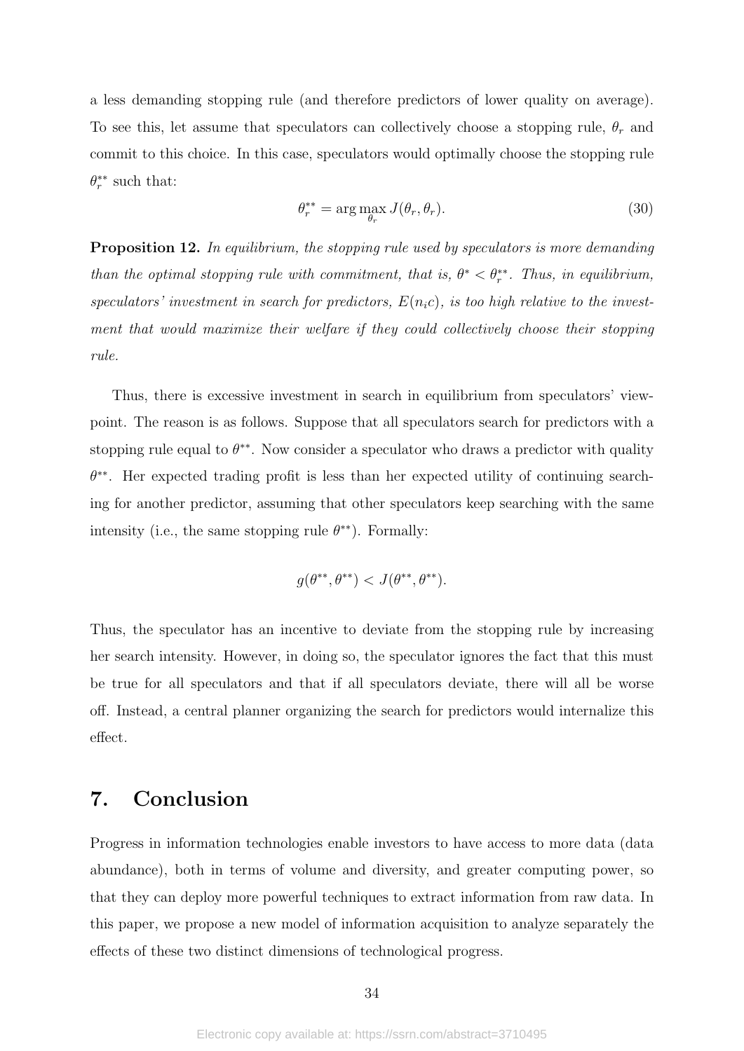a less demanding stopping rule (and therefore predictors of lower quality on average). To see this, let assume that speculators can collectively choose a stopping rule, $\theta_r$ and commit to this choice. In this case, speculators would optimally choose the stopping rule $\theta_r^{**}$ such that:

$$\theta_r^{**} = \arg\max_{\theta_r} J(\theta_r, \theta_r). \tag{30}$$

**Proposition 12.** *In equilibrium, the stopping rule used by speculators is more demanding than the optimal stopping rule with commitment, that is, $\theta^* < \theta_r^{**}$. Thus, in equilibrium, speculators' investment in search for predictors, $E(n_i c)$, is too high relative to the investment that would maximize their welfare if they could collectively choose their stopping rule.*

Thus, there is excessive investment in search in equilibrium from speculators' viewpoint. The reason is as follows. Suppose that all speculators search for predictors with a stopping rule equal to $\theta^{**}$. Now consider a speculator who draws a predictor with quality $\theta^{**}$. Her expected trading profit is less than her expected utility of continuing searching for another predictor, assuming that other speculators keep searching with the same intensity (i.e., the same stopping rule $\theta^{**}$). Formally:

$$g(\theta^{**}, \theta^{**}) < J(\theta^{**}, \theta^{**}).$$

Thus, the speculator has an incentive to deviate from the stopping rule by increasing her search intensity. However, in doing so, the speculator ignores the fact that this must be true for all speculators and that if all speculators deviate, there will all be worse off. Instead, a central planner organizing the search for predictors would internalize this effect.

## 7. Conclusion

Progress in information technologies enable investors to have access to more data (data abundance), both in terms of volume and diversity, and greater computing power, so that they can deploy more powerful techniques to extract information from raw data. In this paper, we propose a new model of information acquisition to analyze separately the effects of these two distinct dimensions of technological progress.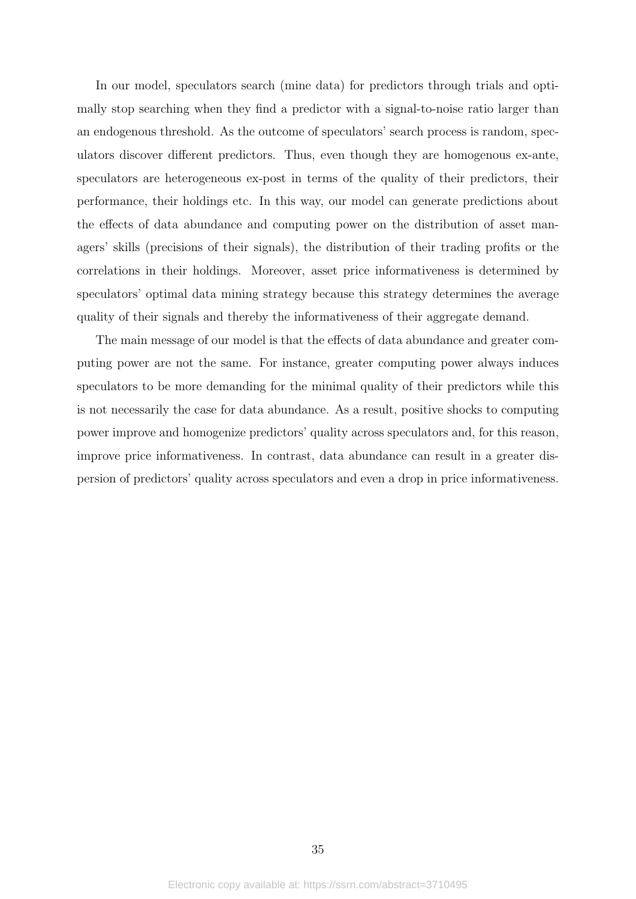In our model, speculators search (mine data) for predictors through trials and optimally stop searching when they find a predictor with a signal-to-noise ratio larger than an endogenous threshold. As the outcome of speculators' search process is random, speculators discover different predictors. Thus, even though they are homogenous ex-ante, speculators are heterogeneous ex-post in terms of the quality of their predictors, their performance, their holdings etc. In this way, our model can generate predictions about the effects of data abundance and computing power on the distribution of asset managers' skills (precisions of their signals), the distribution of their trading profits or the correlations in their holdings. Moreover, asset price informativeness is determined by speculators' optimal data mining strategy because this strategy determines the average quality of their signals and thereby the informativeness of their aggregate demand.

The main message of our model is that the effects of data abundance and greater computing power are not the same. For instance, greater computing power always induces speculators to be more demanding for the minimal quality of their predictors while this is not necessarily the case for data abundance. As a result, positive shocks to computing power improve and homogenize predictors' quality across speculators and, for this reason, improve price informativeness. In contrast, data abundance can result in a greater dispersion of predictors' quality across speculators and even a drop in price informativeness.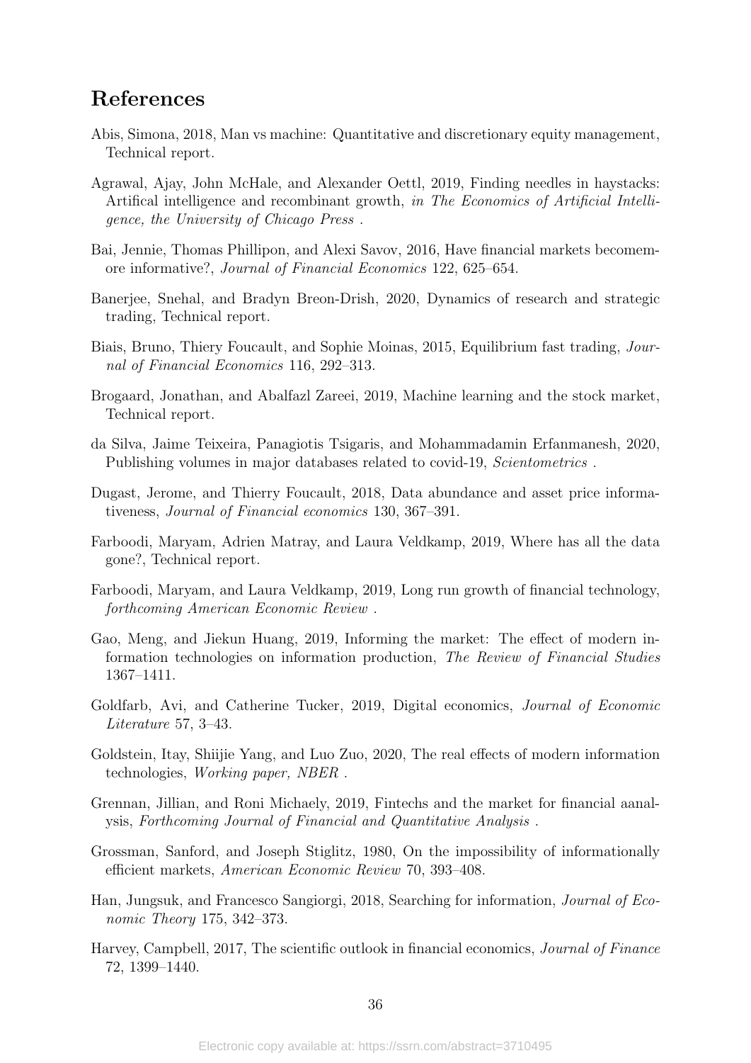## References

Abis, Simona, 2018, Man vs machine: Quantitative and discretionary equity management, Technical report.

Agrawal, Ajay, John McHale, and Alexander Oettl, 2019, Finding needles in haystacks: Artifical intelligence and recombinant growth, *in The Economics of Artificial Intelligence, the University of Chicago Press* .

Bai, Jennie, Thomas Phillipon, and Alexi Savov, 2016, Have financial markets becomemore informative?, *Journal of Financial Economics* 122, 625–654.

Banerjee, Snehal, and Bradyn Breon-Drish, 2020, Dynamics of research and strategic trading, Technical report.

Biais, Bruno, Thiery Foucault, and Sophie Moinas, 2015, Equilibrium fast trading, *Journal of Financial Economics* 116, 292–313.

Brogaard, Jonathan, and Abalfazl Zareei, 2019, Machine learning and the stock market, Technical report.

da Silva, Jaime Teixeira, Panagiotis Tsigaris, and Mohammadamin Erfanmanesh, 2020, Publishing volumes in major databases related to covid-19, *Scientometrics* .

Dugast, Jerome, and Thierry Foucault, 2018, Data abundance and asset price informativeness, *Journal of Financial economics* 130, 367–391.

Farboodi, Maryam, Adrien Matray, and Laura Veldkamp, 2019, Where has all the data gone?, Technical report.

Farboodi, Maryam, and Laura Veldkamp, 2019, Long run growth of financial technology, *forthcoming American Economic Review* .

Gao, Meng, and Jiekun Huang, 2019, Informing the market: The effect of modern information technologies on information production, *The Review of Financial Studies* 1367–1411.

Goldfarb, Avi, and Catherine Tucker, 2019, Digital economics, *Journal of Economic Literature* 57, 3–43.

Goldstein, Itay, Shiijie Yang, and Luo Zuo, 2020, The real effects of modern information technologies, *Working paper, NBER* .

Grennan, Jillian, and Roni Michaely, 2019, Fintechs and the market for financial aanalysis, *Forthcoming Journal of Financial and Quantitative Analysis* .

Grossman, Sanford, and Joseph Stiglitz, 1980, On the impossibility of informationally efficient markets, *American Economic Review* 70, 393–408.

Han, Jungsuk, and Francesco Sangiorgi, 2018, Searching for information, *Journal of Economic Theory* 175, 342–373.

Harvey, Campbell, 2017, The scientific outlook in financial economics, *Journal of Finance* 72, 1399–1440.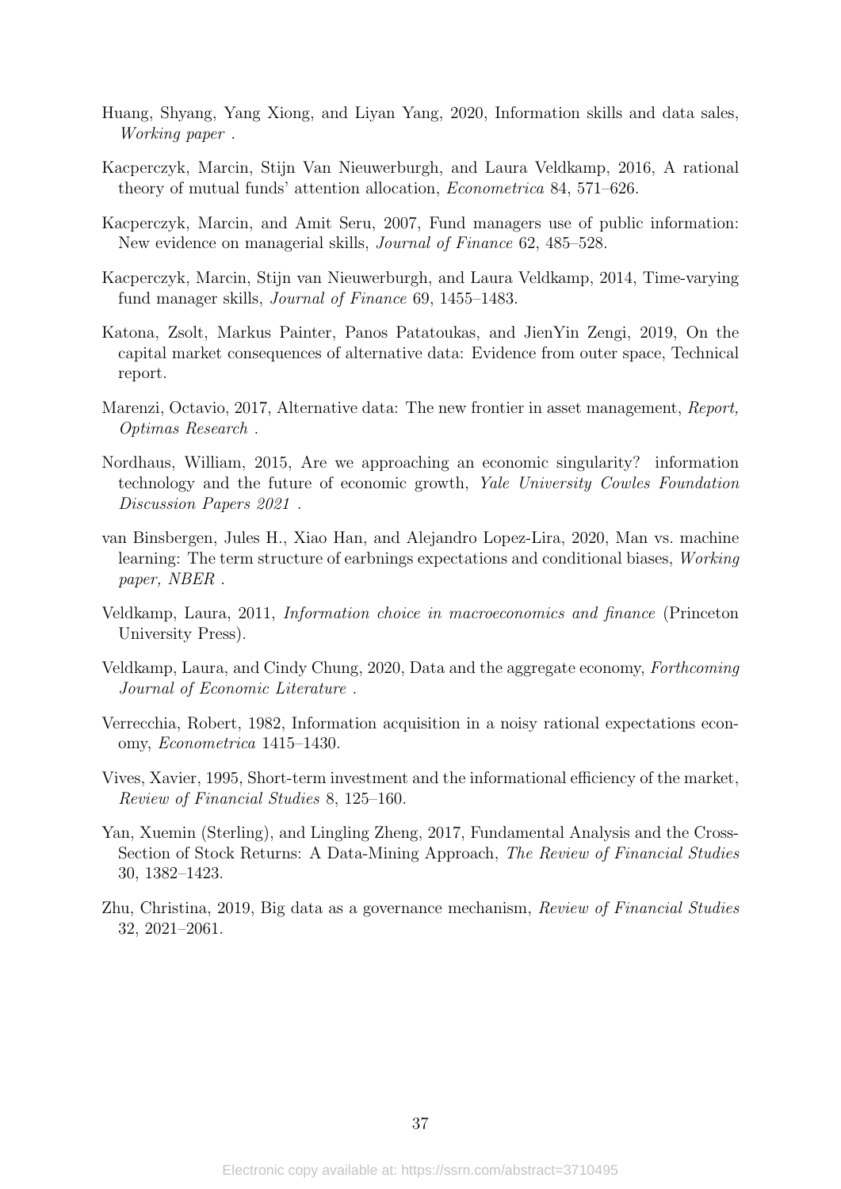Huang, Shyang, Yang Xiong, and Liyan Yang, 2020, Information skills and data sales, *Working paper* .

Kacperczyk, Marcin, Stijn Van Nieuwerburgh, and Laura Veldkamp, 2016, A rational theory of mutual funds' attention allocation, *Econometrica* 84, 571–626.

Kacperczyk, Marcin, and Amit Seru, 2007, Fund managers use of public information: New evidence on managerial skills, *Journal of Finance* 62, 485–528.

Kacperczyk, Marcin, Stijn van Nieuwerburgh, and Laura Veldkamp, 2014, Time-varying fund manager skills, *Journal of Finance* 69, 1455–1483.

Katona, Zsolt, Markus Painter, Panos Patatoukas, and JienYin Zengi, 2019, On the capital market consequences of alternative data: Evidence from outer space, Technical report.

Marenzi, Octavio, 2017, Alternative data: The new frontier in asset management, *Report, Optimas Research* .

Nordhaus, William, 2015, Are we approaching an economic singularity? information technology and the future of economic growth, *Yale University Cowles Foundation Discussion Papers 2021* .

van Binsbergen, Jules H., Xiao Han, and Alejandro Lopez-Lira, 2020, Man vs. machine learning: The term structure of earbnings expectations and conditional biases, *Working paper, NBER* .

Veldkamp, Laura, 2011, *Information choice in macroeconomics and finance* (Princeton University Press).

Veldkamp, Laura, and Cindy Chung, 2020, Data and the aggregate economy, *Forthcoming Journal of Economic Literature* .

Verrecchia, Robert, 1982, Information acquisition in a noisy rational expectations economy, *Econometrica* 1415–1430.

Vives, Xavier, 1995, Short-term investment and the informational efficiency of the market, *Review of Financial Studies* 8, 125–160.

Yan, Xuemin (Sterling), and Lingling Zheng, 2017, Fundamental Analysis and the Cross-Section of Stock Returns: A Data-Mining Approach, *The Review of Financial Studies* 30, 1382–1423.

Zhu, Christina, 2019, Big data as a governance mechanism, *Review of Financial Studies* 32, 2021–2061.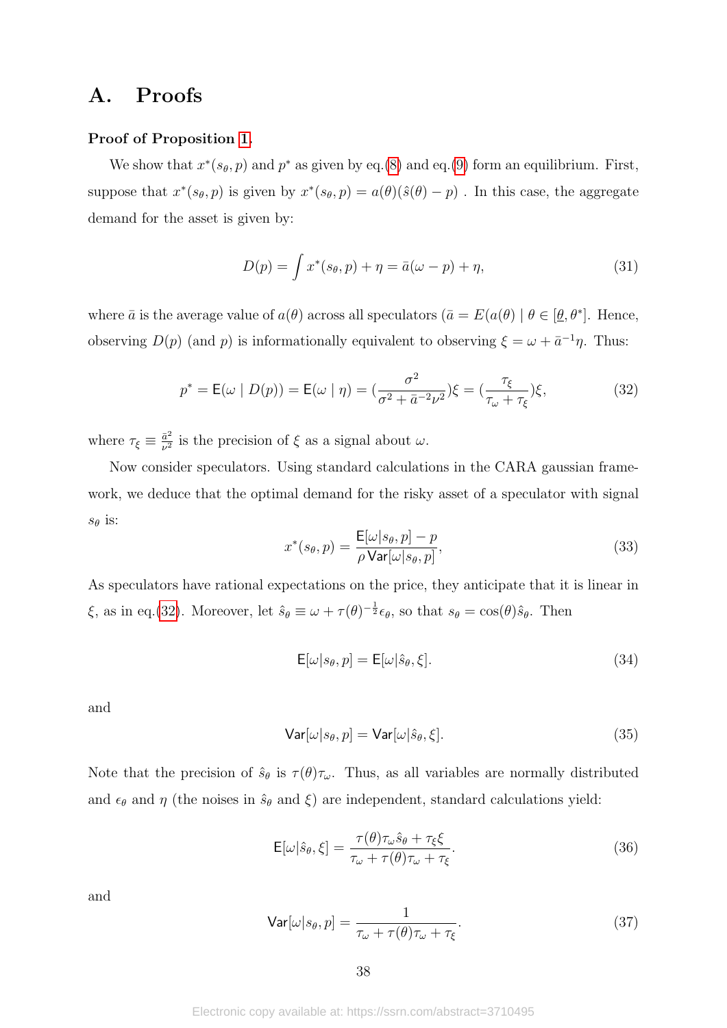# A. Proofs

**Proof of Proposition 1.**

We show that $x^*(s_\theta, p)$ and $p^*$ as given by eq.(8) and eq.(9) form an equilibrium. First, suppose that $x^*(s_\theta, p)$ is given by $x^*(s_\theta, p) = a(\theta)(\hat{s}(\theta) - p)$ . In this case, the aggregate demand for the asset is given by:

$$D(p) = \int x^*(s_\theta, p) + \eta = \bar{a}(\omega - p) + \eta, \tag{31}$$

where $\bar{a}$ is the average value of $a(\theta)$ across all speculators ($\bar{a} = E(a(\theta) \mid \theta \in [\underline{\theta}, \theta^*]$. Hence, observing $D(p)$ (and $p$) is informationally equivalent to observing $\xi = \omega + \bar{a}^{-1}\eta$. Thus:

$$p^* = \mathsf{E}(\omega \mid D(p)) = \mathsf{E}(\omega \mid \eta) = (\frac{\sigma^2}{\sigma^2 + \bar{a}^{-2}\nu^2})\xi = (\frac{\tau_\xi}{\tau_\omega + \tau_\xi})\xi, \tag{32}$$

where $\tau_\xi \equiv \frac{\bar{a}^2}{\nu^2}$ is the precision of $\xi$ as a signal about $\omega$.

Now consider speculators. Using standard calculations in the CARA gaussian framework, we deduce that the optimal demand for the risky asset of a speculator with signal $s_\theta$ is:

$$x^*(s_\theta, p) = \frac{\mathsf{E}[\omega|s_\theta, p] - p}{\rho \, \mathsf{Var}[\omega|s_\theta, p]}, \tag{33}$$

As speculators have rational expectations on the price, they anticipate that it is linear in $\xi$, as in eq.(32). Moreover, let $\hat{s}_\theta \equiv \omega + \tau(\theta)^{-\frac{1}{2}}\epsilon_\theta$, so that $s_\theta = \cos(\theta)\hat{s}_\theta$. Then

$$\mathsf{E}[\omega|s_\theta, p] = \mathsf{E}[\omega|\hat{s}_\theta, \xi]. \tag{34}$$

and

$$\mathsf{Var}[\omega|s_\theta, p] = \mathsf{Var}[\omega|\hat{s}_\theta, \xi]. \tag{35}$$

Note that the precision of $\hat{s}_\theta$ is $\tau(\theta)\tau_\omega$. Thus, as all variables are normally distributed and $\epsilon_\theta$ and $\eta$ (the noises in $\hat{s}_\theta$ and $\xi$) are independent, standard calculations yield:

$$\mathsf{E}[\omega|\hat{s}_\theta, \xi] = \frac{\tau(\theta)\tau_\omega \hat{s}_\theta + \tau_\xi \xi}{\tau_\omega + \tau(\theta)\tau_\omega + \tau_\xi}. \tag{36}$$

and

$$\mathsf{Var}[\omega|s_\theta, p] = \frac{1}{\tau_\omega + \tau(\theta)\tau_\omega + \tau_\xi}. \tag{37}$$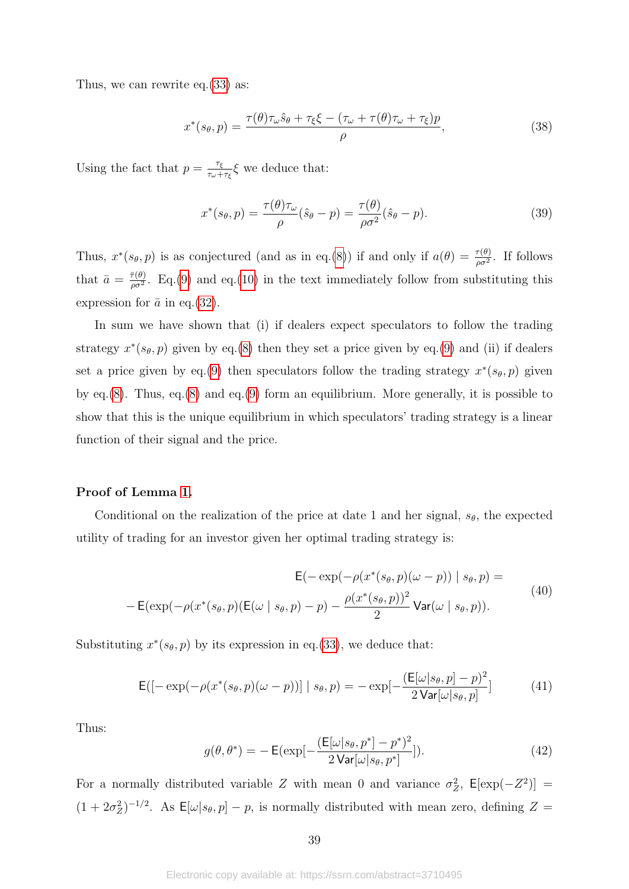Thus, we can rewrite eq.(33) as:

$$x^*(s_\theta, p) = \frac{\tau(\theta)\tau_\omega \hat{s}_\theta + \tau_\xi \xi - (\tau_\omega + \tau(\theta)\tau_\omega + \tau_\xi)p}{\rho}, \tag{38}$$

Using the fact that $p = \frac{\tau_\xi}{\tau_\omega + \tau_\xi}\xi$ we deduce that:

$$x^*(s_\theta, p) = \frac{\tau(\theta)\tau_\omega}{\rho}(\hat{s}_\theta - p) = \frac{\tau(\theta)}{\rho\sigma^2}(\hat{s}_\theta - p). \tag{39}$$

Thus, $x^*(s_\theta, p)$ is as conjectured (and as in eq.(8)) if and only if $a(\theta) = \frac{\tau(\theta)}{\rho\sigma^2}$. If follows that $\bar{a} = \frac{\bar{\tau}(\theta)}{\rho\sigma^2}$. Eq.(9) and eq.(10) in the text immediately follow from substituting this expression for $\bar{a}$ in eq.(32).

In sum we have shown that (i) if dealers expect speculators to follow the trading strategy $x^*(s_\theta, p)$ given by eq.(8) then they set a price given by eq.(9) and (ii) if dealers set a price given by eq.(9) then speculators follow the trading strategy $x^*(s_\theta, p)$ given by eq.(8). Thus, eq.(8) and eq.(9) form an equilibrium. More generally, it is possible to show that this is the unique equilibrium in which speculators' trading strategy is a linear function of their signal and the price.

**Proof of Lemma 1.**

Conditional on the realization of the price at date 1 and her signal, $s_\theta$, the expected utility of trading for an investor given her optimal trading strategy is:

$$\begin{aligned} \mathsf{E}(-\exp(-\rho(x^*(s_\theta, p)(\omega - p)) \mid s_\theta, p) = \\ -\mathsf{E}(\exp(-\rho(x^*(s_\theta, p)(\mathsf{E}(\omega \mid s_\theta, p) - p) - \frac{\rho(x^*(s_\theta, p))^2}{2}\mathsf{Var}(\omega \mid s_\theta, p)). \end{aligned} \tag{40}$$

Substituting $x^*(s_\theta, p)$ by its expression in eq.(33), we deduce that:

$$\mathsf{E}([-\exp(-\rho(x^*(s_\theta, p)(\omega - p))] \mid s_\theta, p) = -\exp[-\frac{(\mathsf{E}[\omega|s_\theta, p] - p)^2}{2\,\mathsf{Var}[\omega|s_\theta, p]}] \tag{41}$$

Thus:

$$g(\theta, \theta^*) = -\mathsf{E}(\exp[-\frac{(\mathsf{E}[\omega|s_\theta, p^*] - p^*)^2}{2\,\mathsf{Var}[\omega|s_\theta, p^*]}]). \tag{42}$$

For a normally distributed variable $Z$ with mean 0 and variance $\sigma_Z^2$, $\mathsf{E}[\exp(-Z^2)] = (1 + 2\sigma_Z^2)^{-1/2}$. As $\mathsf{E}[\omega|s_\theta, p] - p$, is normally distributed with mean zero, defining $Z =$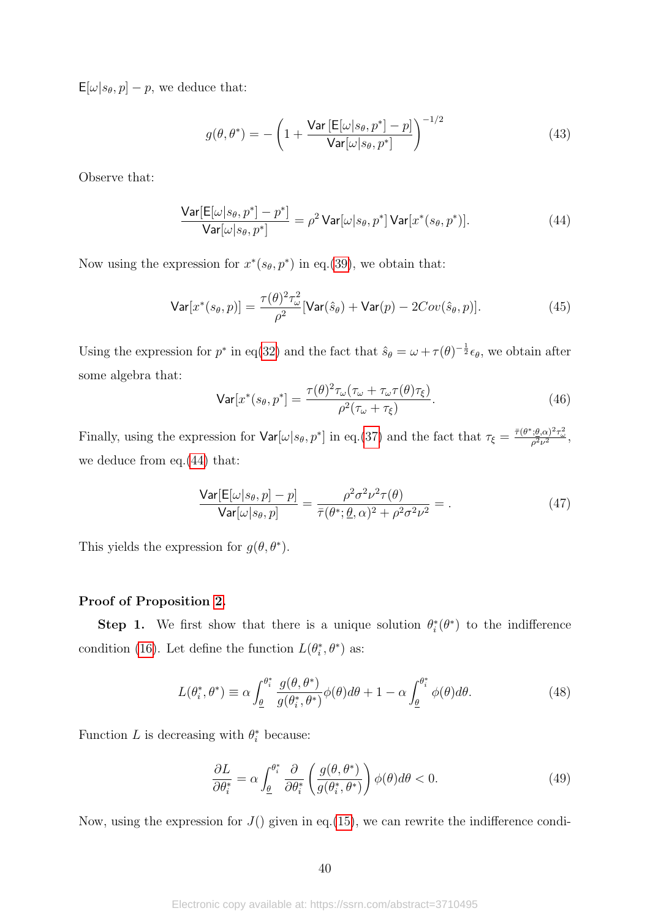$\mathsf{E}[\omega|s_\theta, p] - p$, we deduce that:

$$g(\theta, \theta^*) = -\left(1 + \frac{\mathsf{Var}\left[\mathsf{E}[\omega|s_\theta, p^*] - p\right]}{\mathsf{Var}[\omega|s_\theta, p^*]}\right)^{-1/2} \tag{43}$$

Observe that:

$$\frac{\mathsf{Var}[\mathsf{E}[\omega|s_\theta, p^*] - p^*]}{\mathsf{Var}[\omega|s_\theta, p^*]} = \rho^2 \, \mathsf{Var}[\omega|s_\theta, p^*] \, \mathsf{Var}[x^*(s_\theta, p^*)]. \tag{44}$$

Now using the expression for $x^*(s_\theta, p^*)$ in eq.(39), we obtain that:

$$\mathsf{Var}[x^*(s_\theta, p)] = \frac{\tau(\theta)^2 \tau_\omega^2}{\rho^2}[\mathsf{Var}(\hat{s}_\theta) + \mathsf{Var}(p) - 2Cov(\hat{s}_\theta, p)]. \tag{45}$$

Using the expression for $p^*$ in eq(32) and the fact that $\hat{s}_\theta = \omega + \tau(\theta)^{-\frac{1}{2}}\epsilon_\theta$, we obtain after some algebra that:

$$\mathsf{Var}[x^*(s_\theta, p^*] = \frac{\tau(\theta)^2 \tau_\omega(\tau_\omega + \tau_\omega \tau(\theta)\tau_\xi)}{\rho^2(\tau_\omega + \tau_\xi)}. \tag{46}$$

Finally, using the expression for $\mathsf{Var}[\omega|s_\theta, p^*]$ in eq.(37) and the fact that $\tau_\xi = \frac{\bar{\tau}(\theta^*; \underline{\theta}, \alpha)^2 \tau_\omega^2}{\rho^2 \nu^2}$, we deduce from eq.(44) that:

$$\frac{\mathsf{Var}[\mathsf{E}[\omega|s_\theta, p] - p]}{\mathsf{Var}[\omega|s_\theta, p]} = \frac{\rho^2 \sigma^2 \nu^2 \tau(\theta)}{\bar{\tau}(\theta^*; \underline{\theta}, \alpha)^2 + \rho^2 \sigma^2 \nu^2} = . \tag{47}$$

This yields the expression for $g(\theta, \theta^*)$.

**Proof of Proposition 2.**

**Step 1.** We first show that there is a unique solution $\theta_i^*(\theta^*)$ to the indifference condition (16). Let define the function $L(\theta_i^*, \theta^*)$ as:

$$L(\theta_i^*, \theta^*) \equiv \alpha \int_{\underline{\theta}}^{\theta_i^*} \frac{g(\theta, \theta^*)}{g(\theta_i^*, \theta^*)} \phi(\theta) d\theta + 1 - \alpha \int_{\underline{\theta}}^{\theta_i^*} \phi(\theta) d\theta. \tag{48}$$

Function $L$ is decreasing with $\theta_i^*$ because:

$$\frac{\partial L}{\partial \theta_i^*} = \alpha \int_{\underline{\theta}}^{\theta_i^*} \frac{\partial}{\partial \theta_i^*} \left(\frac{g(\theta, \theta^*)}{g(\theta_i^*, \theta^*)}\right) \phi(\theta) d\theta < 0. \tag{49}$$

Now, using the expression for $J()$ given in eq.(15), we can rewrite the indifference condi-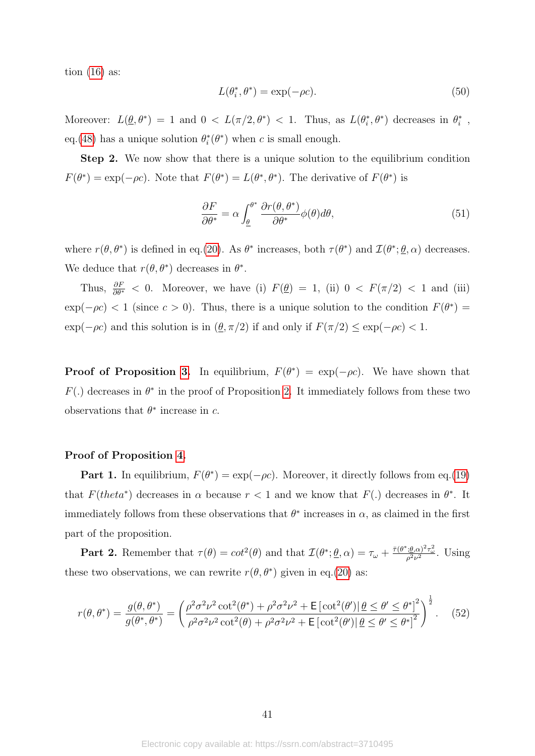tion (16) as:

$$L(\theta_i^*, \theta^*) = \exp(-\rho c). \tag{50}$$

Moreover: $L(\underline{\theta}, \theta^*) = 1$ and $0 < L(\pi/2, \theta^*) < 1$. Thus, as $L(\theta_i^*, \theta^*)$ decreases in $\theta_i^*$, eq.(48) has a unique solution $\theta_i^*(\theta^*)$ when $c$ is small enough.

**Step 2.** We now show that there is a unique solution to the equilibrium condition $F(\theta^*) = \exp(-\rho c)$. Note that $F(\theta^*) = L(\theta^*, \theta^*)$. The derivative of $F(\theta^*)$ is

$$\frac{\partial F}{\partial \theta^*} = \alpha \int_{\underline{\theta}}^{\theta^*} \frac{\partial r(\theta, \theta^*)}{\partial \theta^*} \phi(\theta) d\theta, \tag{51}$$

where $r(\theta, \theta^*)$ is defined in eq.(20). As $\theta^*$ increases, both $\tau(\theta^*)$ and $\mathcal{I}(\theta^*; \underline{\theta}, \alpha)$ decreases. We deduce that $r(\theta, \theta^*)$ decreases in $\theta^*$.

Thus, $\frac{\partial F}{\partial \theta^*} < 0$. Moreover, we have (i) $F(\underline{\theta}) = 1$, (ii) $0 < F(\pi/2) < 1$ and (iii) $\exp(-\rho c) < 1$ (since $c > 0$). Thus, there is a unique solution to the condition $F(\theta^*) = \exp(-\rho c)$ and this solution is in $(\underline{\theta}, \pi/2)$ if and only if $F(\pi/2) \leq \exp(-\rho c) < 1$.

**Proof of Proposition 3.** In equilibrium, $F(\theta^*) = \exp(-\rho c)$. We have shown that $F(.)$ decreases in $\theta^*$ in the proof of Proposition 2. It immediately follows from these two observations that $\theta^*$ increase in $c$.

**Proof of Proposition 4.**

**Part 1.** In equilibrium, $F(\theta^*) = \exp(-\rho c)$. Moreover, it directly follows from eq.(19) that $F(theta^*)$ decreases in $\alpha$ because $r < 1$ and we know that $F(.)$ decreases in $\theta^*$. It immediately follows from these observations that $\theta^*$ increases in $\alpha$, as claimed in the first part of the proposition.

**Part 2.** Remember that $\tau(\theta) = cot^2(\theta)$ and that $\mathcal{I}(\theta^*; \underline{\theta}, \alpha) = \tau_\omega + \frac{\bar{\tau}(\theta^*; \underline{\theta}, \alpha)^2 \tau_\omega^2}{\rho^2 \nu^2}$. Using these two observations, we can rewrite $r(\theta, \theta^*)$ given in eq.(20) as:

$$r(\theta, \theta^*) = \frac{g(\theta, \theta^*)}{g(\theta^*, \theta^*)} = \left( \frac{\rho^2 \sigma^2 \nu^2 \cot^2(\theta^*) + \rho^2 \sigma^2 \nu^2 + \mathsf{E}\left[\cot^2(\theta') | \, \underline{\theta} \leq \theta' \leq \theta^*\right]^2}{\rho^2 \sigma^2 \nu^2 \cot^2(\theta) + \rho^2 \sigma^2 \nu^2 + \mathsf{E}\left[\cot^2(\theta') | \, \underline{\theta} \leq \theta' \leq \theta^*\right]^2} \right)^{\frac{1}{2}}. \tag{52}$$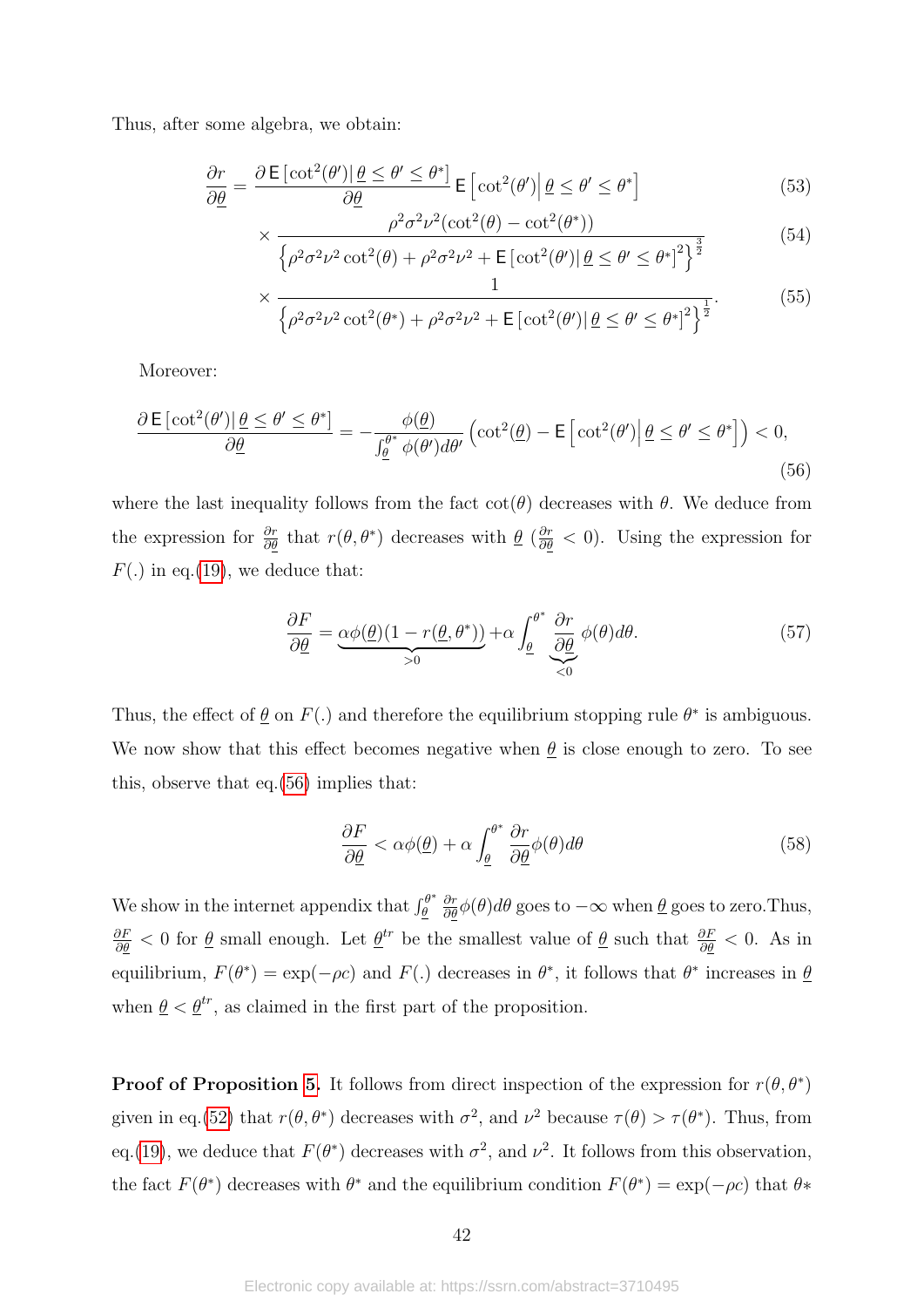Thus, after some algebra, we obtain:

$$\frac{\partial r}{\partial \underline{\theta}} = \frac{\partial \,\mathsf{E}\left[\cot^2(\theta')|\,\underline{\theta} \leq \theta' \leq \theta^*\right]}{\partial \underline{\theta}} \mathsf{E}\left[\cot^2(\theta')\Big|\,\underline{\theta} \leq \theta' \leq \theta^*\right] \tag{53}$$

$$\times \frac{\rho^2\sigma^2\nu^2(\cot^2(\theta) - \cot^2(\theta^*))}{\left\{\rho^2\sigma^2\nu^2\cot^2(\theta) + \rho^2\sigma^2\nu^2 + \mathsf{E}\left[\cot^2(\theta')|\,\underline{\theta} \leq \theta' \leq \theta^*\right]^2\right\}^{\frac{3}{2}}} \tag{54}$$

$$\times \frac{1}{\left\{\rho^2\sigma^2\nu^2\cot^2(\theta^*) + \rho^2\sigma^2\nu^2 + \mathsf{E}\left[\cot^2(\theta')|\,\underline{\theta} \leq \theta' \leq \theta^*\right]^2\right\}^{\frac{1}{2}}}. \tag{55}$$

Moreover:

$$\frac{\partial \,\mathsf{E}\left[\cot^2(\theta')|\,\underline{\theta} \leq \theta' \leq \theta^*\right]}{\partial \underline{\theta}} = -\frac{\phi(\underline{\theta})}{\int_{\underline{\theta}}^{\theta^*}\phi(\theta')d\theta'}\left(\cot^2(\underline{\theta}) - \mathsf{E}\left[\cot^2(\theta')\Big|\,\underline{\theta} \leq \theta' \leq \theta^*\right]\right) < 0, \tag{56}$$

where the last inequality follows from the fact $\cot(\theta)$ decreases with $\theta$. We deduce from the expression for $\frac{\partial r}{\partial \underline{\theta}}$ that $r(\theta, \theta^*)$ decreases with $\underline{\theta}$ ($\frac{\partial r}{\partial \underline{\theta}} < 0$). Using the expression for $F(.)$ in eq.(19), we deduce that:

$$\frac{\partial F}{\partial \underline{\theta}} = \underbrace{\alpha\phi(\underline{\theta})(1 - r(\underline{\theta}, \theta^*))}_{>0} + \alpha\int_{\underline{\theta}}^{\theta^*}\underbrace{\frac{\partial r}{\partial \underline{\theta}}}_{<0}\phi(\theta)d\theta. \tag{57}$$

Thus, the effect of $\underline{\theta}$ on $F(.)$ and therefore the equilibrium stopping rule $\theta^*$ is ambiguous. We now show that this effect becomes negative when $\underline{\theta}$ is close enough to zero. To see this, observe that eq.(56) implies that:

$$\frac{\partial F}{\partial \underline{\theta}} < \alpha\phi(\underline{\theta}) + \alpha\int_{\underline{\theta}}^{\theta^*}\frac{\partial r}{\partial \underline{\theta}}\phi(\theta)d\theta \tag{58}$$

We show in the internet appendix that $\int_{\underline{\theta}}^{\theta^*}\frac{\partial r}{\partial \underline{\theta}}\phi(\theta)d\theta$ goes to $-\infty$ when $\underline{\theta}$ goes to zero.Thus, $\frac{\partial F}{\partial \underline{\theta}} < 0$ for $\underline{\theta}$ small enough. Let $\underline{\theta}^{tr}$ be the smallest value of $\underline{\theta}$ such that $\frac{\partial F}{\partial \underline{\theta}} < 0$. As in equilibrium, $F(\theta^*) = \exp(-\rho c)$ and $F(.)$ decreases in $\theta^*$, it follows that $\theta^*$ increases in $\underline{\theta}$ when $\underline{\theta} < \underline{\theta}^{tr}$, as claimed in the first part of the proposition.

**Proof of Proposition 5.** It follows from direct inspection of the expression for $r(\theta, \theta^*)$ given in eq.(52) that $r(\theta, \theta^*)$ decreases with $\sigma^2$, and $\nu^2$ because $\tau(\theta) > \tau(\theta^*)$. Thus, from eq.(19), we deduce that $F(\theta^*)$ decreases with $\sigma^2$, and $\nu^2$. It follows from this observation, the fact $F(\theta^*)$ decreases with $\theta^*$ and the equilibrium condition $F(\theta^*) = \exp(-\rho c)$ that $\theta*$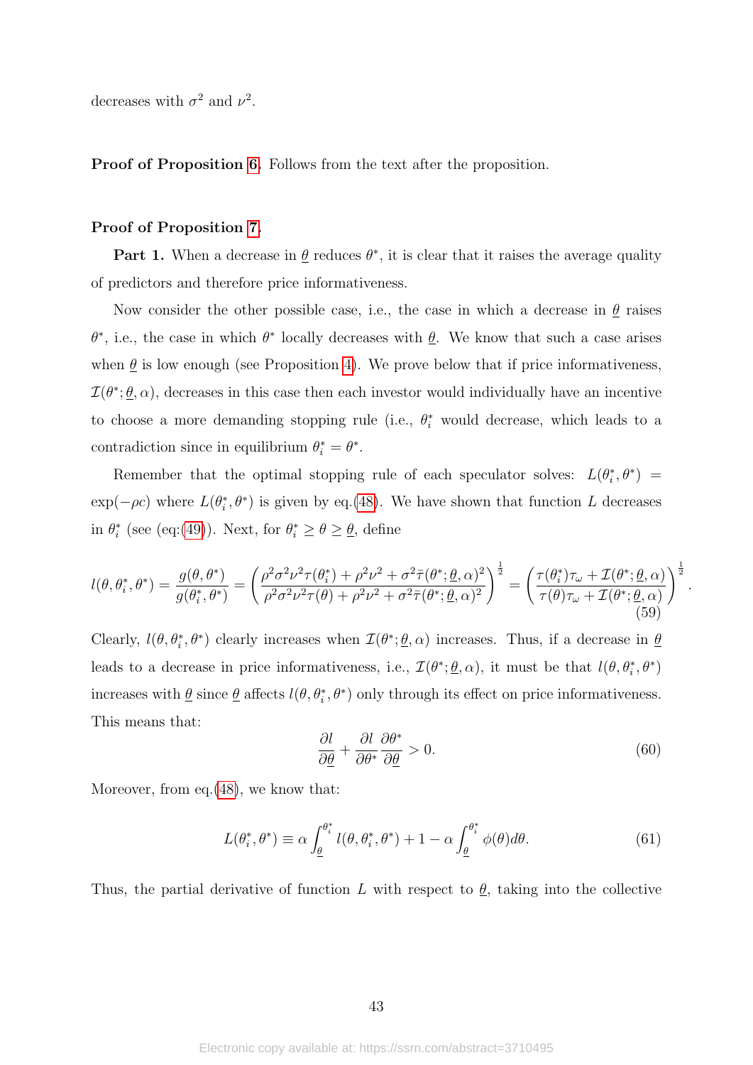decreases with $\sigma^2$ and $\nu^2$.

**Proof of Proposition 6.** Follows from the text after the proposition.

**Proof of Proposition 7.**

**Part 1.** When a decrease in $\underline{\theta}$ reduces $\theta^*$, it is clear that it raises the average quality of predictors and therefore price informativeness.

Now consider the other possible case, i.e., the case in which a decrease in $\underline{\theta}$ raises $\theta^*$, i.e., the case in which $\theta^*$ locally decreases with $\underline{\theta}$. We know that such a case arises when $\underline{\theta}$ is low enough (see Proposition 4). We prove below that if price informativeness, $\mathcal{I}(\theta^*; \underline{\theta}, \alpha)$, decreases in this case then each investor would individually have an incentive to choose a more demanding stopping rule (i.e., $\theta_i^*$ would decrease, which leads to a contradiction since in equilibrium $\theta_i^* = \theta^*$.

Remember that the optimal stopping rule of each speculator solves: $L(\theta_i^*, \theta^*) = \exp(-\rho c)$ where $L(\theta_i^*, \theta^*)$ is given by eq.(48). We have shown that function $L$ decreases in $\theta_i^*$ (see (eq:(49)). Next, for $\theta_i^* \geq \theta \geq \underline{\theta}$, define

$$l(\theta, \theta_i^*, \theta^*) = \frac{g(\theta, \theta^*)}{g(\theta_i^*, \theta^*)} = \left( \frac{\rho^2\sigma^2\nu^2\tau(\theta_i^*) + \rho^2\nu^2 + \sigma^2\bar{\tau}(\theta^*; \underline{\theta}, \alpha)^2}{\rho^2\sigma^2\nu^2\tau(\theta) + \rho^2\nu^2 + \sigma^2\bar{\tau}(\theta^*; \underline{\theta}, \alpha)^2} \right)^{\frac{1}{2}} = \left( \frac{\tau(\theta_i^*)\tau_\omega + \mathcal{I}(\theta^*; \underline{\theta}, \alpha)}{\tau(\theta)\tau_\omega + \mathcal{I}(\theta^*; \underline{\theta}, \alpha)} \right)^{\frac{1}{2}}. \tag{59}$$

Clearly, $l(\theta, \theta_i^*, \theta^*)$ clearly increases when $\mathcal{I}(\theta^*; \underline{\theta}, \alpha)$ increases. Thus, if a decrease in $\underline{\theta}$ leads to a decrease in price informativeness, i.e., $\mathcal{I}(\theta^*; \underline{\theta}, \alpha)$, it must be that $l(\theta, \theta_i^*, \theta^*)$ increases with $\underline{\theta}$ since $\underline{\theta}$ affects $l(\theta, \theta_i^*, \theta^*)$ only through its effect on price informativeness. This means that:

$$\frac{\partial l}{\partial \underline{\theta}} + \frac{\partial l}{\partial \theta^*} \frac{\partial \theta^*}{\partial \underline{\theta}} > 0. \tag{60}$$

Moreover, from eq.(48), we know that:

$$L(\theta_i^*, \theta^*) \equiv \alpha \int_{\underline{\theta}}^{\theta_i^*} l(\theta, \theta_i^*, \theta^*) + 1 - \alpha \int_{\underline{\theta}}^{\theta_i^*} \phi(\theta) d\theta. \tag{61}$$

Thus, the partial derivative of function $L$ with respect to $\underline{\theta}$, taking into the collective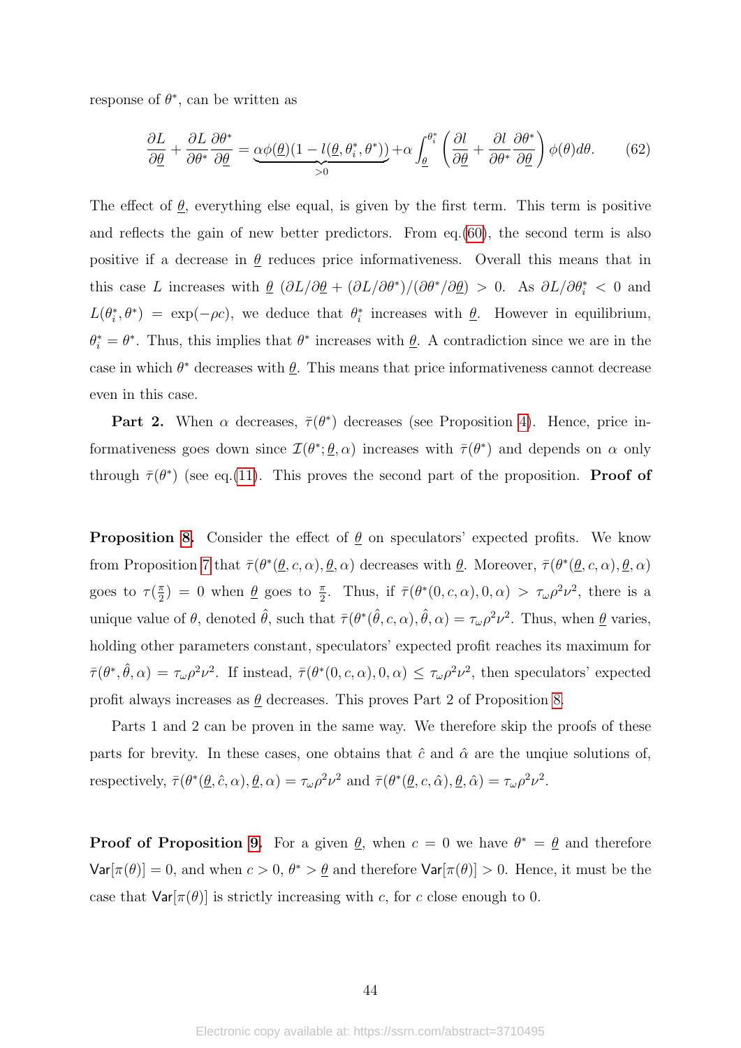response of $\theta^*$, can be written as

$$\frac{\partial L}{\partial \underline{\theta}} + \frac{\partial L}{\partial \theta^*}\frac{\partial \theta^*}{\partial \underline{\theta}} = \underbrace{\alpha\phi(\underline{\theta})(1-l(\underline{\theta},\theta_i^*,\theta^*))}_{>0} + \alpha\int_{\underline{\theta}}^{\theta_i^*}\left(\frac{\partial l}{\partial \underline{\theta}} + \frac{\partial l}{\partial \theta^*}\frac{\partial \theta^*}{\partial \underline{\theta}}\right)\phi(\theta)d\theta. \tag{62}$$

The effect of $\underline{\theta}$, everything else equal, is given by the first term. This term is positive and reflects the gain of new better predictors. From eq.(60), the second term is also positive if a decrease in $\underline{\theta}$ reduces price informativeness. Overall this means that in this case $L$ increases with $\underline{\theta}$ $(\partial L/\partial \underline{\theta} + (\partial L/\partial \theta^*)/(\partial \theta^*/\partial \underline{\theta}) > 0$. As $\partial L/\partial \theta_i^* < 0$ and $L(\theta_i^*, \theta^*) = \exp(-\rho c)$, we deduce that $\theta_i^*$ increases with $\underline{\theta}$. However in equilibrium, $\theta_i^* = \theta^*$. Thus, this implies that $\theta^*$ increases with $\underline{\theta}$. A contradiction since we are in the case in which $\theta^*$ decreases with $\underline{\theta}$. This means that price informativeness cannot decrease even in this case.

**Part 2.** When $\alpha$ decreases, $\bar{\tau}(\theta^*)$ decreases (see Proposition 4). Hence, price informativeness goes down since $\mathcal{I}(\theta^*; \underline{\theta}, \alpha)$ increases with $\bar{\tau}(\theta^*)$ and depends on $\alpha$ only through $\bar{\tau}(\theta^*)$ (see eq.(11). This proves the second part of the proposition. **Proof of**

**Proposition 8.** Consider the effect of $\underline{\theta}$ on speculators' expected profits. We know from Proposition 7 that $\bar{\tau}(\theta^*(\underline{\theta}, c, \alpha), \underline{\theta}, \alpha)$ decreases with $\underline{\theta}$. Moreover, $\bar{\tau}(\theta^*(\underline{\theta}, c, \alpha), \underline{\theta}, \alpha)$ goes to $\tau(\frac{\pi}{2}) = 0$ when $\underline{\theta}$ goes to $\frac{\pi}{2}$. Thus, if $\bar{\tau}(\theta^*(0, c, \alpha), 0, \alpha) > \tau_\omega \rho^2 \nu^2$, there is a unique value of $\theta$, denoted $\hat{\theta}$, such that $\bar{\tau}(\theta^*(\hat{\theta}, c, \alpha), \hat{\theta}, \alpha) = \tau_\omega \rho^2 \nu^2$. Thus, when $\underline{\theta}$ varies, holding other parameters constant, speculators' expected profit reaches its maximum for $\bar{\tau}(\theta^*, \hat{\theta}, \alpha) = \tau_\omega \rho^2 \nu^2$. If instead, $\bar{\tau}(\theta^*(0, c, \alpha), 0, \alpha) \leq \tau_\omega \rho^2 \nu^2$, then speculators' expected profit always increases as $\underline{\theta}$ decreases. This proves Part 2 of Proposition 8.

Parts 1 and 2 can be proven in the same way. We therefore skip the proofs of these parts for brevity. In these cases, one obtains that $\hat{c}$ and $\hat{\alpha}$ are the unqiue solutions of, respectively, $\bar{\tau}(\theta^*(\underline{\theta}, \hat{c}, \alpha), \underline{\theta}, \alpha) = \tau_\omega \rho^2 \nu^2$ and $\bar{\tau}(\theta^*(\underline{\theta}, c, \hat{\alpha}), \underline{\theta}, \hat{\alpha}) = \tau_\omega \rho^2 \nu^2$.

**Proof of Proposition 9.** For a given $\underline{\theta}$, when $c = 0$ we have $\theta^* = \underline{\theta}$ and therefore $\mathsf{Var}[\pi(\theta)] = 0$, and when $c > 0$, $\theta^* > \underline{\theta}$ and therefore $\mathsf{Var}[\pi(\theta)] > 0$. Hence, it must be the case that $\mathsf{Var}[\pi(\theta)]$ is strictly increasing with $c$, for $c$ close enough to 0.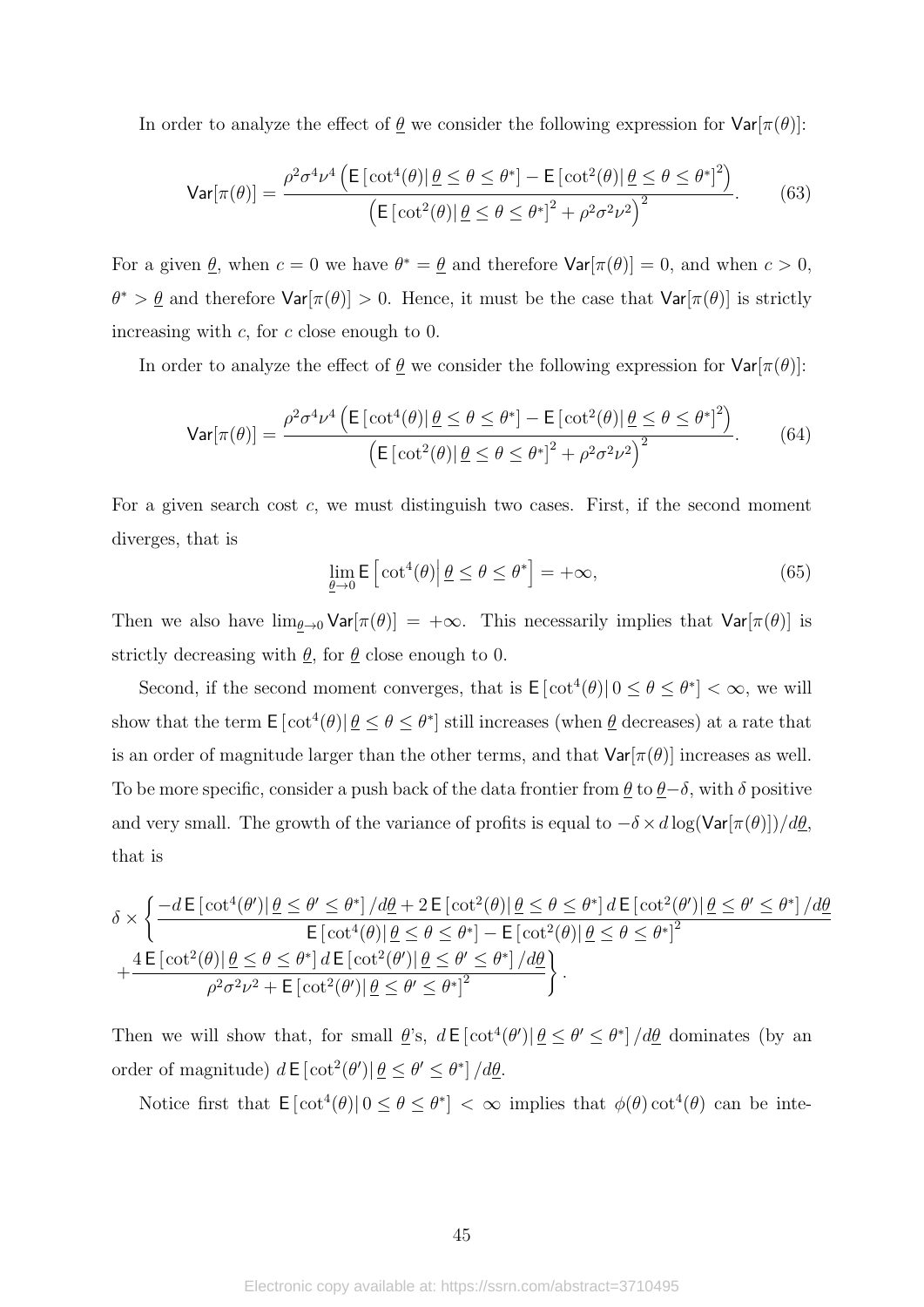In order to analyze the effect of $\underline{\theta}$ we consider the following expression for $\mathsf{Var}[\pi(\theta)]$:

$$\mathsf{Var}[\pi(\theta)] = \frac{\rho^2\sigma^4\nu^4\left(\mathsf{E}\left[\cot^4(\theta)|\,\underline{\theta} \leq \theta \leq \theta^*\right] - \mathsf{E}\left[\cot^2(\theta)|\,\underline{\theta} \leq \theta \leq \theta^*\right]^2\right)}{\left(\mathsf{E}\left[\cot^2(\theta)|\,\underline{\theta} \leq \theta \leq \theta^*\right]^2 + \rho^2\sigma^2\nu^2\right)^2}. \tag{63}$$

For a given $\underline{\theta}$, when $c = 0$ we have $\theta^* = \underline{\theta}$ and therefore $\mathsf{Var}[\pi(\theta)] = 0$, and when $c > 0$, $\theta^* > \underline{\theta}$ and therefore $\mathsf{Var}[\pi(\theta)] > 0$. Hence, it must be the case that $\mathsf{Var}[\pi(\theta)]$ is strictly increasing with $c$, for $c$ close enough to 0.

In order to analyze the effect of $\underline{\theta}$ we consider the following expression for $\mathsf{Var}[\pi(\theta)]$:

$$\mathsf{Var}[\pi(\theta)] = \frac{\rho^2\sigma^4\nu^4\left(\mathsf{E}\left[\cot^4(\theta)|\,\underline{\theta} \leq \theta \leq \theta^*\right] - \mathsf{E}\left[\cot^2(\theta)|\,\underline{\theta} \leq \theta \leq \theta^*\right]^2\right)}{\left(\mathsf{E}\left[\cot^2(\theta)|\,\underline{\theta} \leq \theta \leq \theta^*\right]^2 + \rho^2\sigma^2\nu^2\right)^2}. \tag{64}$$

For a given search cost $c$, we must distinguish two cases. First, if the second moment diverges, that is

$$\lim_{\underline{\theta}\to 0} \mathsf{E}\left[\cot^4(\theta)\middle|\,\underline{\theta} \leq \theta \leq \theta^*\right] = +\infty, \tag{65}$$

Then we also have $\lim_{\underline{\theta}\to 0} \mathsf{Var}[\pi(\theta)] = +\infty$. This necessarily implies that $\mathsf{Var}[\pi(\theta)]$ is strictly decreasing with $\underline{\theta}$, for $\underline{\theta}$ close enough to 0.

Second, if the second moment converges, that is $\mathsf{E}\left[\cot^4(\theta)|\,0 \leq \theta \leq \theta^*\right] < \infty$, we will show that the term $\mathsf{E}\left[\cot^4(\theta)|\,\underline{\theta} \leq \theta \leq \theta^*\right]$ still increases (when $\underline{\theta}$ decreases) at a rate that is an order of magnitude larger than the other terms, and that $\mathsf{Var}[\pi(\theta)]$ increases as well. To be more specific, consider a push back of the data frontier from $\underline{\theta}$ to $\underline{\theta}-\delta$, with $\delta$ positive and very small. The growth of the variance of profits is equal to $-\delta \times d\log(\mathsf{Var}[\pi(\theta)])/d\underline{\theta}$, that is

$$\delta \times \left\{\frac{-d\,\mathsf{E}\left[\cot^4(\theta')|\,\underline{\theta} \leq \theta' \leq \theta^*\right]/d\underline{\theta} + 2\,\mathsf{E}\left[\cot^2(\theta)|\,\underline{\theta} \leq \theta \leq \theta^*\right]d\,\mathsf{E}\left[\cot^2(\theta')|\,\underline{\theta} \leq \theta' \leq \theta^*\right]/d\underline{\theta}}{\mathsf{E}\left[\cot^4(\theta)|\,\underline{\theta} \leq \theta \leq \theta^*\right] - \mathsf{E}\left[\cot^2(\theta)|\,\underline{\theta} \leq \theta \leq \theta^*\right]^2} \right.$$
$$\left. + \frac{4\,\mathsf{E}\left[\cot^2(\theta)|\,\underline{\theta} \leq \theta \leq \theta^*\right]d\,\mathsf{E}\left[\cot^2(\theta')|\,\underline{\theta} \leq \theta' \leq \theta^*\right]/d\underline{\theta}}{\rho^2\sigma^2\nu^2 + \mathsf{E}\left[\cot^2(\theta')|\,\underline{\theta} \leq \theta' \leq \theta^*\right]^2}\right\}.$$

Then we will show that, for small $\underline{\theta}$'s, $d\,\mathsf{E}\left[\cot^4(\theta')|\,\underline{\theta} \leq \theta' \leq \theta^*\right]/d\underline{\theta}$ dominates (by an order of magnitude) $d\,\mathsf{E}\left[\cot^2(\theta')|\,\underline{\theta} \leq \theta' \leq \theta^*\right]/d\underline{\theta}$.

Notice first that $\mathsf{E}\left[\cot^4(\theta)|\,0 \leq \theta \leq \theta^*\right] < \infty$ implies that $\phi(\theta)\cot^4(\theta)$ can be inte-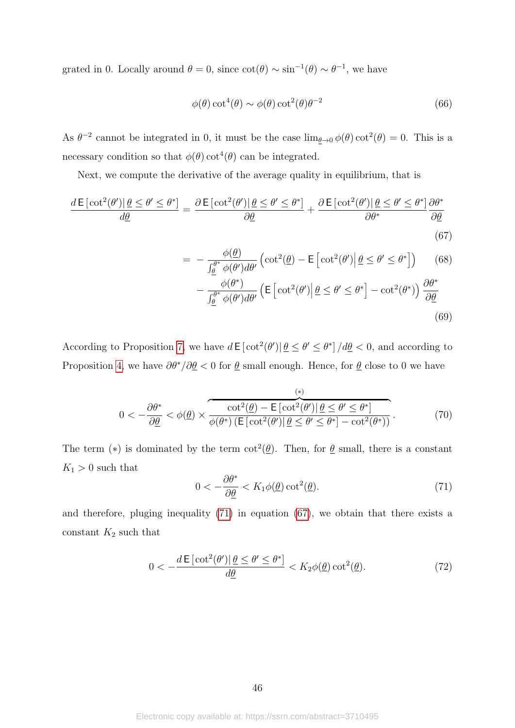grated in 0. Locally around $\theta = 0$, since $\cot(\theta) \sim \sin^{-1}(\theta) \sim \theta^{-1}$, we have

$$\phi(\theta)\cot^4(\theta) \sim \phi(\theta)\cot^2(\theta)\theta^{-2} \tag{66}$$

As $\theta^{-2}$ cannot be integrated in 0, it must be the case $\lim_{\underline{\theta}\to 0}\phi(\theta)\cot^2(\theta) = 0$. This is a necessary condition so that $\phi(\theta)\cot^4(\theta)$ can be integrated.

Next, we compute the derivative of the average quality in equilibrium, that is

$$\frac{d\,\mathsf{E}\left[\cot^2(\theta')\middle|\,\underline{\theta} \le \theta' \le \theta^*\right]}{d\underline{\theta}} = \frac{\partial\,\mathsf{E}\left[\cot^2(\theta')\middle|\,\underline{\theta} \le \theta' \le \theta^*\right]}{\partial\underline{\theta}} + \frac{\partial\,\mathsf{E}\left[\cot^2(\theta')\middle|\,\underline{\theta} \le \theta' \le \theta^*\right]}{\partial\theta^*}\frac{\partial\theta^*}{\partial\underline{\theta}} \tag{67}$$

$$= -\frac{\phi(\underline{\theta})}{\int_{\underline{\theta}}^{\theta^*}\phi(\theta')d\theta'}\left(\cot^2(\underline{\theta}) - \mathsf{E}\left[\cot^2(\theta')\middle|\,\underline{\theta} \le \theta' \le \theta^*\right]\right) \tag{68}$$

$$-\frac{\phi(\theta^*)}{\int_{\underline{\theta}}^{\theta^*}\phi(\theta')d\theta'}\left(\mathsf{E}\left[\cot^2(\theta')\middle|\,\underline{\theta} \le \theta' \le \theta^*\right] - \cot^2(\theta^*)\right)\frac{\partial\theta^*}{\partial\underline{\theta}} \tag{69}$$

According to Proposition 7, we have $d\,\mathsf{E}\left[\cot^2(\theta')\middle|\,\underline{\theta} \le \theta' \le \theta^*\right]/d\underline{\theta} < 0$, and according to Proposition 4, we have $\partial\theta^*/\partial\underline{\theta} < 0$ for $\underline{\theta}$ small enough. Hence, for $\underline{\theta}$ close to 0 we have

$$0 < -\frac{\partial\theta^*}{\partial\underline{\theta}} < \phi(\underline{\theta}) \times \frac{\overbrace{\cot^2(\underline{\theta}) - \mathsf{E}\left[\cot^2(\theta')\middle|\,\underline{\theta} \le \theta' \le \theta^*\right]}^{(*)}}{\phi(\theta^*)\left(\mathsf{E}\left[\cot^2(\theta')\middle|\,\underline{\theta} \le \theta' \le \theta^*\right] - \cot^2(\theta^*)\right)}. \tag{70}$$

The term $(*)$ is dominated by the term $\cot^2(\underline{\theta})$. Then, for $\underline{\theta}$ small, there is a constant $K_1 > 0$ such that

$$0 < -\frac{\partial\theta^*}{\partial\underline{\theta}} < K_1\phi(\underline{\theta})\cot^2(\underline{\theta}). \tag{71}$$

and therefore, pluging inequality (71) in equation (67), we obtain that there exists a constant $K_2$ such that

$$0 < -\frac{d\,\mathsf{E}\left[\cot^2(\theta')\middle|\,\underline{\theta} \le \theta' \le \theta^*\right]}{d\underline{\theta}} < K_2\phi(\underline{\theta})\cot^2(\underline{\theta}). \tag{72}$$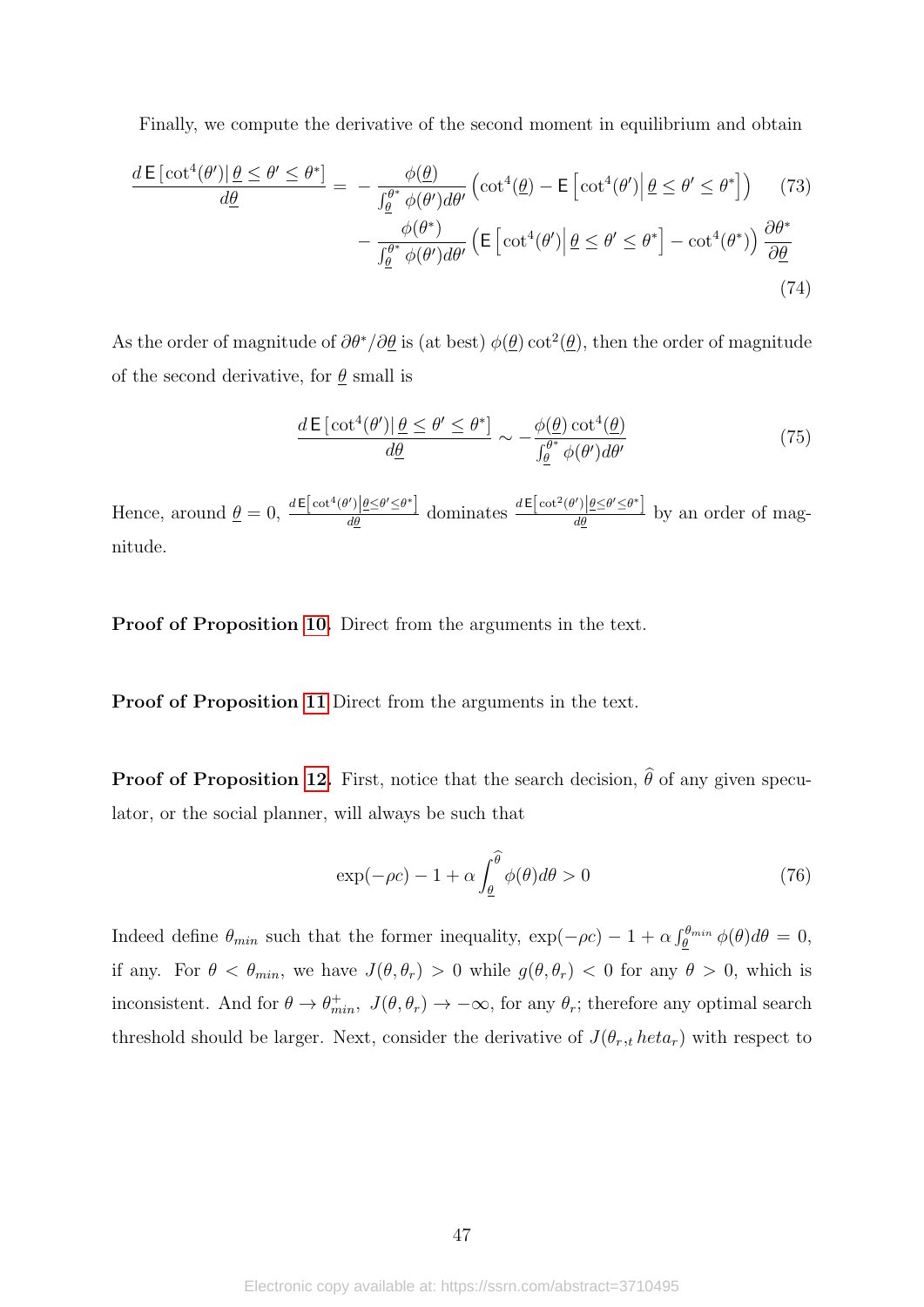Finally, we compute the derivative of the second moment in equilibrium and obtain

$$\frac{d\,\mathsf{E}\left[\cot^4(\theta')\middle|\,\underline{\theta} \le \theta' \le \theta^*\right]}{d\underline{\theta}} = -\frac{\phi(\underline{\theta})}{\int_{\underline{\theta}}^{\theta^*} \phi(\theta')d\theta'}\left(\cot^4(\underline{\theta}) - \mathsf{E}\left[\cot^4(\theta')\middle|\,\underline{\theta} \le \theta' \le \theta^*\right]\right) \tag{73}$$

$$-\frac{\phi(\theta^*)}{\int_{\underline{\theta}}^{\theta^*} \phi(\theta')d\theta'}\left(\mathsf{E}\left[\cot^4(\theta')\middle|\,\underline{\theta} \le \theta' \le \theta^*\right] - \cot^4(\theta^*)\right)\frac{\partial\theta^*}{\partial\underline{\theta}} \tag{74}$$

As the order of magnitude of $\partial\theta^*/\partial\underline{\theta}$ is (at best) $\phi(\underline{\theta})\cot^2(\underline{\theta})$, then the order of magnitude of the second derivative, for $\underline{\theta}$ small is

$$\frac{d\,\mathsf{E}\left[\cot^4(\theta')\middle|\,\underline{\theta} \le \theta' \le \theta^*\right]}{d\underline{\theta}} \sim -\frac{\phi(\underline{\theta})\cot^4(\underline{\theta})}{\int_{\underline{\theta}}^{\theta^*} \phi(\theta')d\theta'} \tag{75}$$

Hence, around $\underline{\theta} = 0$, $\frac{d\,\mathsf{E}\left[\cot^4(\theta')\middle|\underline{\theta} \le \theta' \le \theta^*\right]}{d\underline{\theta}}$ dominates $\frac{d\,\mathsf{E}\left[\cot^2(\theta')\middle|\underline{\theta} \le \theta' \le \theta^*\right]}{d\underline{\theta}}$ by an order of magnitude.

**Proof of Proposition 10.** Direct from the arguments in the text.

**Proof of Proposition 11** Direct from the arguments in the text.

**Proof of Proposition 12.** First, notice that the search decision, $\widehat{\theta}$ of any given speculator, or the social planner, will always be such that

$$\exp(-\rho c) - 1 + \alpha \int_{\underline{\theta}}^{\widehat{\theta}} \phi(\theta)d\theta > 0 \tag{76}$$

Indeed define $\theta_{min}$ such that the former inequality, $\exp(-\rho c) - 1 + \alpha \int_{\underline{\theta}}^{\theta_{min}} \phi(\theta)d\theta = 0$, if any. For $\theta < \theta_{min}$, we have $J(\theta, \theta_r) > 0$ while $g(\theta, \theta_r) < 0$ for any $\theta > 0$, which is inconsistent. And for $\theta \to \theta_{min}^+$, $J(\theta, \theta_r) \to -\infty$, for any $\theta_r$; therefore any optimal search threshold should be larger. Next, consider the derivative of $J(\theta_{r,t}\,heta_r)$ with respect to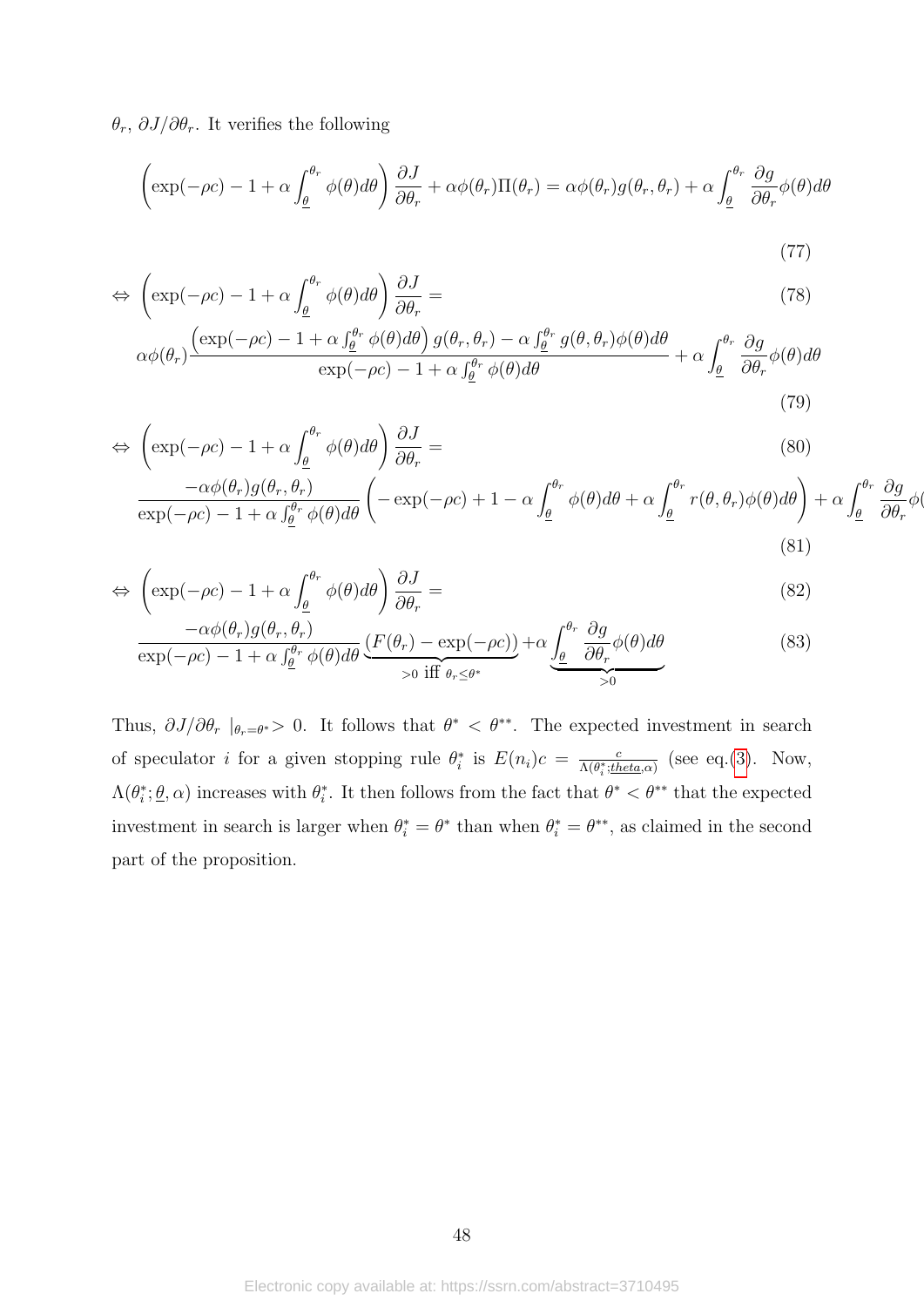$\theta_r$, $\partial J/\partial \theta_r$. It verifies the following

$$\left(\exp(-\rho c) - 1 + \alpha \int_{\underline{\theta}}^{\theta_r} \phi(\theta) d\theta\right) \frac{\partial J}{\partial \theta_r} + \alpha \phi(\theta_r) \Pi(\theta_r) = \alpha \phi(\theta_r) g(\theta_r, \theta_r) + \alpha \int_{\underline{\theta}}^{\theta_r} \frac{\partial g}{\partial \theta_r} \phi(\theta) d\theta \tag{77}$$

$$\Leftrightarrow \left(\exp(-\rho c) - 1 + \alpha \int_{\underline{\theta}}^{\theta_r} \phi(\theta) d\theta\right) \frac{\partial J}{\partial \theta_r} = \tag{78}$$

$$\alpha \phi(\theta_r) \frac{\left(\exp(-\rho c) - 1 + \alpha \int_{\underline{\theta}}^{\theta_r} \phi(\theta) d\theta\right) g(\theta_r, \theta_r) - \alpha \int_{\underline{\theta}}^{\theta_r} g(\theta, \theta_r) \phi(\theta) d\theta}{\exp(-\rho c) - 1 + \alpha \int_{\underline{\theta}}^{\theta_r} \phi(\theta) d\theta} + \alpha \int_{\underline{\theta}}^{\theta_r} \frac{\partial g}{\partial \theta_r} \phi(\theta) d\theta \tag{79}$$

$$\Leftrightarrow \left(\exp(-\rho c) - 1 + \alpha \int_{\underline{\theta}}^{\theta_r} \phi(\theta) d\theta\right) \frac{\partial J}{\partial \theta_r} = \tag{80}$$

$$\frac{-\alpha \phi(\theta_r) g(\theta_r, \theta_r)}{\exp(-\rho c) - 1 + \alpha \int_{\underline{\theta}}^{\theta_r} \phi(\theta) d\theta} \left(-\exp(-\rho c) + 1 - \alpha \int_{\underline{\theta}}^{\theta_r} \phi(\theta) d\theta + \alpha \int_{\underline{\theta}}^{\theta_r} r(\theta, \theta_r) \phi(\theta) d\theta\right) + \alpha \int_{\underline{\theta}}^{\theta_r} \frac{\partial g}{\partial \theta_r} \phi( \tag{81}$$

$$\Leftrightarrow \left(\exp(-\rho c) - 1 + \alpha \int_{\underline{\theta}}^{\theta_r} \phi(\theta) d\theta\right) \frac{\partial J}{\partial \theta_r} = \tag{82}$$

$$\frac{-\alpha \phi(\theta_r) g(\theta_r, \theta_r)}{\exp(-\rho c) - 1 + \alpha \int_{\underline{\theta}}^{\theta_r} \phi(\theta) d\theta} \underbrace{(F(\theta_r) - \exp(-\rho c))}_{>0 \text{ iff } \theta_r \leq \theta^*} + \alpha \underbrace{\int_{\underline{\theta}}^{\theta_r} \frac{\partial g}{\partial \theta_r} \phi(\theta) d\theta}_{>0} \tag{83}$$

Thus, $\partial J/\partial \theta_r \mid_{\theta_r = \theta^*} > 0$. It follows that $\theta^* < \theta^{**}$. The expected investment in search of speculator $i$ for a given stopping rule $\theta_i^*$ is $E(n_i)c = \frac{c}{\Lambda(\theta_i^*; \underline{theta}, \alpha)}$ (see eq.(3)). Now, $\Lambda(\theta_i^*; \underline{\theta}, \alpha)$ increases with $\theta_i^*$. It then follows from the fact that $\theta^* < \theta^{**}$ that the expected investment in search is larger when $\theta_i^* = \theta^*$ than when $\theta_i^* = \theta^{**}$, as claimed in the second part of the proposition.